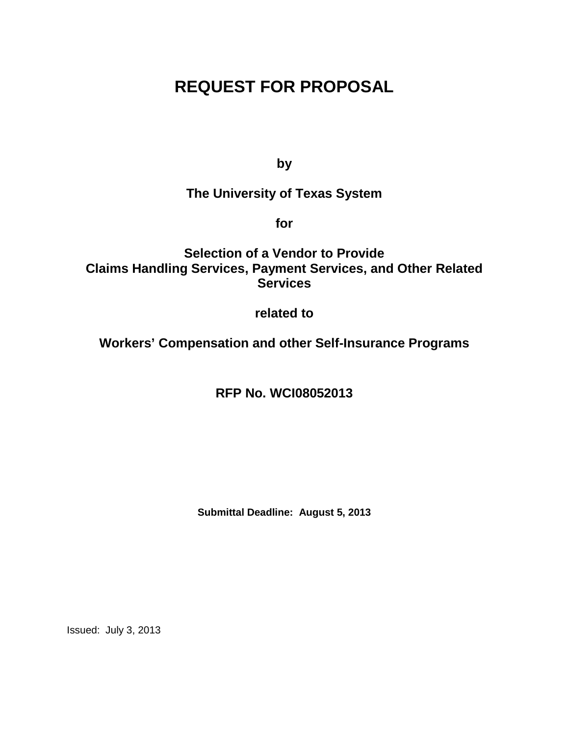# REQUEST FOR PROPOSAL

**by**

**The University of Texas System**

**for**

**Selection of a Vendor to Provide Claims Handling Services, Payment Services, and Other Related Services**

**related to**

**Workers' Compensation and other Self-Insurance Programs**

**RFP No. WCI08052013**

**Submittal Deadline: August 5, 2013**

Issued: July 3, 2013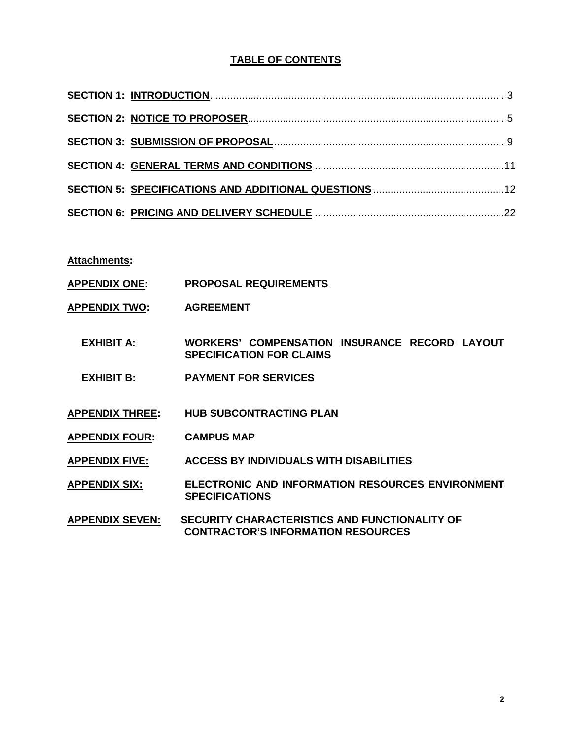# TABLE OF CONTENTS

**SECTION 1: INTRODUCTION** .......... 3

**SECTION 2: NOTICE TO PROPOSER** .......... 5

**SECTION 3: SUBMISSION OF PROPOSAL** .......... 9

**SECTION 4: GENERAL TERMS AND CONDITIONS** .......... 11

**SECTION 5: SPECIFICATIONS AND ADDITIONAL QUESTIONS** .......... 12

**SECTION 6: PRICING AND DELIVERY SCHEDULE** .......... 22

**Attachments:**

**APPENDIX ONE:** **PROPOSAL REQUIREMENTS**

**APPENDIX TWO:** **AGREEMENT**

- **EXHIBIT A:** **WORKERS' COMPENSATION INSURANCE RECORD LAYOUT SPECIFICATION FOR CLAIMS**
- **EXHIBIT B:** **PAYMENT FOR SERVICES**

**APPENDIX THREE:** **HUB SUBCONTRACTING PLAN**

**APPENDIX FOUR:** **CAMPUS MAP**

**APPENDIX FIVE:** **ACCESS BY INDIVIDUALS WITH DISABILITIES**

**APPENDIX SIX:** **ELECTRONIC AND INFORMATION RESOURCES ENVIRONMENT SPECIFICATIONS**

**APPENDIX SEVEN:** **SECURITY CHARACTERISTICS AND FUNCTIONALITY OF CONTRACTOR'S INFORMATION RESOURCES**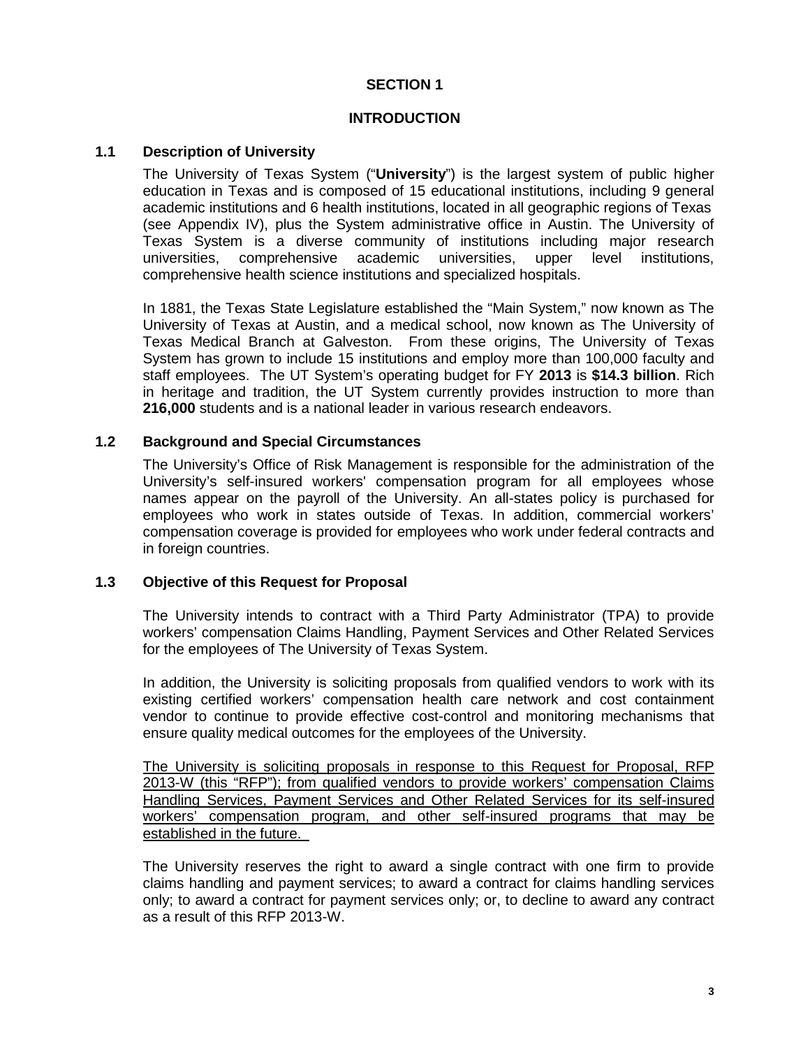# SECTION 1

## INTRODUCTION

### 1.1 Description of University

The University of Texas System ("**University**") is the largest system of public higher education in Texas and is composed of 15 educational institutions, including 9 general academic institutions and 6 health institutions, located in all geographic regions of Texas (see Appendix IV), plus the System administrative office in Austin. The University of Texas System is a diverse community of institutions including major research universities, comprehensive academic universities, upper level institutions, comprehensive health science institutions and specialized hospitals.

In 1881, the Texas State Legislature established the "Main System," now known as The University of Texas at Austin, and a medical school, now known as The University of Texas Medical Branch at Galveston. From these origins, The University of Texas System has grown to include 15 institutions and employ more than 100,000 faculty and staff employees. The UT System's operating budget for FY **2013** is **$14.3 billion**. Rich in heritage and tradition, the UT System currently provides instruction to more than **216,000** students and is a national leader in various research endeavors.

### 1.2 Background and Special Circumstances

The University's Office of Risk Management is responsible for the administration of the University's self-insured workers' compensation program for all employees whose names appear on the payroll of the University. An all-states policy is purchased for employees who work in states outside of Texas. In addition, commercial workers' compensation coverage is provided for employees who work under federal contracts and in foreign countries.

### 1.3 Objective of this Request for Proposal

The University intends to contract with a Third Party Administrator (TPA) to provide workers' compensation Claims Handling, Payment Services and Other Related Services for the employees of The University of Texas System.

In addition, the University is soliciting proposals from qualified vendors to work with its existing certified workers' compensation health care network and cost containment vendor to continue to provide effective cost-control and monitoring mechanisms that ensure quality medical outcomes for the employees of the University.

<u>The University is soliciting proposals in response to this Request for Proposal, RFP 2013-W (this "RFP"); from qualified vendors to provide workers' compensation Claims Handling Services, Payment Services and Other Related Services for its self-insured workers' compensation program, and other self-insured programs that may be established in the future.</u>

The University reserves the right to award a single contract with one firm to provide claims handling and payment services; to award a contract for claims handling services only; to award a contract for payment services only; or, to decline to award any contract as a result of this RFP 2013-W.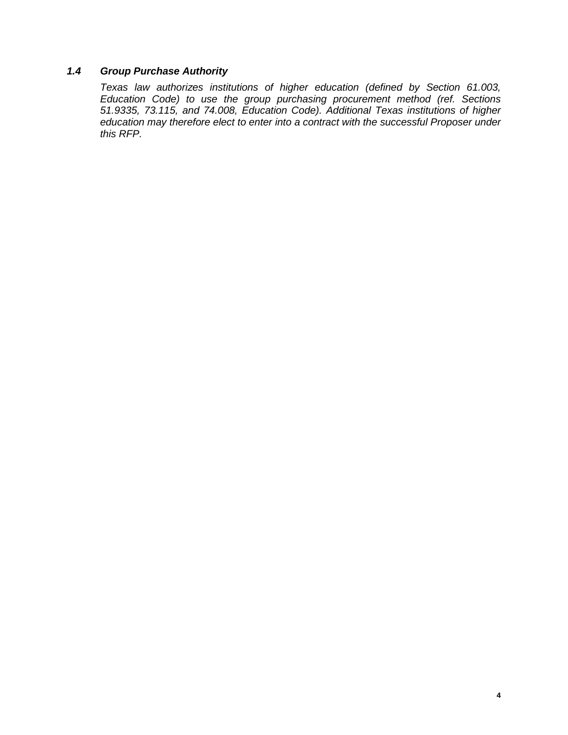### *1.4 Group Purchase Authority*

*Texas law authorizes institutions of higher education (defined by Section 61.003, Education Code) to use the group purchasing procurement method (ref. Sections 51.9335, 73.115, and 74.008, Education Code). Additional Texas institutions of higher education may therefore elect to enter into a contract with the successful Proposer under this RFP.*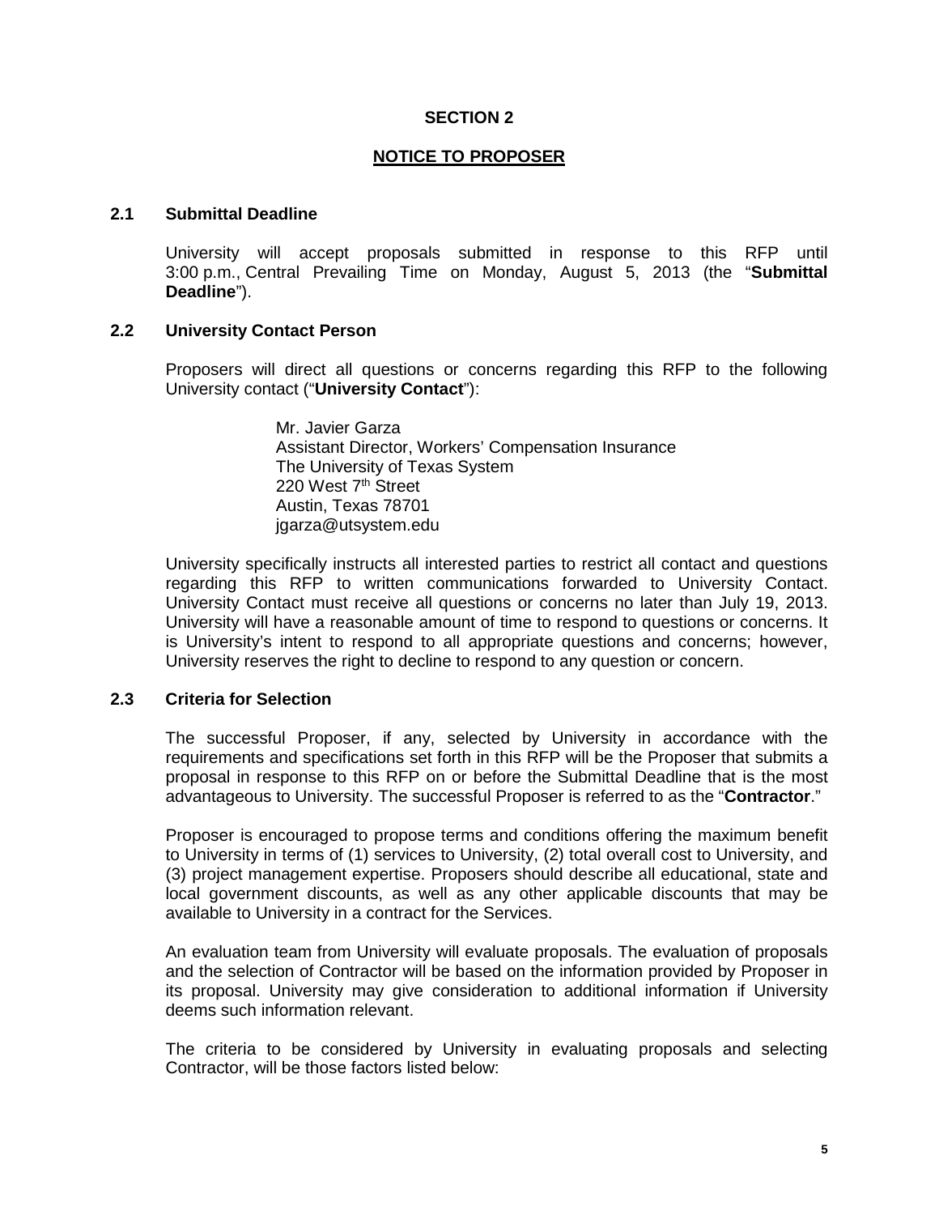## SECTION 2

## NOTICE TO PROPOSER

### 2.1 Submittal Deadline

University will accept proposals submitted in response to this RFP until 3:00 p.m., Central Prevailing Time on Monday, August 5, 2013 (the "**Submittal Deadline**").

### 2.2 University Contact Person

Proposers will direct all questions or concerns regarding this RFP to the following University contact ("**University Contact**"):

Mr. Javier Garza
Assistant Director, Workers' Compensation Insurance
The University of Texas System
220 West 7th Street
Austin, Texas 78701
jgarza@utsystem.edu

University specifically instructs all interested parties to restrict all contact and questions regarding this RFP to written communications forwarded to University Contact. University Contact must receive all questions or concerns no later than July 19, 2013. University will have a reasonable amount of time to respond to questions or concerns. It is University's intent to respond to all appropriate questions and concerns; however, University reserves the right to decline to respond to any question or concern.

### 2.3 Criteria for Selection

The successful Proposer, if any, selected by University in accordance with the requirements and specifications set forth in this RFP will be the Proposer that submits a proposal in response to this RFP on or before the Submittal Deadline that is the most advantageous to University. The successful Proposer is referred to as the "**Contractor**."

Proposer is encouraged to propose terms and conditions offering the maximum benefit to University in terms of (1) services to University, (2) total overall cost to University, and (3) project management expertise. Proposers should describe all educational, state and local government discounts, as well as any other applicable discounts that may be available to University in a contract for the Services.

An evaluation team from University will evaluate proposals. The evaluation of proposals and the selection of Contractor will be based on the information provided by Proposer in its proposal. University may give consideration to additional information if University deems such information relevant.

The criteria to be considered by University in evaluating proposals and selecting Contractor, will be those factors listed below: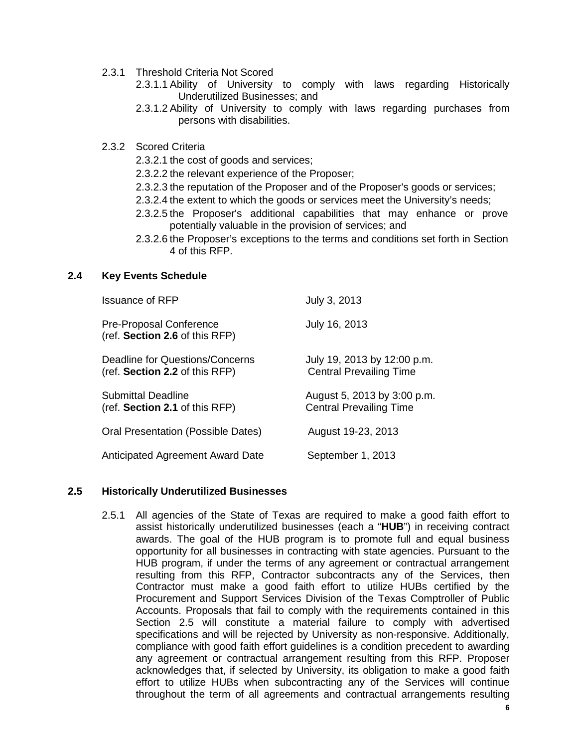2.3.1 Threshold Criteria Not Scored

2.3.1.1 Ability of University to comply with laws regarding Historically Underutilized Businesses; and

2.3.1.2 Ability of University to comply with laws regarding purchases from persons with disabilities.

2.3.2 Scored Criteria

2.3.2.1 the cost of goods and services;

2.3.2.2 the relevant experience of the Proposer;

2.3.2.3 the reputation of the Proposer and of the Proposer's goods or services;

2.3.2.4 the extent to which the goods or services meet the University's needs;

2.3.2.5 the Proposer's additional capabilities that may enhance or prove potentially valuable in the provision of services; and

2.3.2.6 the Proposer's exceptions to the terms and conditions set forth in Section 4 of this RFP.

### 2.4 Key Events Schedule

| | |
|---|---|
| Issuance of RFP | July 3, 2013 |
| Pre-Proposal Conference (ref. **Section 2.6** of this RFP) | July 16, 2013 |
| Deadline for Questions/Concerns (ref. **Section 2.2** of this RFP) | July 19, 2013 by 12:00 p.m. Central Prevailing Time |
| Submittal Deadline (ref. **Section 2.1** of this RFP) | August 5, 2013 by 3:00 p.m. Central Prevailing Time |
| Oral Presentation (Possible Dates) | August 19-23, 2013 |
| Anticipated Agreement Award Date | September 1, 2013 |

### 2.5 Historically Underutilized Businesses

2.5.1 All agencies of the State of Texas are required to make a good faith effort to assist historically underutilized businesses (each a "**HUB**") in receiving contract awards. The goal of the HUB program is to promote full and equal business opportunity for all businesses in contracting with state agencies. Pursuant to the HUB program, if under the terms of any agreement or contractual arrangement resulting from this RFP, Contractor subcontracts any of the Services, then Contractor must make a good faith effort to utilize HUBs certified by the Procurement and Support Services Division of the Texas Comptroller of Public Accounts. Proposals that fail to comply with the requirements contained in this Section 2.5 will constitute a material failure to comply with advertised specifications and will be rejected by University as non-responsive. Additionally, compliance with good faith effort guidelines is a condition precedent to awarding any agreement or contractual arrangement resulting from this RFP. Proposer acknowledges that, if selected by University, its obligation to make a good faith effort to utilize HUBs when subcontracting any of the Services will continue throughout the term of all agreements and contractual arrangements resulting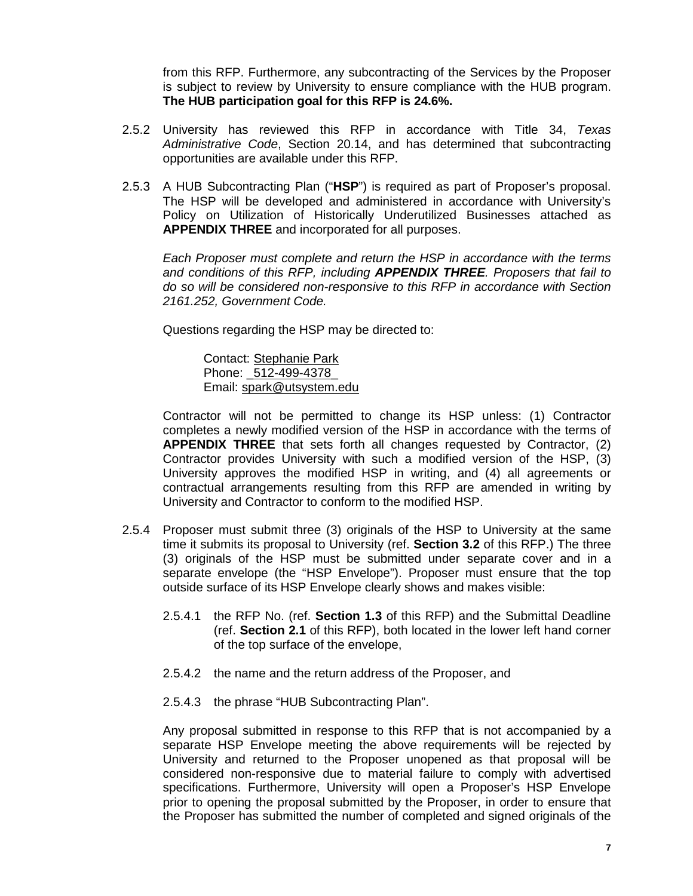from this RFP. Furthermore, any subcontracting of the Services by the Proposer is subject to review by University to ensure compliance with the HUB program. **The HUB participation goal for this RFP is 24.6%.**

2.5.2 University has reviewed this RFP in accordance with Title 34, *Texas Administrative Code*, Section 20.14, and has determined that subcontracting opportunities are available under this RFP.

2.5.3 A HUB Subcontracting Plan ("**HSP**") is required as part of Proposer's proposal. The HSP will be developed and administered in accordance with University's Policy on Utilization of Historically Underutilized Businesses attached as **APPENDIX THREE** and incorporated for all purposes.

*Each Proposer must complete and return the HSP in accordance with the terms and conditions of this RFP, including* ***APPENDIX THREE****. Proposers that fail to do so will be considered non-responsive to this RFP in accordance with Section 2161.252, Government Code.*

Questions regarding the HSP may be directed to:

Contact: Stephanie Park
Phone: 512-499-4378
Email: spark@utsystem.edu

Contractor will not be permitted to change its HSP unless: (1) Contractor completes a newly modified version of the HSP in accordance with the terms of **APPENDIX THREE** that sets forth all changes requested by Contractor, (2) Contractor provides University with such a modified version of the HSP, (3) University approves the modified HSP in writing, and (4) all agreements or contractual arrangements resulting from this RFP are amended in writing by University and Contractor to conform to the modified HSP.

2.5.4 Proposer must submit three (3) originals of the HSP to University at the same time it submits its proposal to University (ref. **Section 3.2** of this RFP.) The three (3) originals of the HSP must be submitted under separate cover and in a separate envelope (the "HSP Envelope"). Proposer must ensure that the top outside surface of its HSP Envelope clearly shows and makes visible:

2.5.4.1 the RFP No. (ref. **Section 1.3** of this RFP) and the Submittal Deadline (ref. **Section 2.1** of this RFP), both located in the lower left hand corner of the top surface of the envelope,

2.5.4.2 the name and the return address of the Proposer, and

2.5.4.3 the phrase "HUB Subcontracting Plan".

Any proposal submitted in response to this RFP that is not accompanied by a separate HSP Envelope meeting the above requirements will be rejected by University and returned to the Proposer unopened as that proposal will be considered non-responsive due to material failure to comply with advertised specifications. Furthermore, University will open a Proposer's HSP Envelope prior to opening the proposal submitted by the Proposer, in order to ensure that the Proposer has submitted the number of completed and signed originals of the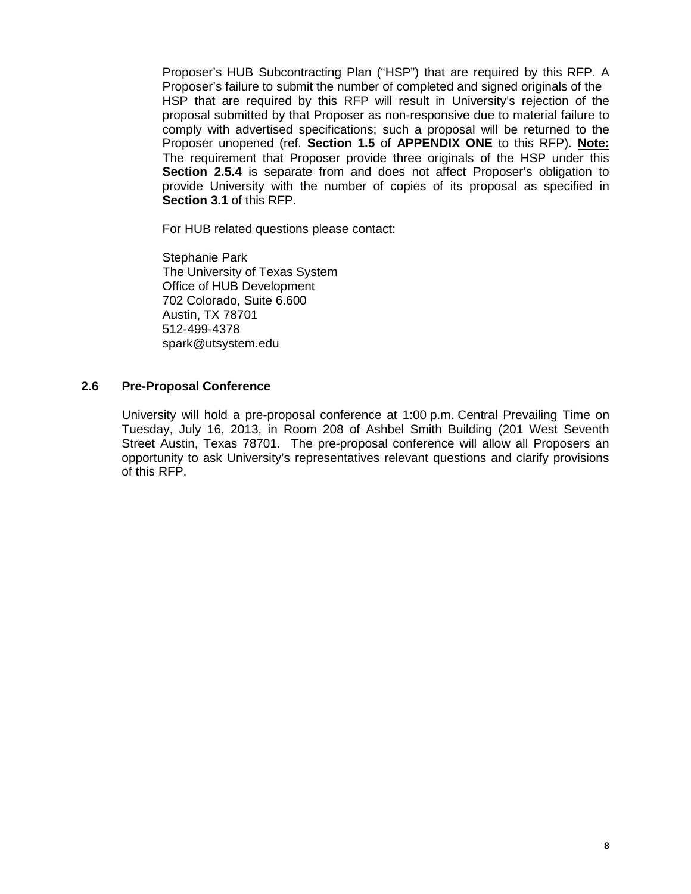Proposer's HUB Subcontracting Plan ("HSP") that are required by this RFP. A Proposer's failure to submit the number of completed and signed originals of the HSP that are required by this RFP will result in University's rejection of the proposal submitted by that Proposer as non-responsive due to material failure to comply with advertised specifications; such a proposal will be returned to the Proposer unopened (ref. **Section 1.5** of **APPENDIX ONE** to this RFP). **Note:** The requirement that Proposer provide three originals of the HSP under this **Section 2.5.4** is separate from and does not affect Proposer's obligation to provide University with the number of copies of its proposal as specified in **Section 3.1** of this RFP.

For HUB related questions please contact:

Stephanie Park
The University of Texas System
Office of HUB Development
702 Colorado, Suite 6.600
Austin, TX 78701
512-499-4378
spark@utsystem.edu

## 2.6 Pre-Proposal Conference

University will hold a pre-proposal conference at 1:00 p.m. Central Prevailing Time on Tuesday, July 16, 2013, in Room 208 of Ashbel Smith Building (201 West Seventh Street Austin, Texas 78701. The pre-proposal conference will allow all Proposers an opportunity to ask University's representatives relevant questions and clarify provisions of this RFP.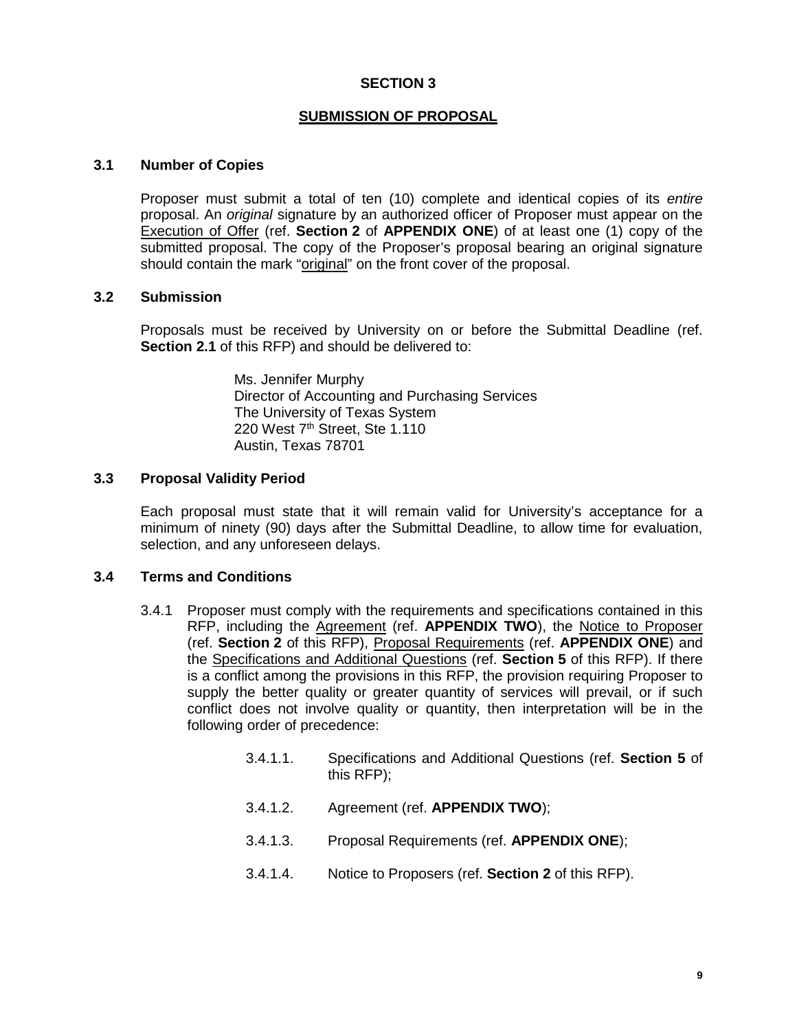# SECTION 3

## SUBMISSION OF PROPOSAL

### 3.1 Number of Copies

Proposer must submit a total of ten (10) complete and identical copies of its *entire* proposal. An *original* signature by an authorized officer of Proposer must appear on the Execution of Offer (ref. **Section 2** of **APPENDIX ONE**) of at least one (1) copy of the submitted proposal. The copy of the Proposer's proposal bearing an original signature should contain the mark "original" on the front cover of the proposal.

### 3.2 Submission

Proposals must be received by University on or before the Submittal Deadline (ref. **Section 2.1** of this RFP) and should be delivered to:

Ms. Jennifer Murphy
Director of Accounting and Purchasing Services
The University of Texas System
220 West 7th Street, Ste 1.110
Austin, Texas 78701

### 3.3 Proposal Validity Period

Each proposal must state that it will remain valid for University's acceptance for a minimum of ninety (90) days after the Submittal Deadline, to allow time for evaluation, selection, and any unforeseen delays.

### 3.4 Terms and Conditions

3.4.1 Proposer must comply with the requirements and specifications contained in this RFP, including the Agreement (ref. **APPENDIX TWO**), the Notice to Proposer (ref. **Section 2** of this RFP), Proposal Requirements (ref. **APPENDIX ONE**) and the Specifications and Additional Questions (ref. **Section 5** of this RFP). If there is a conflict among the provisions in this RFP, the provision requiring Proposer to supply the better quality or greater quantity of services will prevail, or if such conflict does not involve quality or quantity, then interpretation will be in the following order of precedence:

3.4.1.1. Specifications and Additional Questions (ref. **Section 5** of this RFP);

3.4.1.2. Agreement (ref. **APPENDIX TWO**);

3.4.1.3. Proposal Requirements (ref. **APPENDIX ONE**);

3.4.1.4. Notice to Proposers (ref. **Section 2** of this RFP).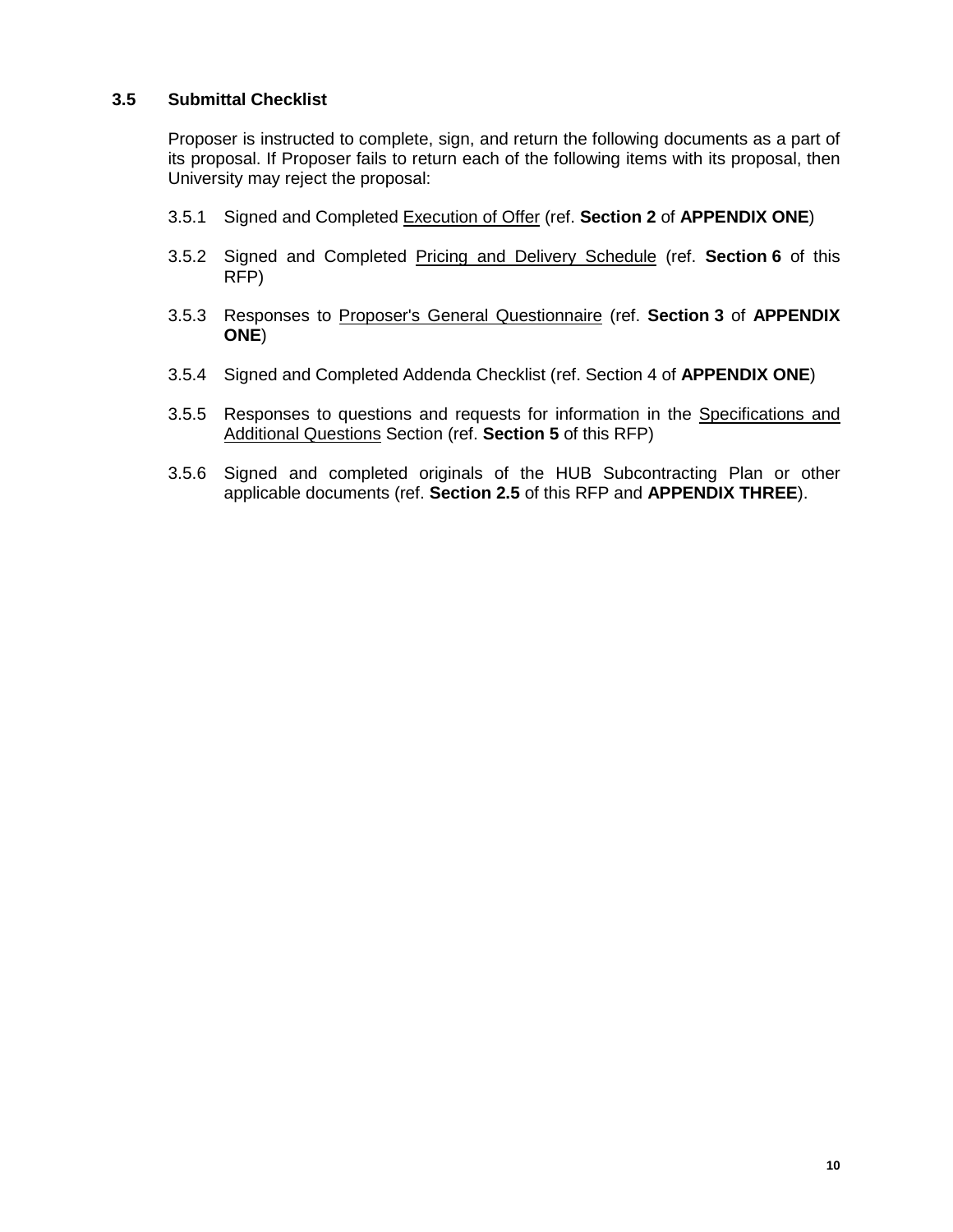### 3.5 Submittal Checklist

Proposer is instructed to complete, sign, and return the following documents as a part of its proposal. If Proposer fails to return each of the following items with its proposal, then University may reject the proposal:

3.5.1 Signed and Completed Execution of Offer (ref. **Section 2** of **APPENDIX ONE**)

3.5.2 Signed and Completed Pricing and Delivery Schedule (ref. **Section 6** of this RFP)

3.5.3 Responses to Proposer's General Questionnaire (ref. **Section 3** of **APPENDIX ONE**)

3.5.4 Signed and Completed Addenda Checklist (ref. Section 4 of **APPENDIX ONE**)

3.5.5 Responses to questions and requests for information in the Specifications and Additional Questions Section (ref. **Section 5** of this RFP)

3.5.6 Signed and completed originals of the HUB Subcontracting Plan or other applicable documents (ref. **Section 2.5** of this RFP and **APPENDIX THREE**).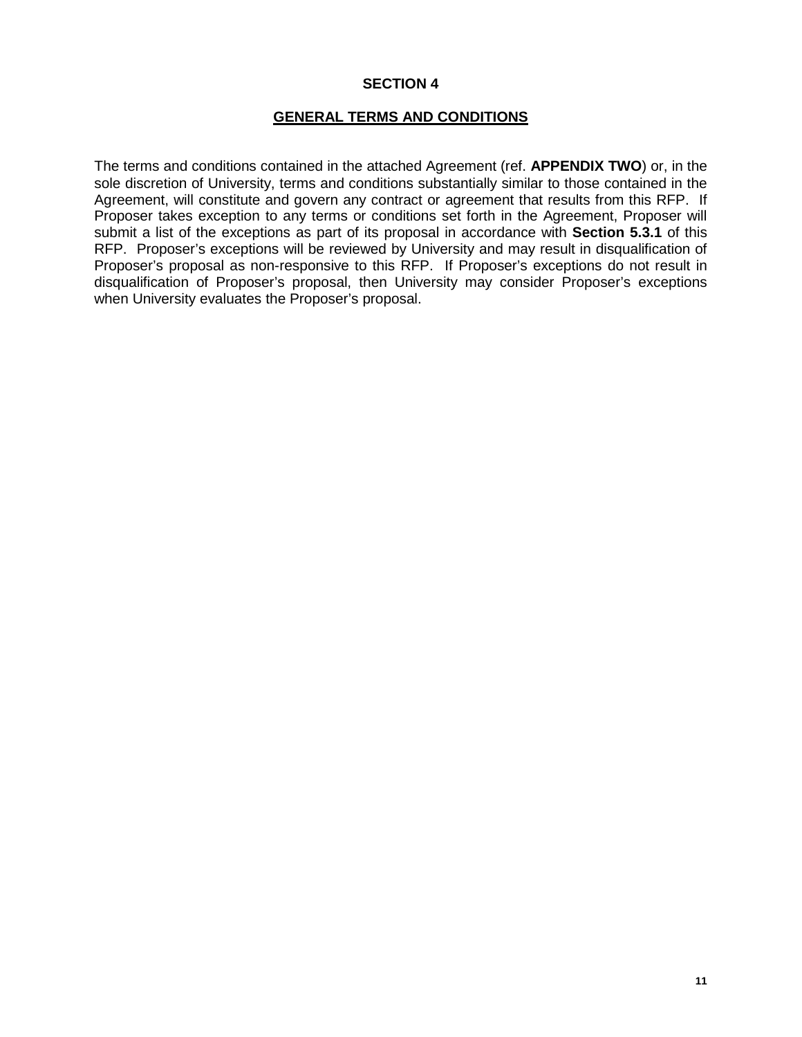# SECTION 4

## GENERAL TERMS AND CONDITIONS

The terms and conditions contained in the attached Agreement (ref. **APPENDIX TWO**) or, in the sole discretion of University, terms and conditions substantially similar to those contained in the Agreement, will constitute and govern any contract or agreement that results from this RFP. If Proposer takes exception to any terms or conditions set forth in the Agreement, Proposer will submit a list of the exceptions as part of its proposal in accordance with **Section 5.3.1** of this RFP. Proposer's exceptions will be reviewed by University and may result in disqualification of Proposer's proposal as non-responsive to this RFP. If Proposer's exceptions do not result in disqualification of Proposer's proposal, then University may consider Proposer's exceptions when University evaluates the Proposer's proposal.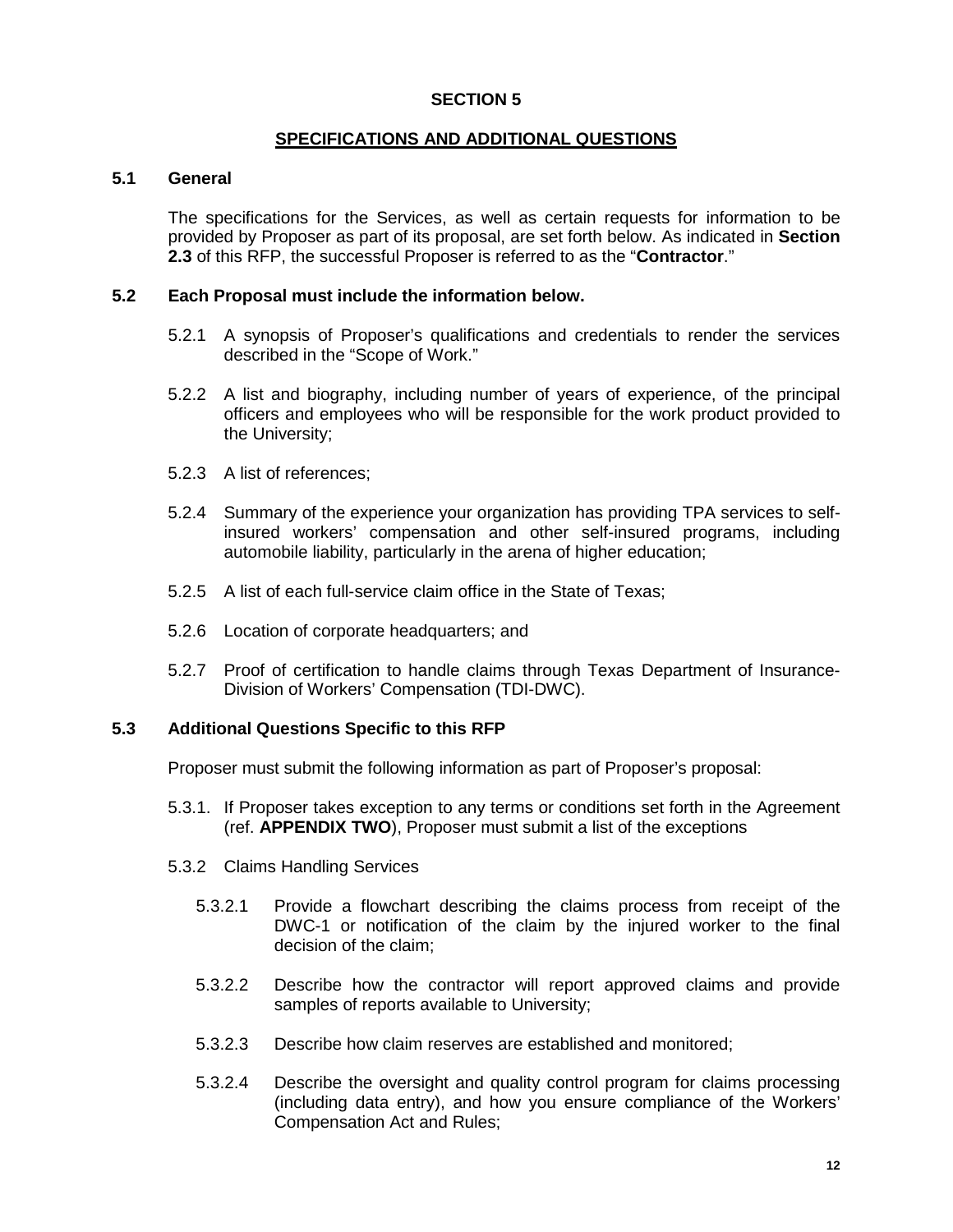# SECTION 5

## SPECIFICATIONS AND ADDITIONAL QUESTIONS

### 5.1 General

The specifications for the Services, as well as certain requests for information to be provided by Proposer as part of its proposal, are set forth below. As indicated in **Section 2.3** of this RFP, the successful Proposer is referred to as the "**Contractor**."

### 5.2 Each Proposal must include the information below.

5.2.1 A synopsis of Proposer's qualifications and credentials to render the services described in the "Scope of Work."

5.2.2 A list and biography, including number of years of experience, of the principal officers and employees who will be responsible for the work product provided to the University;

5.2.3 A list of references;

5.2.4 Summary of the experience your organization has providing TPA services to self-insured workers' compensation and other self-insured programs, including automobile liability, particularly in the arena of higher education;

5.2.5 A list of each full-service claim office in the State of Texas;

5.2.6 Location of corporate headquarters; and

5.2.7 Proof of certification to handle claims through Texas Department of Insurance-Division of Workers' Compensation (TDI-DWC).

### 5.3 Additional Questions Specific to this RFP

Proposer must submit the following information as part of Proposer's proposal:

5.3.1. If Proposer takes exception to any terms or conditions set forth in the Agreement (ref. **APPENDIX TWO**), Proposer must submit a list of the exceptions

5.3.2 Claims Handling Services

5.3.2.1 Provide a flowchart describing the claims process from receipt of the DWC-1 or notification of the claim by the injured worker to the final decision of the claim;

5.3.2.2 Describe how the contractor will report approved claims and provide samples of reports available to University;

5.3.2.3 Describe how claim reserves are established and monitored;

5.3.2.4 Describe the oversight and quality control program for claims processing (including data entry), and how you ensure compliance of the Workers' Compensation Act and Rules;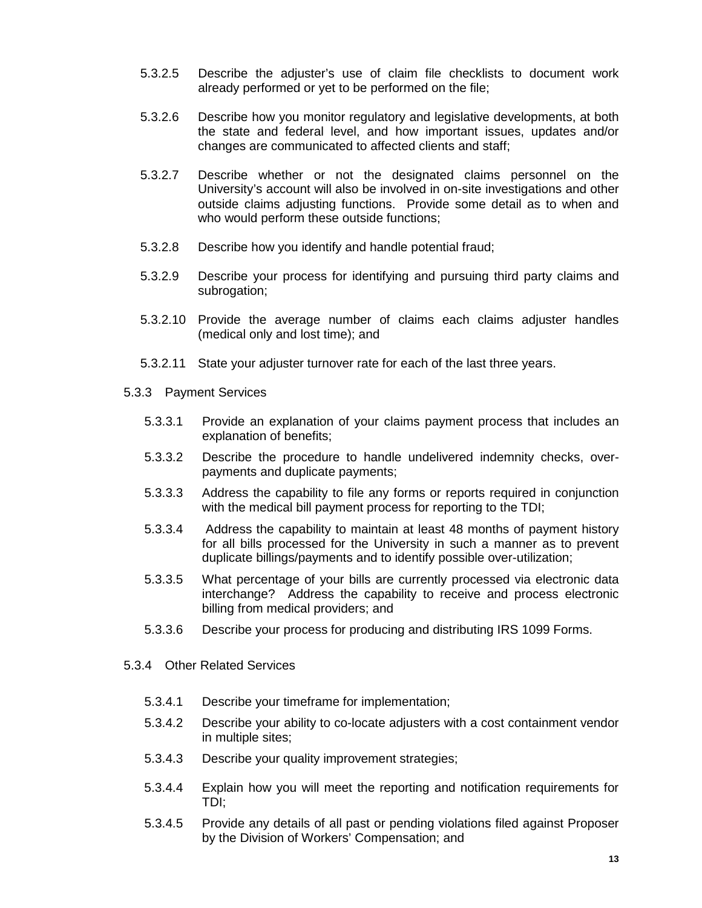5.3.2.5 Describe the adjuster's use of claim file checklists to document work already performed or yet to be performed on the file;

5.3.2.6 Describe how you monitor regulatory and legislative developments, at both the state and federal level, and how important issues, updates and/or changes are communicated to affected clients and staff;

5.3.2.7 Describe whether or not the designated claims personnel on the University's account will also be involved in on-site investigations and other outside claims adjusting functions. Provide some detail as to when and who would perform these outside functions;

5.3.2.8 Describe how you identify and handle potential fraud;

5.3.2.9 Describe your process for identifying and pursuing third party claims and subrogation;

5.3.2.10 Provide the average number of claims each claims adjuster handles (medical only and lost time); and

5.3.2.11 State your adjuster turnover rate for each of the last three years.

5.3.3 Payment Services

5.3.3.1 Provide an explanation of your claims payment process that includes an explanation of benefits;

5.3.3.2 Describe the procedure to handle undelivered indemnity checks, over-payments and duplicate payments;

5.3.3.3 Address the capability to file any forms or reports required in conjunction with the medical bill payment process for reporting to the TDI;

5.3.3.4 Address the capability to maintain at least 48 months of payment history for all bills processed for the University in such a manner as to prevent duplicate billings/payments and to identify possible over-utilization;

5.3.3.5 What percentage of your bills are currently processed via electronic data interchange? Address the capability to receive and process electronic billing from medical providers; and

5.3.3.6 Describe your process for producing and distributing IRS 1099 Forms.

5.3.4 Other Related Services

5.3.4.1 Describe your timeframe for implementation;

5.3.4.2 Describe your ability to co-locate adjusters with a cost containment vendor in multiple sites;

5.3.4.3 Describe your quality improvement strategies;

5.3.4.4 Explain how you will meet the reporting and notification requirements for TDI;

5.3.4.5 Provide any details of all past or pending violations filed against Proposer by the Division of Workers' Compensation; and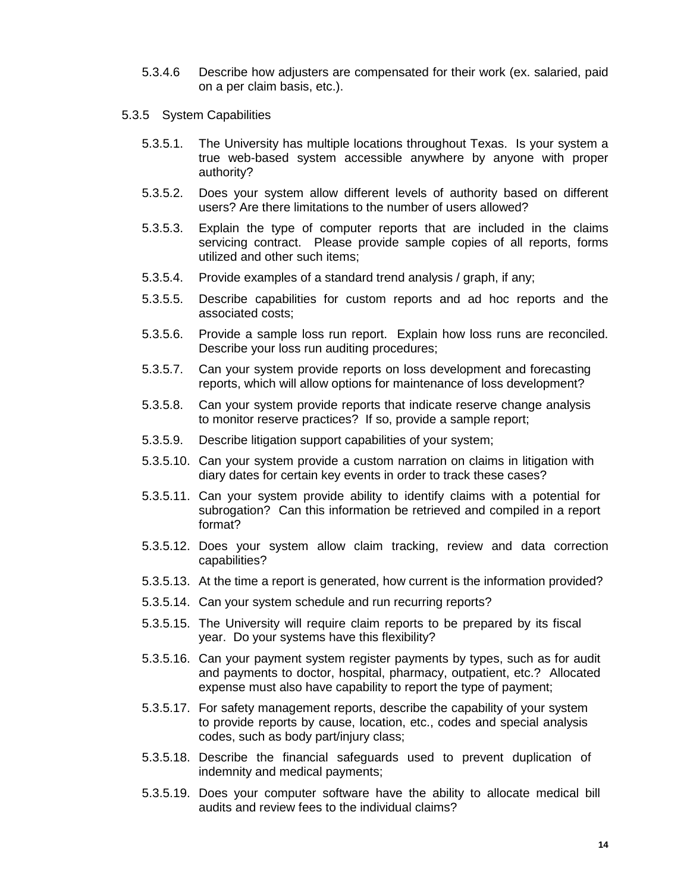5.3.4.6 Describe how adjusters are compensated for their work (ex. salaried, paid on a per claim basis, etc.).

5.3.5 System Capabilities

5.3.5.1. The University has multiple locations throughout Texas. Is your system a true web-based system accessible anywhere by anyone with proper authority?

5.3.5.2. Does your system allow different levels of authority based on different users? Are there limitations to the number of users allowed?

5.3.5.3. Explain the type of computer reports that are included in the claims servicing contract. Please provide sample copies of all reports, forms utilized and other such items;

5.3.5.4. Provide examples of a standard trend analysis / graph, if any;

5.3.5.5. Describe capabilities for custom reports and ad hoc reports and the associated costs;

5.3.5.6. Provide a sample loss run report. Explain how loss runs are reconciled. Describe your loss run auditing procedures;

5.3.5.7. Can your system provide reports on loss development and forecasting reports, which will allow options for maintenance of loss development?

5.3.5.8. Can your system provide reports that indicate reserve change analysis to monitor reserve practices? If so, provide a sample report;

5.3.5.9. Describe litigation support capabilities of your system;

5.3.5.10. Can your system provide a custom narration on claims in litigation with diary dates for certain key events in order to track these cases?

5.3.5.11. Can your system provide ability to identify claims with a potential for subrogation? Can this information be retrieved and compiled in a report format?

5.3.5.12. Does your system allow claim tracking, review and data correction capabilities?

5.3.5.13. At the time a report is generated, how current is the information provided?

5.3.5.14. Can your system schedule and run recurring reports?

5.3.5.15. The University will require claim reports to be prepared by its fiscal year. Do your systems have this flexibility?

5.3.5.16. Can your payment system register payments by types, such as for audit and payments to doctor, hospital, pharmacy, outpatient, etc.? Allocated expense must also have capability to report the type of payment;

5.3.5.17. For safety management reports, describe the capability of your system to provide reports by cause, location, etc., codes and special analysis codes, such as body part/injury class;

5.3.5.18. Describe the financial safeguards used to prevent duplication of indemnity and medical payments;

5.3.5.19. Does your computer software have the ability to allocate medical bill audits and review fees to the individual claims?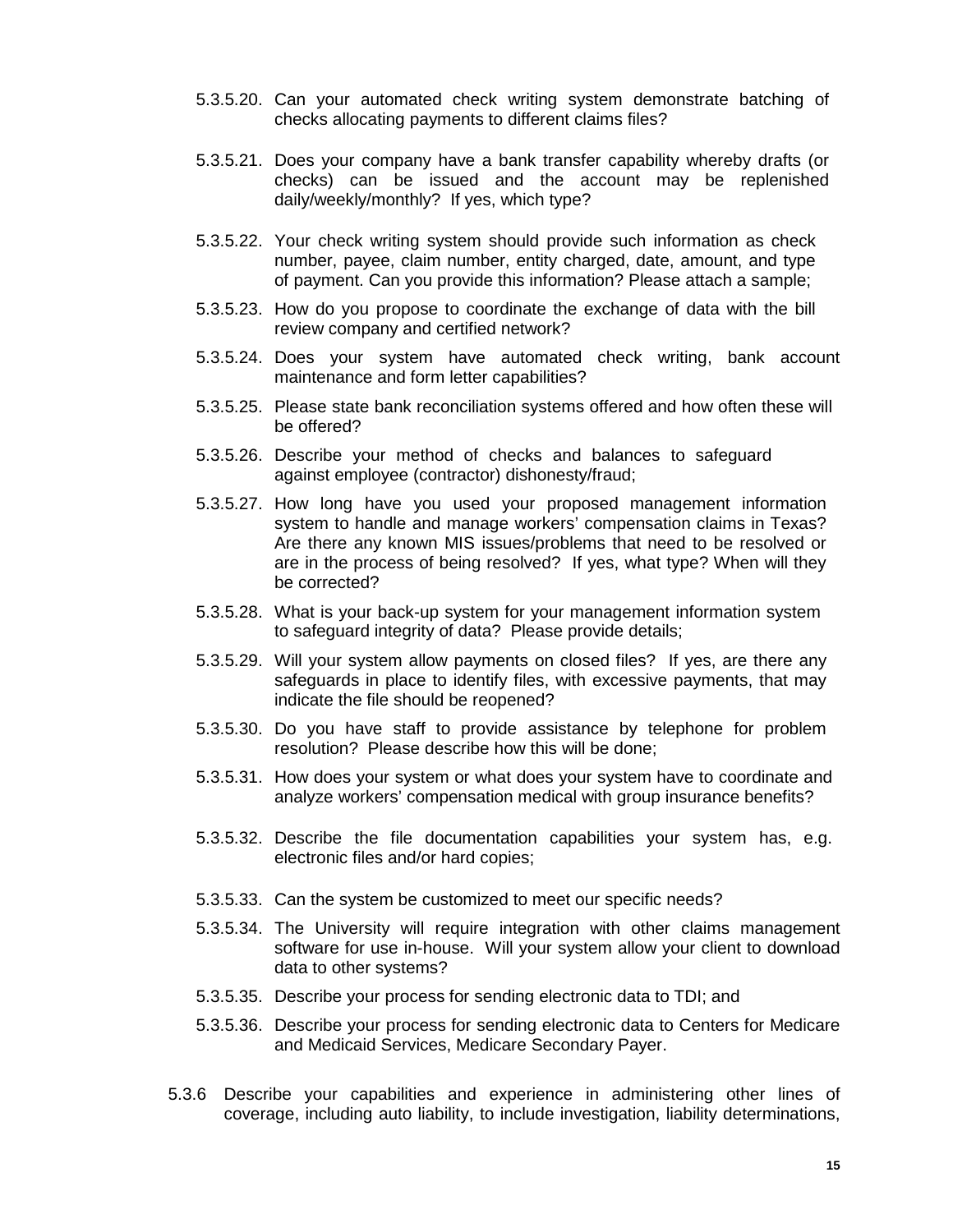5.3.5.20. Can your automated check writing system demonstrate batching of checks allocating payments to different claims files?

5.3.5.21. Does your company have a bank transfer capability whereby drafts (or checks) can be issued and the account may be replenished daily/weekly/monthly? If yes, which type?

5.3.5.22. Your check writing system should provide such information as check number, payee, claim number, entity charged, date, amount, and type of payment. Can you provide this information? Please attach a sample;

5.3.5.23. How do you propose to coordinate the exchange of data with the bill review company and certified network?

5.3.5.24. Does your system have automated check writing, bank account maintenance and form letter capabilities?

5.3.5.25. Please state bank reconciliation systems offered and how often these will be offered?

5.3.5.26. Describe your method of checks and balances to safeguard against employee (contractor) dishonesty/fraud;

5.3.5.27. How long have you used your proposed management information system to handle and manage workers' compensation claims in Texas? Are there any known MIS issues/problems that need to be resolved or are in the process of being resolved? If yes, what type? When will they be corrected?

5.3.5.28. What is your back-up system for your management information system to safeguard integrity of data? Please provide details;

5.3.5.29. Will your system allow payments on closed files? If yes, are there any safeguards in place to identify files, with excessive payments, that may indicate the file should be reopened?

5.3.5.30. Do you have staff to provide assistance by telephone for problem resolution? Please describe how this will be done;

5.3.5.31. How does your system or what does your system have to coordinate and analyze workers' compensation medical with group insurance benefits?

5.3.5.32. Describe the file documentation capabilities your system has, e.g. electronic files and/or hard copies;

5.3.5.33. Can the system be customized to meet our specific needs?

5.3.5.34. The University will require integration with other claims management software for use in-house. Will your system allow your client to download data to other systems?

5.3.5.35. Describe your process for sending electronic data to TDI; and

5.3.5.36. Describe your process for sending electronic data to Centers for Medicare and Medicaid Services, Medicare Secondary Payer.

5.3.6 Describe your capabilities and experience in administering other lines of coverage, including auto liability, to include investigation, liability determinations,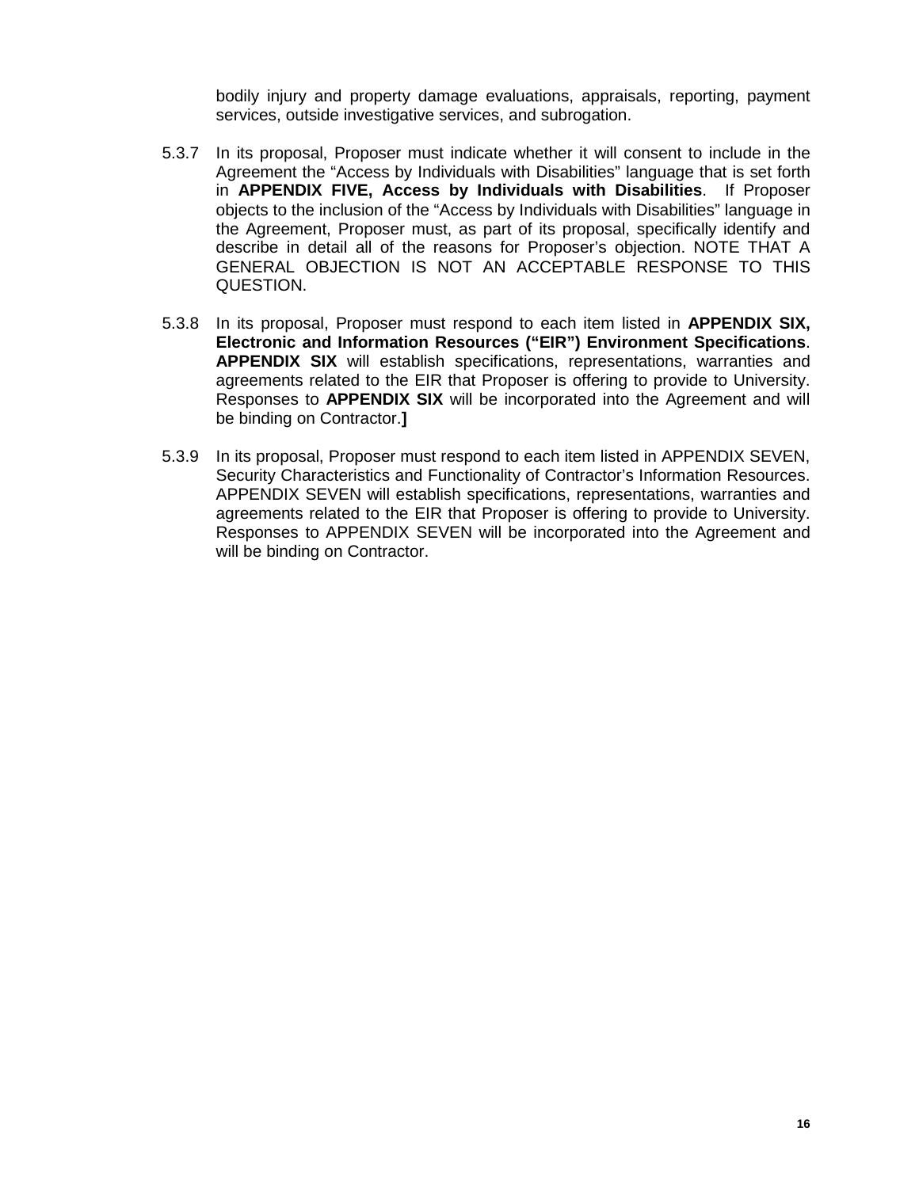bodily injury and property damage evaluations, appraisals, reporting, payment services, outside investigative services, and subrogation.

5.3.7 In its proposal, Proposer must indicate whether it will consent to include in the Agreement the "Access by Individuals with Disabilities" language that is set forth in **APPENDIX FIVE, Access by Individuals with Disabilities**. If Proposer objects to the inclusion of the "Access by Individuals with Disabilities" language in the Agreement, Proposer must, as part of its proposal, specifically identify and describe in detail all of the reasons for Proposer's objection. NOTE THAT A GENERAL OBJECTION IS NOT AN ACCEPTABLE RESPONSE TO THIS QUESTION.

5.3.8 In its proposal, Proposer must respond to each item listed in **APPENDIX SIX, Electronic and Information Resources ("EIR") Environment Specifications**. **APPENDIX SIX** will establish specifications, representations, warranties and agreements related to the EIR that Proposer is offering to provide to University. Responses to **APPENDIX SIX** will be incorporated into the Agreement and will be binding on Contractor.**]**

5.3.9 In its proposal, Proposer must respond to each item listed in APPENDIX SEVEN, Security Characteristics and Functionality of Contractor's Information Resources. APPENDIX SEVEN will establish specifications, representations, warranties and agreements related to the EIR that Proposer is offering to provide to University. Responses to APPENDIX SEVEN will be incorporated into the Agreement and will be binding on Contractor.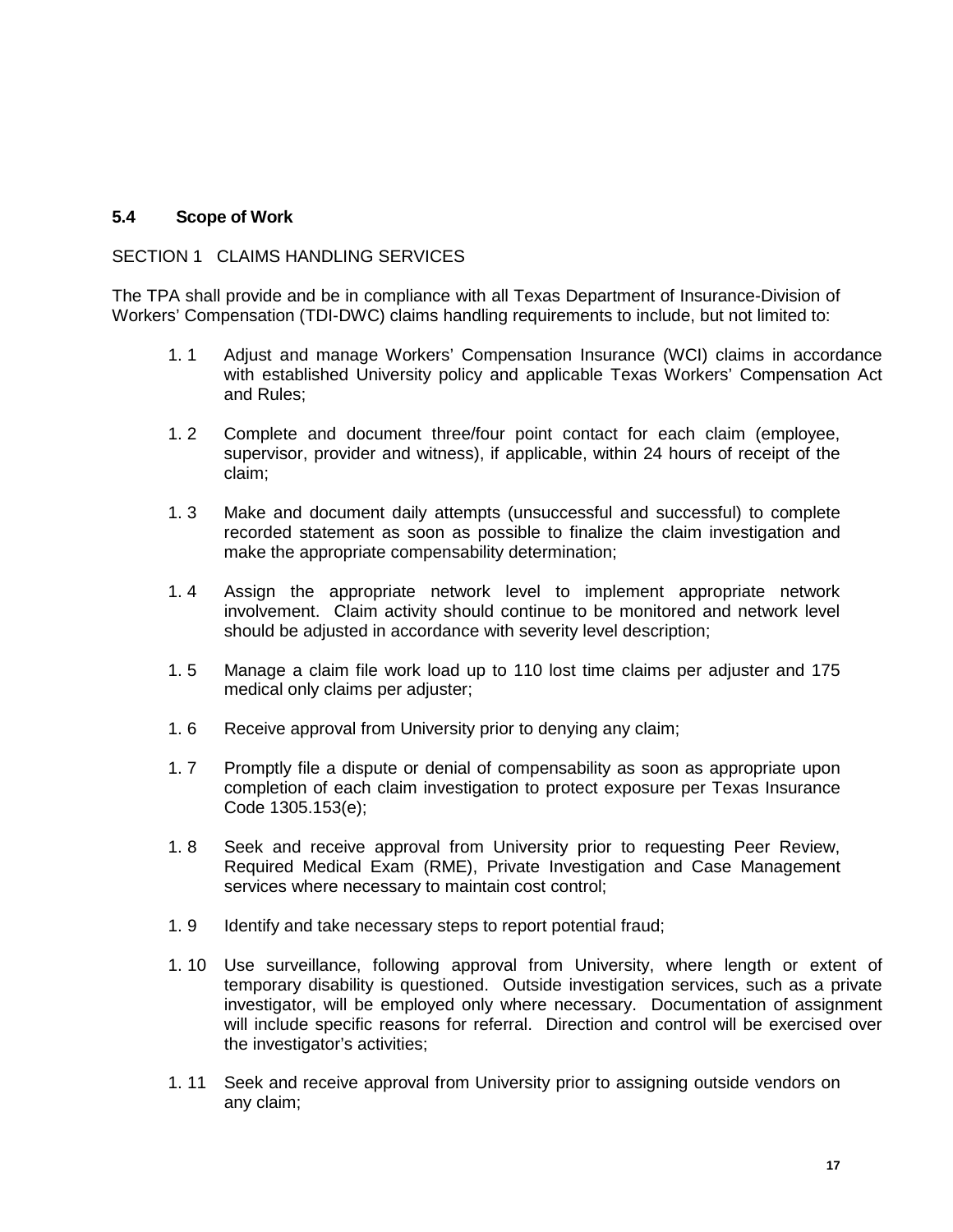### 5.4 Scope of Work

SECTION 1 CLAIMS HANDLING SERVICES

The TPA shall provide and be in compliance with all Texas Department of Insurance-Division of Workers' Compensation (TDI-DWC) claims handling requirements to include, but not limited to:

1. 1 Adjust and manage Workers' Compensation Insurance (WCI) claims in accordance with established University policy and applicable Texas Workers' Compensation Act and Rules;

1. 2 Complete and document three/four point contact for each claim (employee, supervisor, provider and witness), if applicable, within 24 hours of receipt of the claim;

1. 3 Make and document daily attempts (unsuccessful and successful) to complete recorded statement as soon as possible to finalize the claim investigation and make the appropriate compensability determination;

1. 4 Assign the appropriate network level to implement appropriate network involvement. Claim activity should continue to be monitored and network level should be adjusted in accordance with severity level description;

1. 5 Manage a claim file work load up to 110 lost time claims per adjuster and 175 medical only claims per adjuster;

1. 6 Receive approval from University prior to denying any claim;

1. 7 Promptly file a dispute or denial of compensability as soon as appropriate upon completion of each claim investigation to protect exposure per Texas Insurance Code 1305.153(e);

1. 8 Seek and receive approval from University prior to requesting Peer Review, Required Medical Exam (RME), Private Investigation and Case Management services where necessary to maintain cost control;

1. 9 Identify and take necessary steps to report potential fraud;

1. 10 Use surveillance, following approval from University, where length or extent of temporary disability is questioned. Outside investigation services, such as a private investigator, will be employed only where necessary. Documentation of assignment will include specific reasons for referral. Direction and control will be exercised over the investigator's activities;

1. 11 Seek and receive approval from University prior to assigning outside vendors on any claim;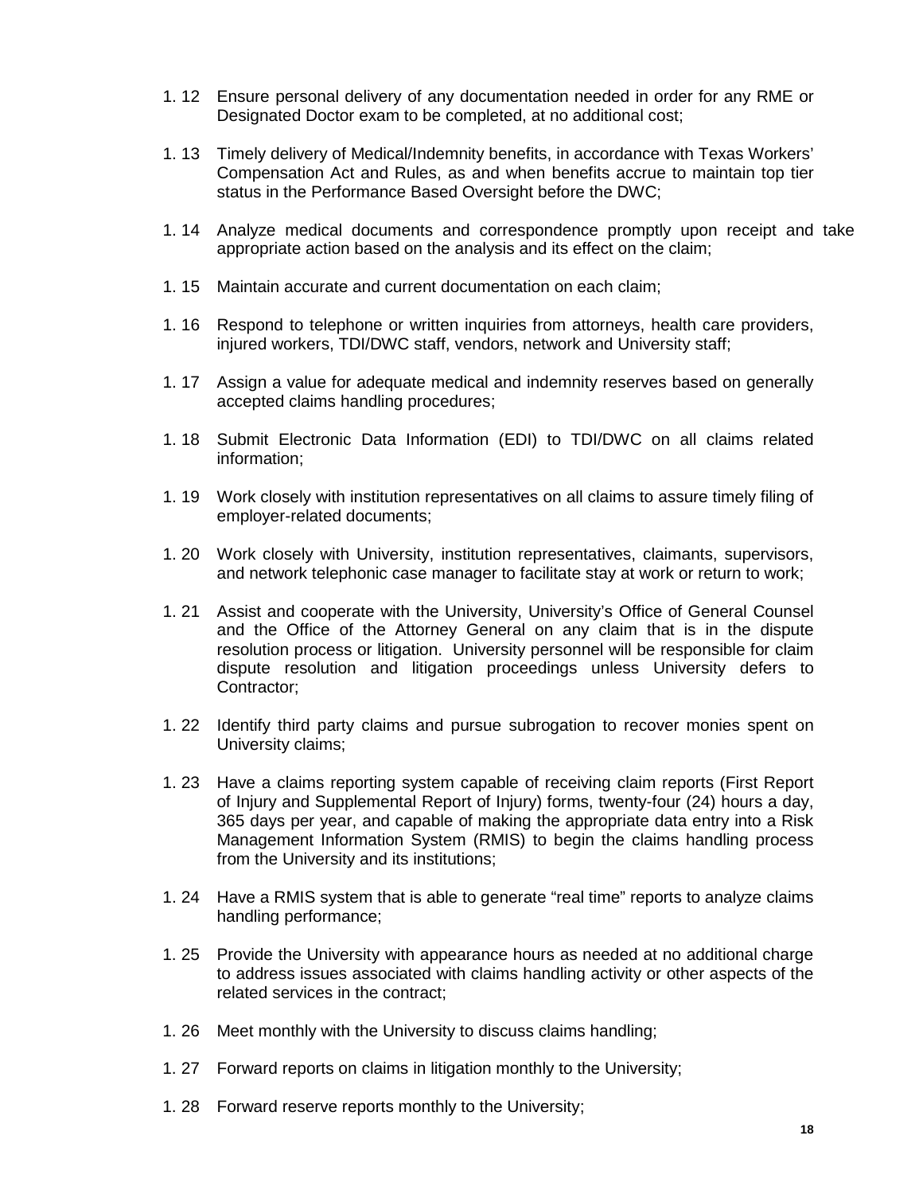1. 12 Ensure personal delivery of any documentation needed in order for any RME or Designated Doctor exam to be completed, at no additional cost;

1. 13 Timely delivery of Medical/Indemnity benefits, in accordance with Texas Workers' Compensation Act and Rules, as and when benefits accrue to maintain top tier status in the Performance Based Oversight before the DWC;

1. 14 Analyze medical documents and correspondence promptly upon receipt and take appropriate action based on the analysis and its effect on the claim;

1. 15 Maintain accurate and current documentation on each claim;

1. 16 Respond to telephone or written inquiries from attorneys, health care providers, injured workers, TDI/DWC staff, vendors, network and University staff;

1. 17 Assign a value for adequate medical and indemnity reserves based on generally accepted claims handling procedures;

1. 18 Submit Electronic Data Information (EDI) to TDI/DWC on all claims related information;

1. 19 Work closely with institution representatives on all claims to assure timely filing of employer-related documents;

1. 20 Work closely with University, institution representatives, claimants, supervisors, and network telephonic case manager to facilitate stay at work or return to work;

1. 21 Assist and cooperate with the University, University's Office of General Counsel and the Office of the Attorney General on any claim that is in the dispute resolution process or litigation. University personnel will be responsible for claim dispute resolution and litigation proceedings unless University defers to Contractor;

1. 22 Identify third party claims and pursue subrogation to recover monies spent on University claims;

1. 23 Have a claims reporting system capable of receiving claim reports (First Report of Injury and Supplemental Report of Injury) forms, twenty-four (24) hours a day, 365 days per year, and capable of making the appropriate data entry into a Risk Management Information System (RMIS) to begin the claims handling process from the University and its institutions;

1. 24 Have a RMIS system that is able to generate "real time" reports to analyze claims handling performance;

1. 25 Provide the University with appearance hours as needed at no additional charge to address issues associated with claims handling activity or other aspects of the related services in the contract;

1. 26 Meet monthly with the University to discuss claims handling;

1. 27 Forward reports on claims in litigation monthly to the University;

1. 28 Forward reserve reports monthly to the University;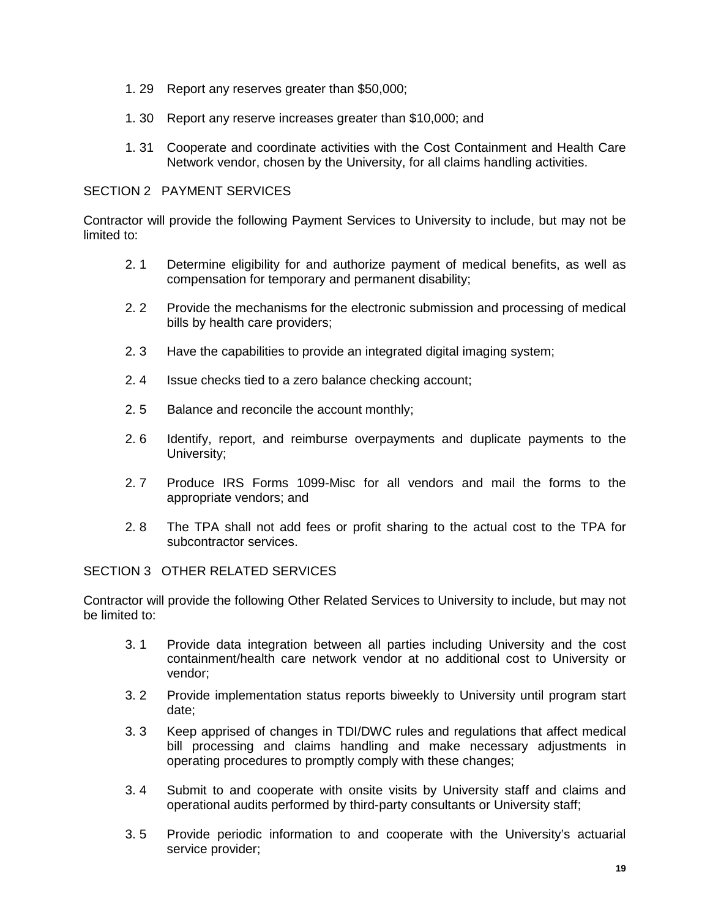1. 29 Report any reserves greater than $50,000;

1. 30 Report any reserve increases greater than $10,000; and

1. 31 Cooperate and coordinate activities with the Cost Containment and Health Care Network vendor, chosen by the University, for all claims handling activities.

SECTION 2 PAYMENT SERVICES

Contractor will provide the following Payment Services to University to include, but may not be limited to:

2. 1 Determine eligibility for and authorize payment of medical benefits, as well as compensation for temporary and permanent disability;

2. 2 Provide the mechanisms for the electronic submission and processing of medical bills by health care providers;

2. 3 Have the capabilities to provide an integrated digital imaging system;

2. 4 Issue checks tied to a zero balance checking account;

2. 5 Balance and reconcile the account monthly;

2. 6 Identify, report, and reimburse overpayments and duplicate payments to the University;

2. 7 Produce IRS Forms 1099-Misc for all vendors and mail the forms to the appropriate vendors; and

2. 8 The TPA shall not add fees or profit sharing to the actual cost to the TPA for subcontractor services.

SECTION 3 OTHER RELATED SERVICES

Contractor will provide the following Other Related Services to University to include, but may not be limited to:

3. 1 Provide data integration between all parties including University and the cost containment/health care network vendor at no additional cost to University or vendor;

3. 2 Provide implementation status reports biweekly to University until program start date;

3. 3 Keep apprised of changes in TDI/DWC rules and regulations that affect medical bill processing and claims handling and make necessary adjustments in operating procedures to promptly comply with these changes;

3. 4 Submit to and cooperate with onsite visits by University staff and claims and operational audits performed by third-party consultants or University staff;

3. 5 Provide periodic information to and cooperate with the University's actuarial service provider;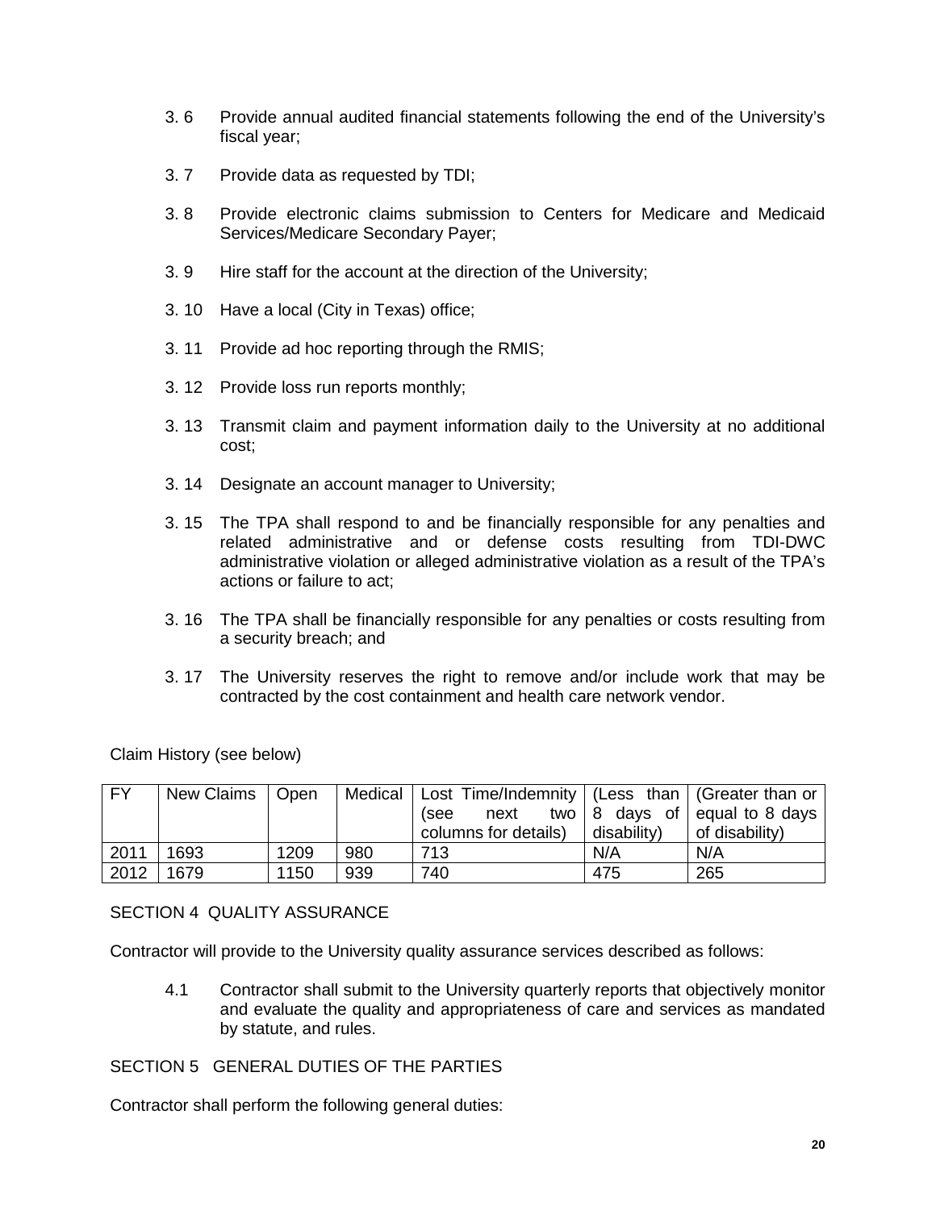3. 6 Provide annual audited financial statements following the end of the University's fiscal year;

3. 7 Provide data as requested by TDI;

3. 8 Provide electronic claims submission to Centers for Medicare and Medicaid Services/Medicare Secondary Payer;

3. 9 Hire staff for the account at the direction of the University;

3. 10 Have a local (City in Texas) office;

3. 11 Provide ad hoc reporting through the RMIS;

3. 12 Provide loss run reports monthly;

3. 13 Transmit claim and payment information daily to the University at no additional cost;

3. 14 Designate an account manager to University;

3. 15 The TPA shall respond to and be financially responsible for any penalties and related administrative and or defense costs resulting from TDI-DWC administrative violation or alleged administrative violation as a result of the TPA's actions or failure to act;

3. 16 The TPA shall be financially responsible for any penalties or costs resulting from a security breach; and

3. 17 The University reserves the right to remove and/or include work that may be contracted by the cost containment and health care network vendor.

Claim History (see below)

| FY | New Claims | Open | Medical | Lost Time/Indemnity (see next two columns for details) | (Less than 8 days of disability) | (Greater than or equal to 8 days of disability) |
|---|---|---|---|---|---|---|
| 2011 | 1693 | 1209 | 980 | 713 | N/A | N/A |
| 2012 | 1679 | 1150 | 939 | 740 | 475 | 265 |

SECTION 4 QUALITY ASSURANCE

Contractor will provide to the University quality assurance services described as follows:

4.1 Contractor shall submit to the University quarterly reports that objectively monitor and evaluate the quality and appropriateness of care and services as mandated by statute, and rules.

SECTION 5 GENERAL DUTIES OF THE PARTIES

Contractor shall perform the following general duties: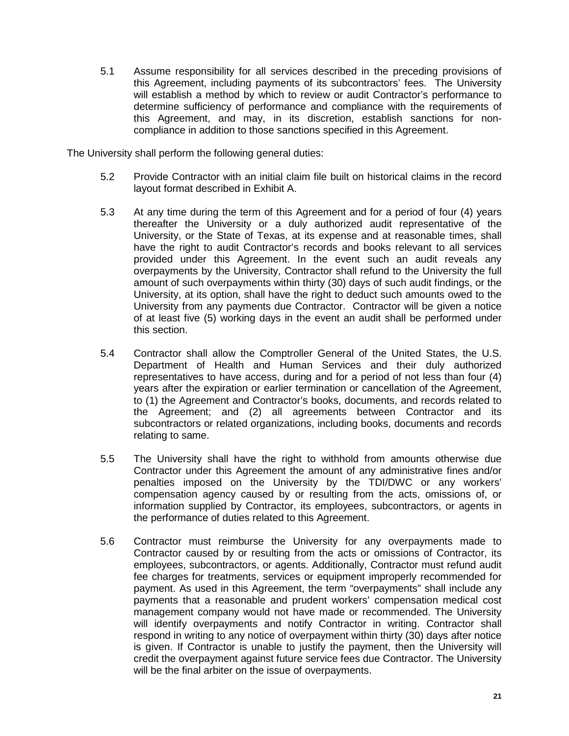5.1 Assume responsibility for all services described in the preceding provisions of this Agreement, including payments of its subcontractors' fees. The University will establish a method by which to review or audit Contractor's performance to determine sufficiency of performance and compliance with the requirements of this Agreement, and may, in its discretion, establish sanctions for non-compliance in addition to those sanctions specified in this Agreement.

The University shall perform the following general duties:

5.2 Provide Contractor with an initial claim file built on historical claims in the record layout format described in Exhibit A.

5.3 At any time during the term of this Agreement and for a period of four (4) years thereafter the University or a duly authorized audit representative of the University, or the State of Texas, at its expense and at reasonable times, shall have the right to audit Contractor's records and books relevant to all services provided under this Agreement. In the event such an audit reveals any overpayments by the University, Contractor shall refund to the University the full amount of such overpayments within thirty (30) days of such audit findings, or the University, at its option, shall have the right to deduct such amounts owed to the University from any payments due Contractor. Contractor will be given a notice of at least five (5) working days in the event an audit shall be performed under this section.

5.4 Contractor shall allow the Comptroller General of the United States, the U.S. Department of Health and Human Services and their duly authorized representatives to have access, during and for a period of not less than four (4) years after the expiration or earlier termination or cancellation of the Agreement, to (1) the Agreement and Contractor's books, documents, and records related to the Agreement; and (2) all agreements between Contractor and its subcontractors or related organizations, including books, documents and records relating to same.

5.5 The University shall have the right to withhold from amounts otherwise due Contractor under this Agreement the amount of any administrative fines and/or penalties imposed on the University by the TDI/DWC or any workers' compensation agency caused by or resulting from the acts, omissions of, or information supplied by Contractor, its employees, subcontractors, or agents in the performance of duties related to this Agreement.

5.6 Contractor must reimburse the University for any overpayments made to Contractor caused by or resulting from the acts or omissions of Contractor, its employees, subcontractors, or agents. Additionally, Contractor must refund audit fee charges for treatments, services or equipment improperly recommended for payment. As used in this Agreement, the term "overpayments" shall include any payments that a reasonable and prudent workers' compensation medical cost management company would not have made or recommended. The University will identify overpayments and notify Contractor in writing. Contractor shall respond in writing to any notice of overpayment within thirty (30) days after notice is given. If Contractor is unable to justify the payment, then the University will credit the overpayment against future service fees due Contractor. The University will be the final arbiter on the issue of overpayments.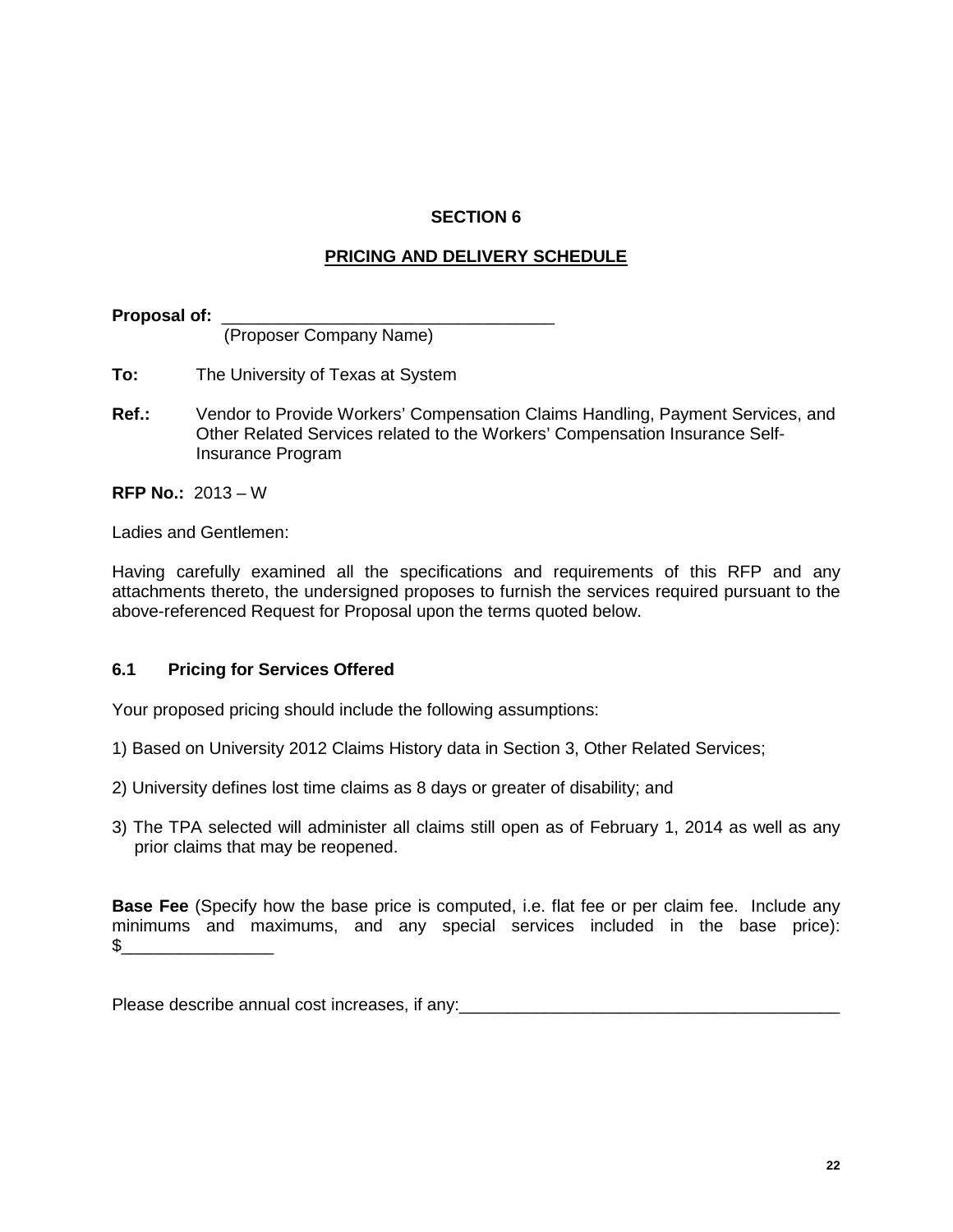## SECTION 6

## PRICING AND DELIVERY SCHEDULE

**Proposal of:** ___________________________________
(Proposer Company Name)

**To:** The University of Texas at System

**Ref.:** Vendor to Provide Workers' Compensation Claims Handling, Payment Services, and Other Related Services related to the Workers' Compensation Insurance Self-Insurance Program

**RFP No.:** 2013 – W

Ladies and Gentlemen:

Having carefully examined all the specifications and requirements of this RFP and any attachments thereto, the undersigned proposes to furnish the services required pursuant to the above-referenced Request for Proposal upon the terms quoted below.

### 6.1 Pricing for Services Offered

Your proposed pricing should include the following assumptions:

1) Based on University 2012 Claims History data in Section 3, Other Related Services;

2) University defines lost time claims as 8 days or greater of disability; and

3) The TPA selected will administer all claims still open as of February 1, 2014 as well as any prior claims that may be reopened.

**Base Fee** (Specify how the base price is computed, i.e. flat fee or per claim fee. Include any minimums and maximums, and any special services included in the base price): $________________

Please describe annual cost increases, if any:________________________________________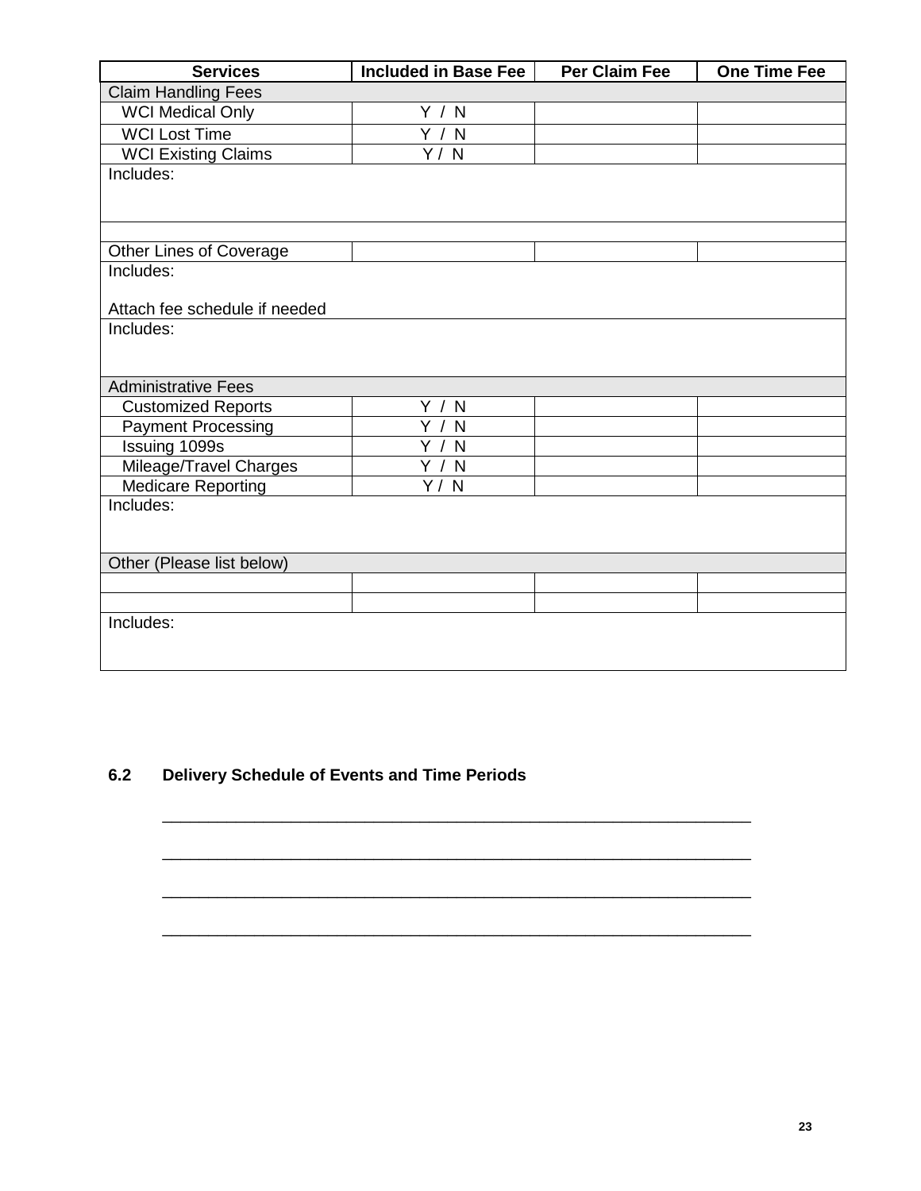| Services | Included in Base Fee | Per Claim Fee | One Time Fee |
| --- | --- | --- | --- |
| Claim Handling Fees | | | |
| WCI Medical Only | Y / N | | |
| WCI Lost Time | Y / N | | |
| WCI Existing Claims | Y / N | | |
| Includes: | | | |
| | | | |
| Other Lines of Coverage | | | |
| Includes:<br><br>Attach fee schedule if needed | | | |
| Includes: | | | |
| Administrative Fees | | | |
| Customized Reports | Y / N | | |
| Payment Processing | Y / N | | |
| Issuing 1099s | Y / N | | |
| Mileage/Travel Charges | Y / N | | |
| Medicare Reporting | Y / N | | |
| Includes: | | | |
| Other (Please list below) | | | |
| | | | |
| | | | |
| Includes: | | | |

## 6.2 Delivery Schedule of Events and Time Periods

_______________________________________________________________

_______________________________________________________________

_______________________________________________________________

_______________________________________________________________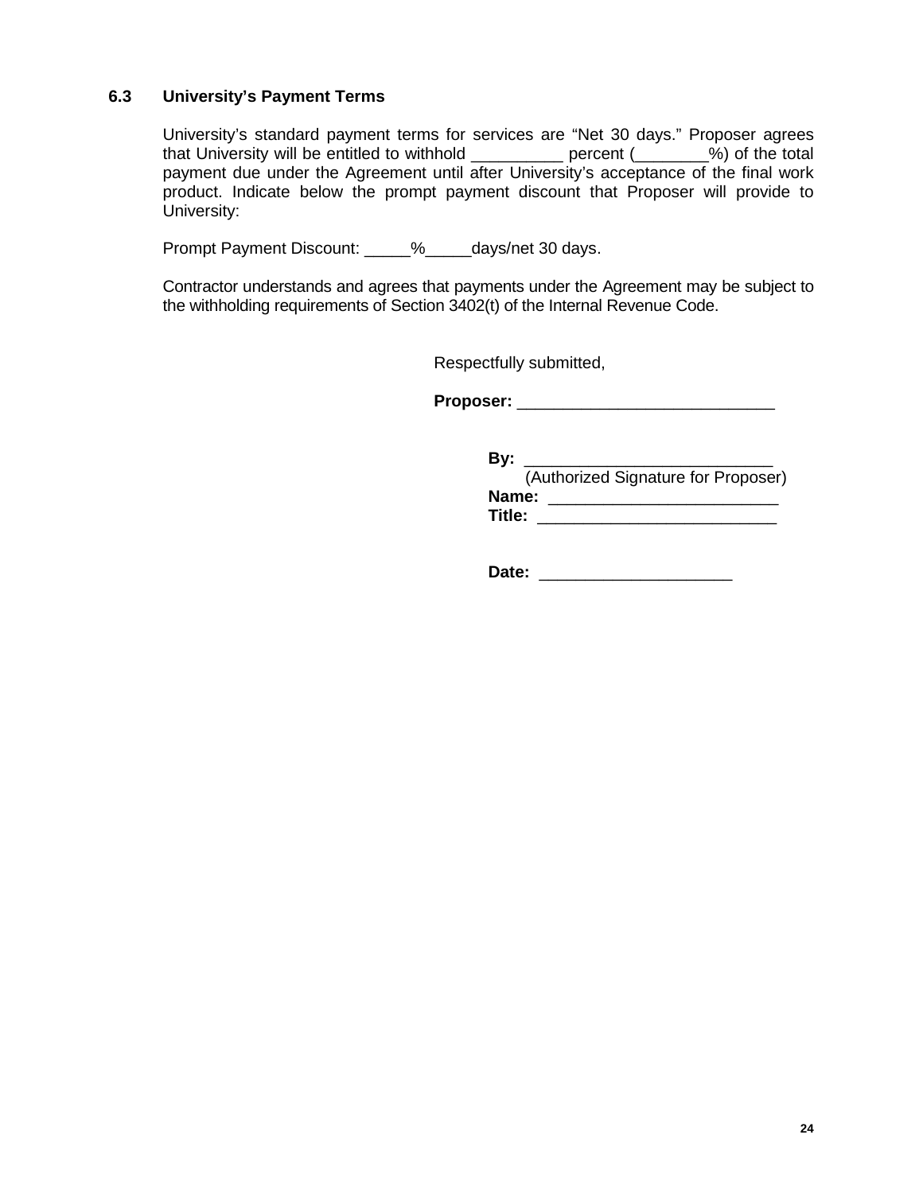### 6.3 University's Payment Terms

University's standard payment terms for services are "Net 30 days." Proposer agrees that University will be entitled to withhold __________ percent (________%) of the total payment due under the Agreement until after University's acceptance of the final work product. Indicate below the prompt payment discount that Proposer will provide to University:

Prompt Payment Discount: _____%_____days/net 30 days.

Contractor understands and agrees that payments under the Agreement may be subject to the withholding requirements of Section 3402(t) of the Internal Revenue Code.

Respectfully submitted,

**Proposer:** ____________________________

**By:** ___________________________
(Authorized Signature for Proposer)
**Name:** ________________________
**Title:** __________________________

**Date:** _____________________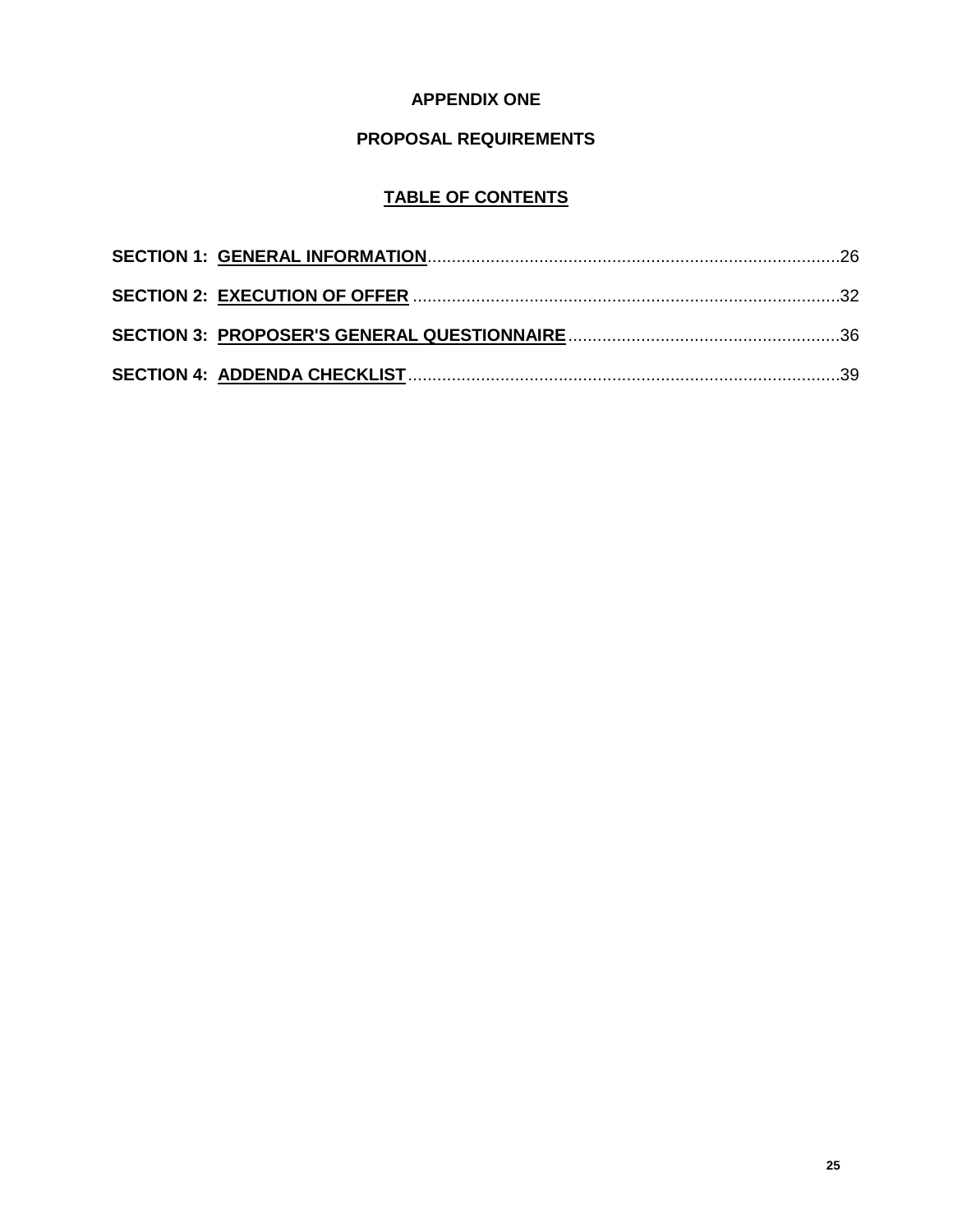# APPENDIX ONE

## PROPOSAL REQUIREMENTS

### TABLE OF CONTENTS

**SECTION 1: GENERAL INFORMATION**.....26

**SECTION 2: EXECUTION OF OFFER**.....32

**SECTION 3: PROPOSER'S GENERAL QUESTIONNAIRE**.....36

**SECTION 4: ADDENDA CHECKLIST**.....39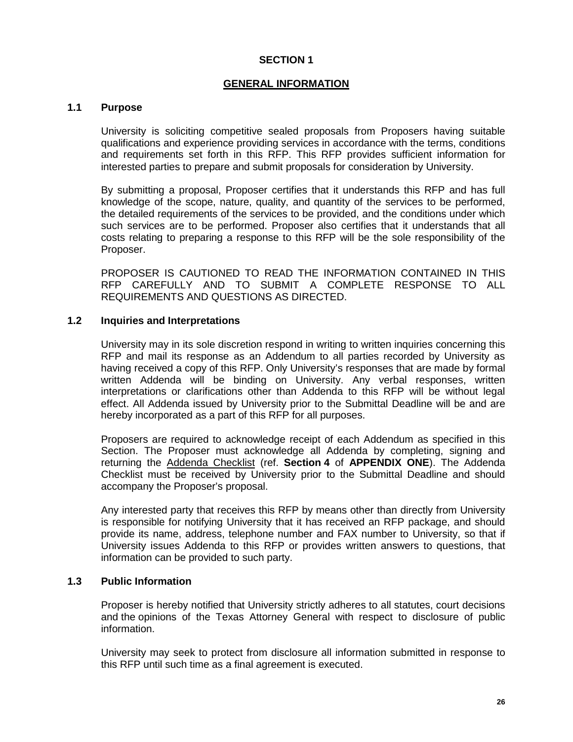# SECTION 1

## GENERAL INFORMATION

### 1.1 Purpose

University is soliciting competitive sealed proposals from Proposers having suitable qualifications and experience providing services in accordance with the terms, conditions and requirements set forth in this RFP. This RFP provides sufficient information for interested parties to prepare and submit proposals for consideration by University.

By submitting a proposal, Proposer certifies that it understands this RFP and has full knowledge of the scope, nature, quality, and quantity of the services to be performed, the detailed requirements of the services to be provided, and the conditions under which such services are to be performed. Proposer also certifies that it understands that all costs relating to preparing a response to this RFP will be the sole responsibility of the Proposer.

PROPOSER IS CAUTIONED TO READ THE INFORMATION CONTAINED IN THIS RFP CAREFULLY AND TO SUBMIT A COMPLETE RESPONSE TO ALL REQUIREMENTS AND QUESTIONS AS DIRECTED.

### 1.2 Inquiries and Interpretations

University may in its sole discretion respond in writing to written inquiries concerning this RFP and mail its response as an Addendum to all parties recorded by University as having received a copy of this RFP. Only University's responses that are made by formal written Addenda will be binding on University. Any verbal responses, written interpretations or clarifications other than Addenda to this RFP will be without legal effect. All Addenda issued by University prior to the Submittal Deadline will be and are hereby incorporated as a part of this RFP for all purposes.

Proposers are required to acknowledge receipt of each Addendum as specified in this Section. The Proposer must acknowledge all Addenda by completing, signing and returning the Addenda Checklist (ref. **Section 4** of **APPENDIX ONE**). The Addenda Checklist must be received by University prior to the Submittal Deadline and should accompany the Proposer's proposal.

Any interested party that receives this RFP by means other than directly from University is responsible for notifying University that it has received an RFP package, and should provide its name, address, telephone number and FAX number to University, so that if University issues Addenda to this RFP or provides written answers to questions, that information can be provided to such party.

### 1.3 Public Information

Proposer is hereby notified that University strictly adheres to all statutes, court decisions and the opinions of the Texas Attorney General with respect to disclosure of public information.

University may seek to protect from disclosure all information submitted in response to this RFP until such time as a final agreement is executed.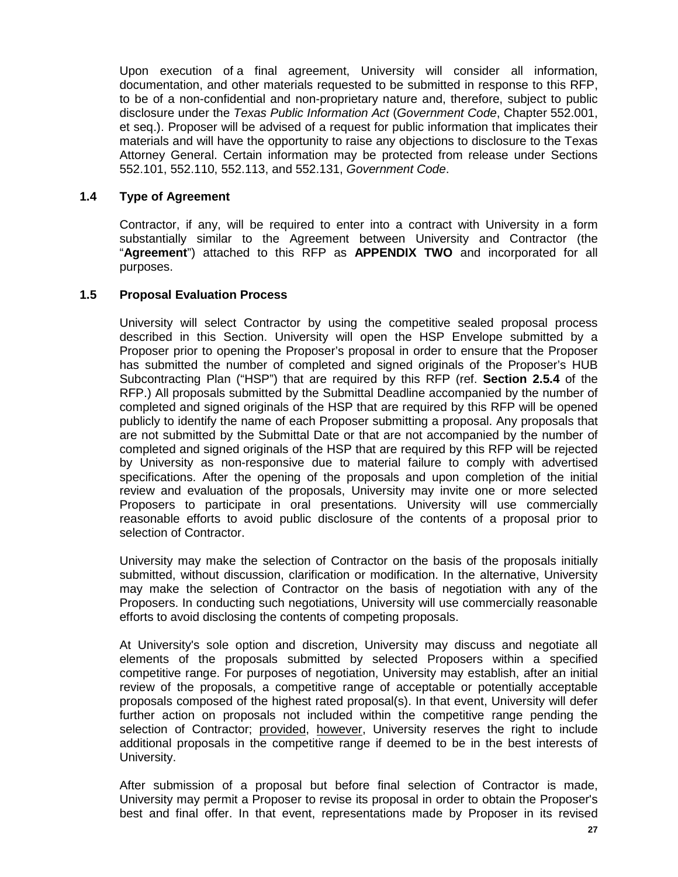Upon execution of a final agreement, University will consider all information, documentation, and other materials requested to be submitted in response to this RFP, to be of a non-confidential and non-proprietary nature and, therefore, subject to public disclosure under the *Texas Public Information Act* (*Government Code*, Chapter 552.001, et seq.). Proposer will be advised of a request for public information that implicates their materials and will have the opportunity to raise any objections to disclosure to the Texas Attorney General. Certain information may be protected from release under Sections 552.101, 552.110, 552.113, and 552.131, *Government Code*.

### 1.4 Type of Agreement

Contractor, if any, will be required to enter into a contract with University in a form substantially similar to the Agreement between University and Contractor (the "**Agreement**") attached to this RFP as **APPENDIX TWO** and incorporated for all purposes.

### 1.5 Proposal Evaluation Process

University will select Contractor by using the competitive sealed proposal process described in this Section. University will open the HSP Envelope submitted by a Proposer prior to opening the Proposer's proposal in order to ensure that the Proposer has submitted the number of completed and signed originals of the Proposer's HUB Subcontracting Plan ("HSP") that are required by this RFP (ref. **Section 2.5.4** of the RFP.) All proposals submitted by the Submittal Deadline accompanied by the number of completed and signed originals of the HSP that are required by this RFP will be opened publicly to identify the name of each Proposer submitting a proposal. Any proposals that are not submitted by the Submittal Date or that are not accompanied by the number of completed and signed originals of the HSP that are required by this RFP will be rejected by University as non-responsive due to material failure to comply with advertised specifications. After the opening of the proposals and upon completion of the initial review and evaluation of the proposals, University may invite one or more selected Proposers to participate in oral presentations. University will use commercially reasonable efforts to avoid public disclosure of the contents of a proposal prior to selection of Contractor.

University may make the selection of Contractor on the basis of the proposals initially submitted, without discussion, clarification or modification. In the alternative, University may make the selection of Contractor on the basis of negotiation with any of the Proposers. In conducting such negotiations, University will use commercially reasonable efforts to avoid disclosing the contents of competing proposals.

At University's sole option and discretion, University may discuss and negotiate all elements of the proposals submitted by selected Proposers within a specified competitive range. For purposes of negotiation, University may establish, after an initial review of the proposals, a competitive range of acceptable or potentially acceptable proposals composed of the highest rated proposal(s). In that event, University will defer further action on proposals not included within the competitive range pending the selection of Contractor; provided, however, University reserves the right to include additional proposals in the competitive range if deemed to be in the best interests of University.

After submission of a proposal but before final selection of Contractor is made, University may permit a Proposer to revise its proposal in order to obtain the Proposer's best and final offer. In that event, representations made by Proposer in its revised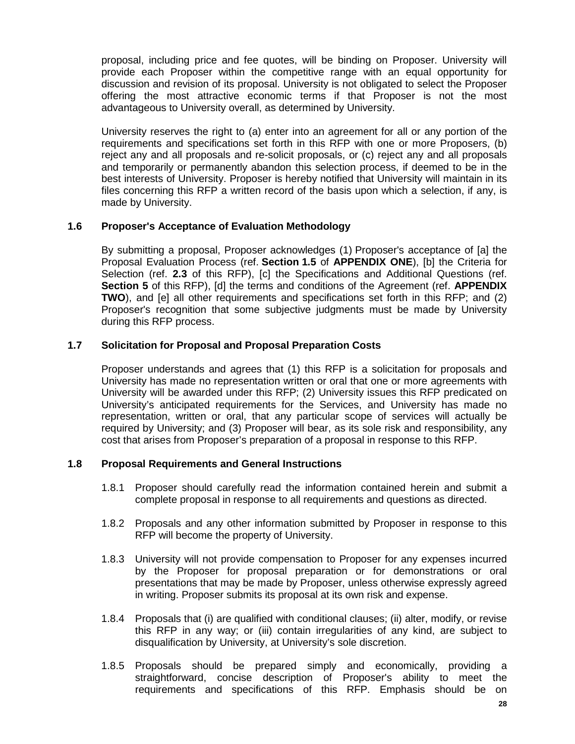proposal, including price and fee quotes, will be binding on Proposer. University will provide each Proposer within the competitive range with an equal opportunity for discussion and revision of its proposal. University is not obligated to select the Proposer offering the most attractive economic terms if that Proposer is not the most advantageous to University overall, as determined by University.

University reserves the right to (a) enter into an agreement for all or any portion of the requirements and specifications set forth in this RFP with one or more Proposers, (b) reject any and all proposals and re-solicit proposals, or (c) reject any and all proposals and temporarily or permanently abandon this selection process, if deemed to be in the best interests of University. Proposer is hereby notified that University will maintain in its files concerning this RFP a written record of the basis upon which a selection, if any, is made by University.

### 1.6 Proposer's Acceptance of Evaluation Methodology

By submitting a proposal, Proposer acknowledges (1) Proposer's acceptance of [a] the Proposal Evaluation Process (ref. **Section 1.5** of **APPENDIX ONE**), [b] the Criteria for Selection (ref. **2.3** of this RFP), [c] the Specifications and Additional Questions (ref. **Section 5** of this RFP), [d] the terms and conditions of the Agreement (ref. **APPENDIX TWO**), and [e] all other requirements and specifications set forth in this RFP; and (2) Proposer's recognition that some subjective judgments must be made by University during this RFP process.

### 1.7 Solicitation for Proposal and Proposal Preparation Costs

Proposer understands and agrees that (1) this RFP is a solicitation for proposals and University has made no representation written or oral that one or more agreements with University will be awarded under this RFP; (2) University issues this RFP predicated on University's anticipated requirements for the Services, and University has made no representation, written or oral, that any particular scope of services will actually be required by University; and (3) Proposer will bear, as its sole risk and responsibility, any cost that arises from Proposer's preparation of a proposal in response to this RFP.

### 1.8 Proposal Requirements and General Instructions

1.8.1 Proposer should carefully read the information contained herein and submit a complete proposal in response to all requirements and questions as directed.

1.8.2 Proposals and any other information submitted by Proposer in response to this RFP will become the property of University.

1.8.3 University will not provide compensation to Proposer for any expenses incurred by the Proposer for proposal preparation or for demonstrations or oral presentations that may be made by Proposer, unless otherwise expressly agreed in writing. Proposer submits its proposal at its own risk and expense.

1.8.4 Proposals that (i) are qualified with conditional clauses; (ii) alter, modify, or revise this RFP in any way; or (iii) contain irregularities of any kind, are subject to disqualification by University, at University's sole discretion.

1.8.5 Proposals should be prepared simply and economically, providing a straightforward, concise description of Proposer's ability to meet the requirements and specifications of this RFP. Emphasis should be on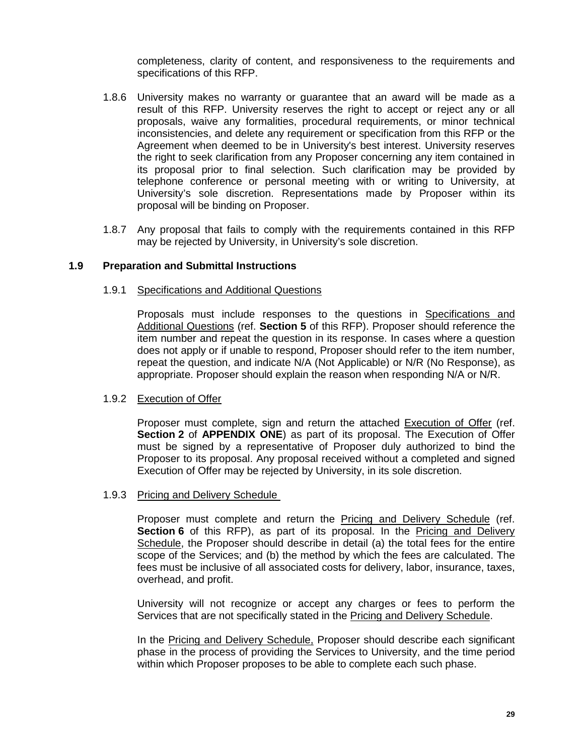completeness, clarity of content, and responsiveness to the requirements and specifications of this RFP.

1.8.6 University makes no warranty or guarantee that an award will be made as a result of this RFP. University reserves the right to accept or reject any or all proposals, waive any formalities, procedural requirements, or minor technical inconsistencies, and delete any requirement or specification from this RFP or the Agreement when deemed to be in University's best interest. University reserves the right to seek clarification from any Proposer concerning any item contained in its proposal prior to final selection. Such clarification may be provided by telephone conference or personal meeting with or writing to University, at University's sole discretion. Representations made by Proposer within its proposal will be binding on Proposer.

1.8.7 Any proposal that fails to comply with the requirements contained in this RFP may be rejected by University, in University's sole discretion.

## 1.9 Preparation and Submittal Instructions

### 1.9.1 Specifications and Additional Questions

Proposals must include responses to the questions in Specifications and Additional Questions (ref. **Section 5** of this RFP). Proposer should reference the item number and repeat the question in its response. In cases where a question does not apply or if unable to respond, Proposer should refer to the item number, repeat the question, and indicate N/A (Not Applicable) or N/R (No Response), as appropriate. Proposer should explain the reason when responding N/A or N/R.

### 1.9.2 Execution of Offer

Proposer must complete, sign and return the attached Execution of Offer (ref. **Section 2** of **APPENDIX ONE**) as part of its proposal. The Execution of Offer must be signed by a representative of Proposer duly authorized to bind the Proposer to its proposal. Any proposal received without a completed and signed Execution of Offer may be rejected by University, in its sole discretion.

### 1.9.3 Pricing and Delivery Schedule

Proposer must complete and return the Pricing and Delivery Schedule (ref. **Section 6** of this RFP), as part of its proposal. In the Pricing and Delivery Schedule, the Proposer should describe in detail (a) the total fees for the entire scope of the Services; and (b) the method by which the fees are calculated. The fees must be inclusive of all associated costs for delivery, labor, insurance, taxes, overhead, and profit.

University will not recognize or accept any charges or fees to perform the Services that are not specifically stated in the Pricing and Delivery Schedule.

In the Pricing and Delivery Schedule, Proposer should describe each significant phase in the process of providing the Services to University, and the time period within which Proposer proposes to be able to complete each such phase.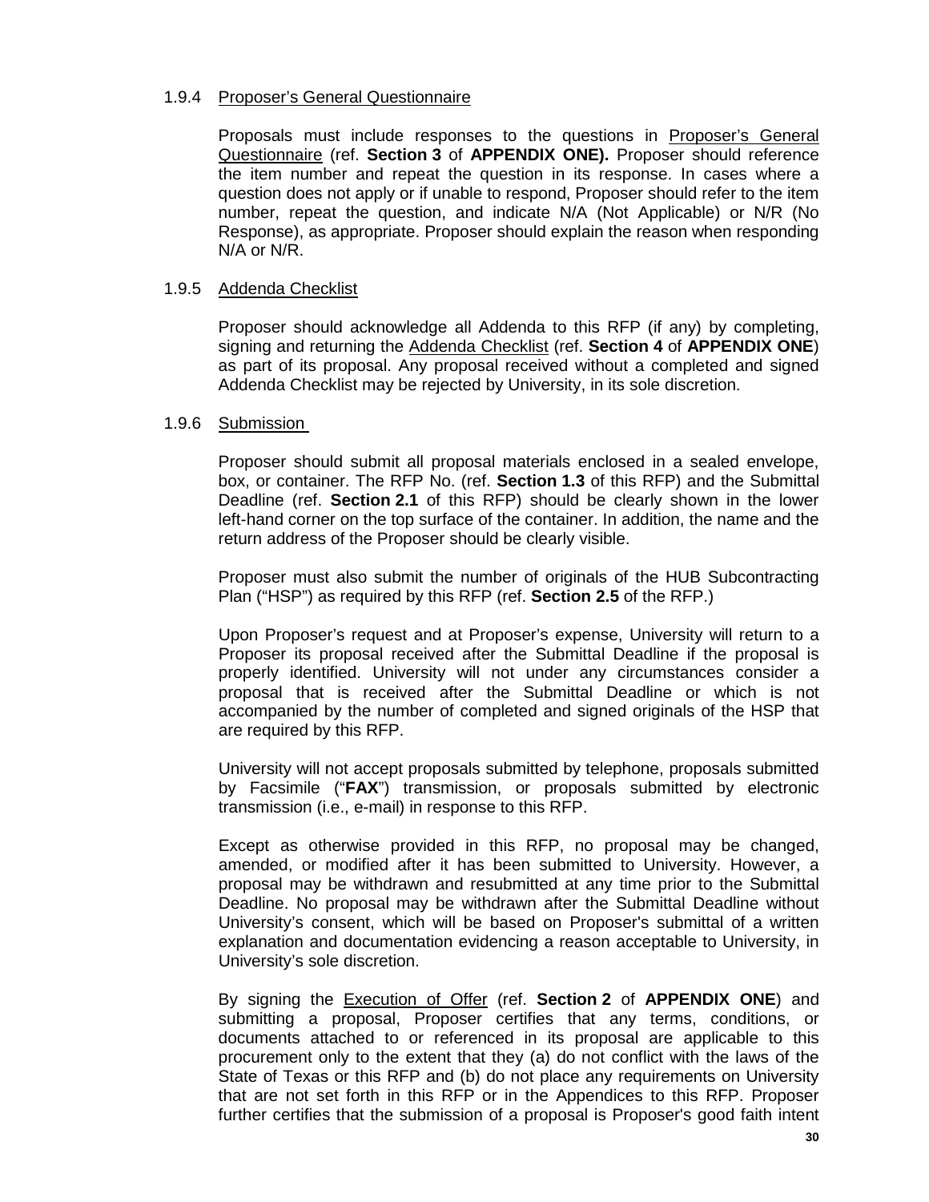### 1.9.4 Proposer's General Questionnaire

Proposals must include responses to the questions in Proposer's General Questionnaire (ref. **Section 3** of **APPENDIX ONE).** Proposer should reference the item number and repeat the question in its response. In cases where a question does not apply or if unable to respond, Proposer should refer to the item number, repeat the question, and indicate N/A (Not Applicable) or N/R (No Response), as appropriate. Proposer should explain the reason when responding N/A or N/R.

### 1.9.5 Addenda Checklist

Proposer should acknowledge all Addenda to this RFP (if any) by completing, signing and returning the Addenda Checklist (ref. **Section 4** of **APPENDIX ONE**) as part of its proposal. Any proposal received without a completed and signed Addenda Checklist may be rejected by University, in its sole discretion.

### 1.9.6 Submission

Proposer should submit all proposal materials enclosed in a sealed envelope, box, or container. The RFP No. (ref. **Section 1.3** of this RFP) and the Submittal Deadline (ref. **Section 2.1** of this RFP) should be clearly shown in the lower left-hand corner on the top surface of the container. In addition, the name and the return address of the Proposer should be clearly visible.

Proposer must also submit the number of originals of the HUB Subcontracting Plan ("HSP") as required by this RFP (ref. **Section 2.5** of the RFP.)

Upon Proposer's request and at Proposer's expense, University will return to a Proposer its proposal received after the Submittal Deadline if the proposal is properly identified. University will not under any circumstances consider a proposal that is received after the Submittal Deadline or which is not accompanied by the number of completed and signed originals of the HSP that are required by this RFP.

University will not accept proposals submitted by telephone, proposals submitted by Facsimile ("**FAX**") transmission, or proposals submitted by electronic transmission (i.e., e-mail) in response to this RFP.

Except as otherwise provided in this RFP, no proposal may be changed, amended, or modified after it has been submitted to University. However, a proposal may be withdrawn and resubmitted at any time prior to the Submittal Deadline. No proposal may be withdrawn after the Submittal Deadline without University's consent, which will be based on Proposer's submittal of a written explanation and documentation evidencing a reason acceptable to University, in University's sole discretion.

By signing the Execution of Offer (ref. **Section 2** of **APPENDIX ONE**) and submitting a proposal, Proposer certifies that any terms, conditions, or documents attached to or referenced in its proposal are applicable to this procurement only to the extent that they (a) do not conflict with the laws of the State of Texas or this RFP and (b) do not place any requirements on University that are not set forth in this RFP or in the Appendices to this RFP. Proposer further certifies that the submission of a proposal is Proposer's good faith intent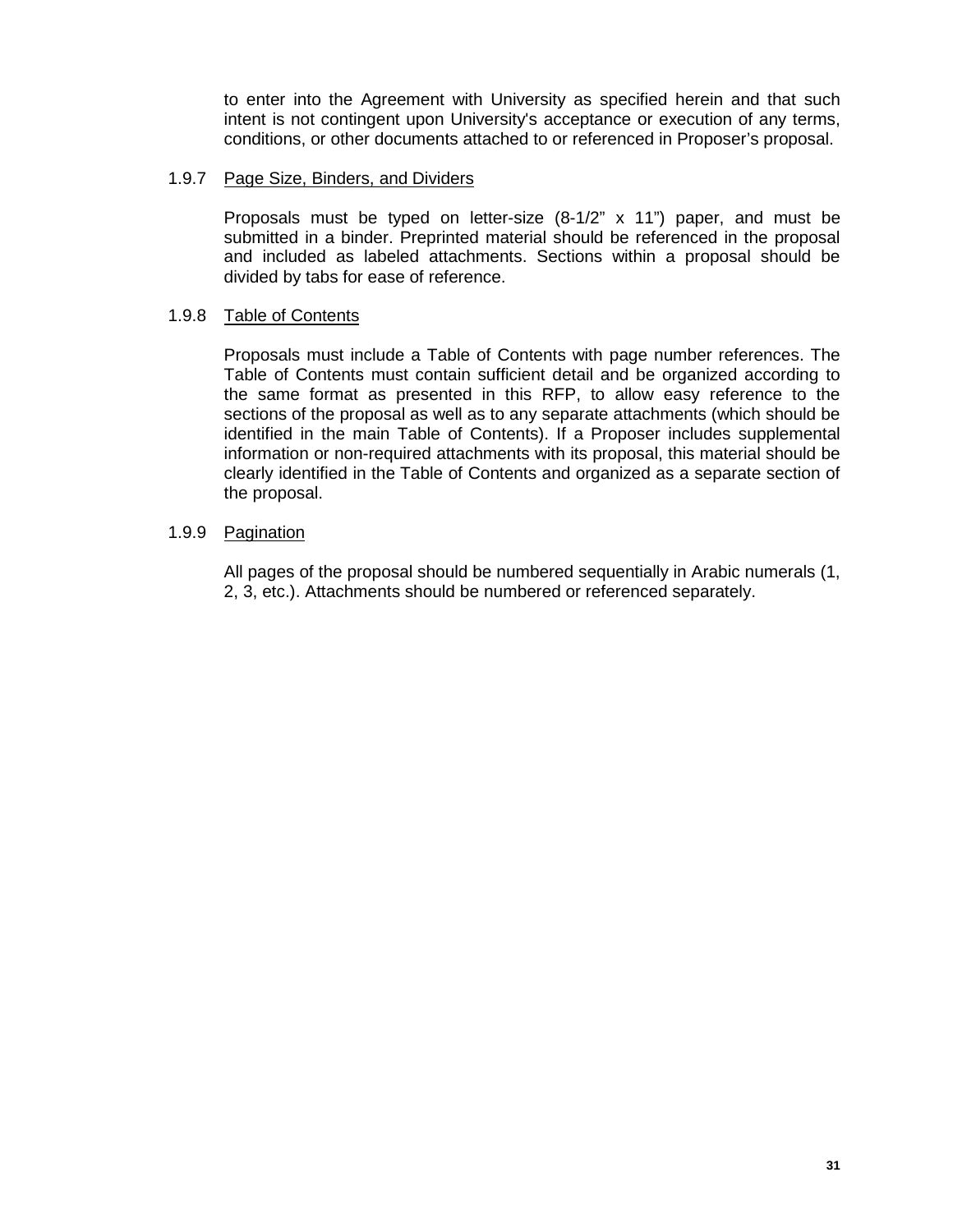to enter into the Agreement with University as specified herein and that such intent is not contingent upon University's acceptance or execution of any terms, conditions, or other documents attached to or referenced in Proposer's proposal.

1.9.7 Page Size, Binders, and Dividers

Proposals must be typed on letter-size (8-1/2" x 11") paper, and must be submitted in a binder. Preprinted material should be referenced in the proposal and included as labeled attachments. Sections within a proposal should be divided by tabs for ease of reference.

1.9.8 Table of Contents

Proposals must include a Table of Contents with page number references. The Table of Contents must contain sufficient detail and be organized according to the same format as presented in this RFP, to allow easy reference to the sections of the proposal as well as to any separate attachments (which should be identified in the main Table of Contents). If a Proposer includes supplemental information or non-required attachments with its proposal, this material should be clearly identified in the Table of Contents and organized as a separate section of the proposal.

1.9.9 Pagination

All pages of the proposal should be numbered sequentially in Arabic numerals (1, 2, 3, etc.). Attachments should be numbered or referenced separately.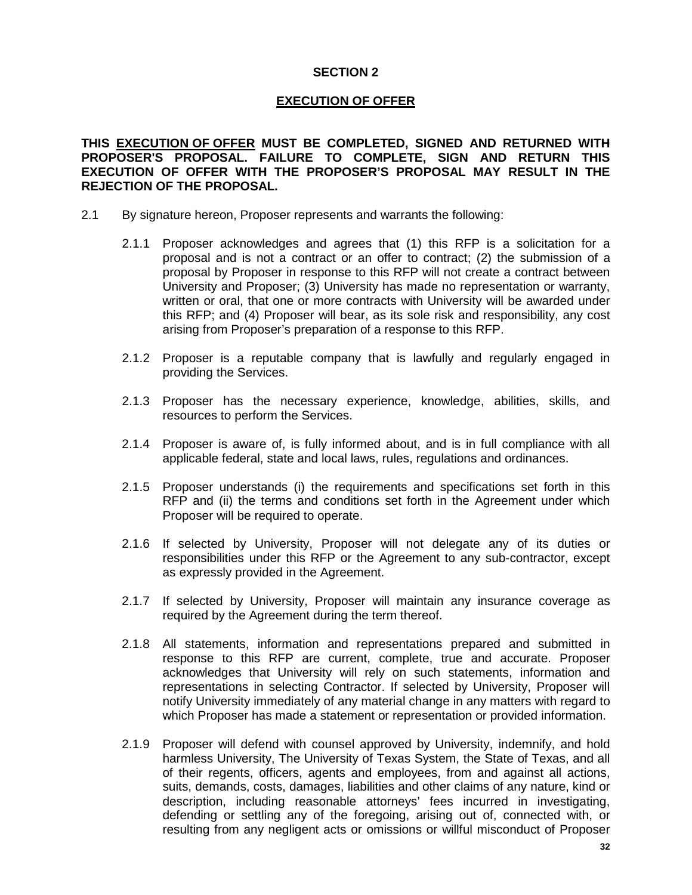## SECTION 2

## EXECUTION OF OFFER

**THIS EXECUTION OF OFFER MUST BE COMPLETED, SIGNED AND RETURNED WITH PROPOSER'S PROPOSAL. FAILURE TO COMPLETE, SIGN AND RETURN THIS EXECUTION OF OFFER WITH THE PROPOSER'S PROPOSAL MAY RESULT IN THE REJECTION OF THE PROPOSAL.**

2.1 By signature hereon, Proposer represents and warrants the following:

2.1.1 Proposer acknowledges and agrees that (1) this RFP is a solicitation for a proposal and is not a contract or an offer to contract; (2) the submission of a proposal by Proposer in response to this RFP will not create a contract between University and Proposer; (3) University has made no representation or warranty, written or oral, that one or more contracts with University will be awarded under this RFP; and (4) Proposer will bear, as its sole risk and responsibility, any cost arising from Proposer's preparation of a response to this RFP.

2.1.2 Proposer is a reputable company that is lawfully and regularly engaged in providing the Services.

2.1.3 Proposer has the necessary experience, knowledge, abilities, skills, and resources to perform the Services.

2.1.4 Proposer is aware of, is fully informed about, and is in full compliance with all applicable federal, state and local laws, rules, regulations and ordinances.

2.1.5 Proposer understands (i) the requirements and specifications set forth in this RFP and (ii) the terms and conditions set forth in the Agreement under which Proposer will be required to operate.

2.1.6 If selected by University, Proposer will not delegate any of its duties or responsibilities under this RFP or the Agreement to any sub-contractor, except as expressly provided in the Agreement.

2.1.7 If selected by University, Proposer will maintain any insurance coverage as required by the Agreement during the term thereof.

2.1.8 All statements, information and representations prepared and submitted in response to this RFP are current, complete, true and accurate. Proposer acknowledges that University will rely on such statements, information and representations in selecting Contractor. If selected by University, Proposer will notify University immediately of any material change in any matters with regard to which Proposer has made a statement or representation or provided information.

2.1.9 Proposer will defend with counsel approved by University, indemnify, and hold harmless University, The University of Texas System, the State of Texas, and all of their regents, officers, agents and employees, from and against all actions, suits, demands, costs, damages, liabilities and other claims of any nature, kind or description, including reasonable attorneys' fees incurred in investigating, defending or settling any of the foregoing, arising out of, connected with, or resulting from any negligent acts or omissions or willful misconduct of Proposer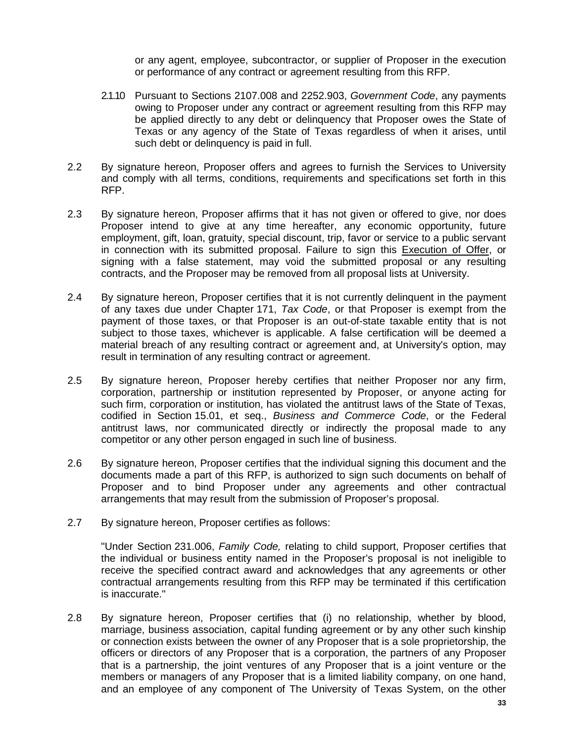or any agent, employee, subcontractor, or supplier of Proposer in the execution or performance of any contract or agreement resulting from this RFP.

2.1.10 Pursuant to Sections 2107.008 and 2252.903, *Government Code*, any payments owing to Proposer under any contract or agreement resulting from this RFP may be applied directly to any debt or delinquency that Proposer owes the State of Texas or any agency of the State of Texas regardless of when it arises, until such debt or delinquency is paid in full.

2.2 By signature hereon, Proposer offers and agrees to furnish the Services to University and comply with all terms, conditions, requirements and specifications set forth in this RFP.

2.3 By signature hereon, Proposer affirms that it has not given or offered to give, nor does Proposer intend to give at any time hereafter, any economic opportunity, future employment, gift, loan, gratuity, special discount, trip, favor or service to a public servant in connection with its submitted proposal. Failure to sign this Execution of Offer, or signing with a false statement, may void the submitted proposal or any resulting contracts, and the Proposer may be removed from all proposal lists at University.

2.4 By signature hereon, Proposer certifies that it is not currently delinquent in the payment of any taxes due under Chapter 171, *Tax Code*, or that Proposer is exempt from the payment of those taxes, or that Proposer is an out-of-state taxable entity that is not subject to those taxes, whichever is applicable. A false certification will be deemed a material breach of any resulting contract or agreement and, at University's option, may result in termination of any resulting contract or agreement.

2.5 By signature hereon, Proposer hereby certifies that neither Proposer nor any firm, corporation, partnership or institution represented by Proposer, or anyone acting for such firm, corporation or institution, has violated the antitrust laws of the State of Texas, codified in Section 15.01, et seq., *Business and Commerce Code*, or the Federal antitrust laws, nor communicated directly or indirectly the proposal made to any competitor or any other person engaged in such line of business.

2.6 By signature hereon, Proposer certifies that the individual signing this document and the documents made a part of this RFP, is authorized to sign such documents on behalf of Proposer and to bind Proposer under any agreements and other contractual arrangements that may result from the submission of Proposer's proposal.

2.7 By signature hereon, Proposer certifies as follows:

"Under Section 231.006, *Family Code,* relating to child support, Proposer certifies that the individual or business entity named in the Proposer's proposal is not ineligible to receive the specified contract award and acknowledges that any agreements or other contractual arrangements resulting from this RFP may be terminated if this certification is inaccurate."

2.8 By signature hereon, Proposer certifies that (i) no relationship, whether by blood, marriage, business association, capital funding agreement or by any other such kinship or connection exists between the owner of any Proposer that is a sole proprietorship, the officers or directors of any Proposer that is a corporation, the partners of any Proposer that is a partnership, the joint ventures of any Proposer that is a joint venture or the members or managers of any Proposer that is a limited liability company, on one hand, and an employee of any component of The University of Texas System, on the other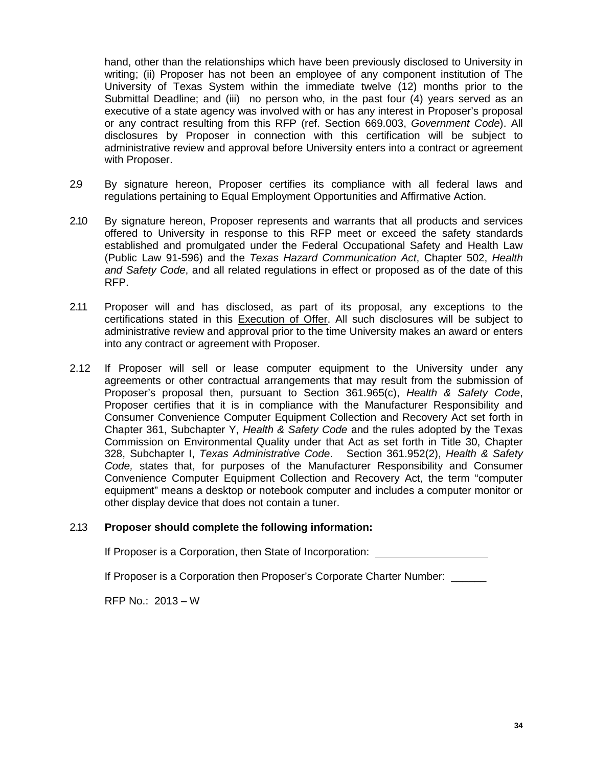hand, other than the relationships which have been previously disclosed to University in writing; (ii) Proposer has not been an employee of any component institution of The University of Texas System within the immediate twelve (12) months prior to the Submittal Deadline; and (iii) no person who, in the past four (4) years served as an executive of a state agency was involved with or has any interest in Proposer's proposal or any contract resulting from this RFP (ref. Section 669.003, *Government Code*). All disclosures by Proposer in connection with this certification will be subject to administrative review and approval before University enters into a contract or agreement with Proposer.

2.9 By signature hereon, Proposer certifies its compliance with all federal laws and regulations pertaining to Equal Employment Opportunities and Affirmative Action.

2.10 By signature hereon, Proposer represents and warrants that all products and services offered to University in response to this RFP meet or exceed the safety standards established and promulgated under the Federal Occupational Safety and Health Law (Public Law 91-596) and the *Texas Hazard Communication Act*, Chapter 502, *Health and Safety Code*, and all related regulations in effect or proposed as of the date of this RFP.

2.11 Proposer will and has disclosed, as part of its proposal, any exceptions to the certifications stated in this <u>Execution of Offer</u>. All such disclosures will be subject to administrative review and approval prior to the time University makes an award or enters into any contract or agreement with Proposer.

2.12 If Proposer will sell or lease computer equipment to the University under any agreements or other contractual arrangements that may result from the submission of Proposer's proposal then, pursuant to Section 361.965(c), *Health & Safety Code*, Proposer certifies that it is in compliance with the Manufacturer Responsibility and Consumer Convenience Computer Equipment Collection and Recovery Act set forth in Chapter 361, Subchapter Y, *Health & Safety Code* and the rules adopted by the Texas Commission on Environmental Quality under that Act as set forth in Title 30, Chapter 328, Subchapter I, *Texas Administrative Code*. Section 361.952(2), *Health & Safety Code,* states that, for purposes of the Manufacturer Responsibility and Consumer Convenience Computer Equipment Collection and Recovery Act*,* the term "computer equipment" means a desktop or notebook computer and includes a computer monitor or other display device that does not contain a tuner.

2.13 **Proposer should complete the following information:**

If Proposer is a Corporation, then State of Incorporation: ____________________

If Proposer is a Corporation then Proposer's Corporate Charter Number: ______

RFP No.: 2013 – W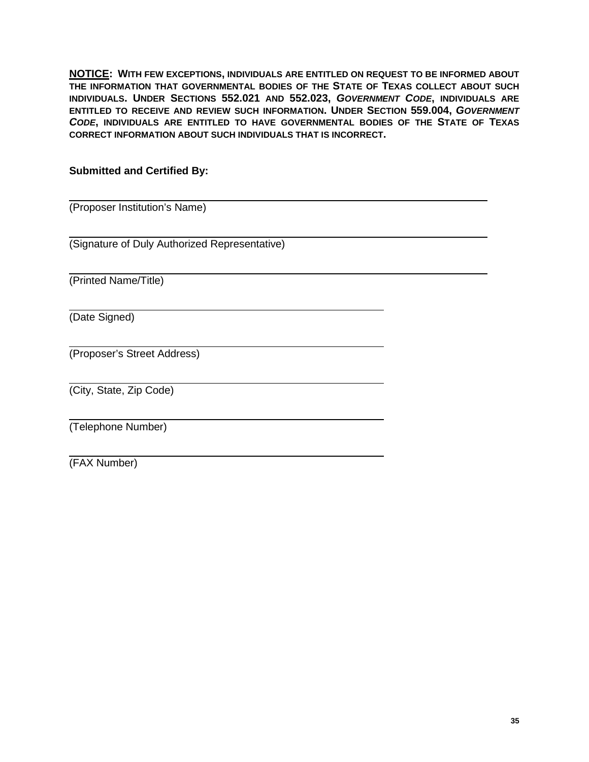**NOTICE**: **WITH FEW EXCEPTIONS, INDIVIDUALS ARE ENTITLED ON REQUEST TO BE INFORMED ABOUT THE INFORMATION THAT GOVERNMENTAL BODIES OF THE STATE OF TEXAS COLLECT ABOUT SUCH INDIVIDUALS. UNDER SECTIONS 552.021 AND 552.023, *GOVERNMENT CODE*, INDIVIDUALS ARE ENTITLED TO RECEIVE AND REVIEW SUCH INFORMATION. UNDER SECTION 559.004, *GOVERNMENT CODE*, INDIVIDUALS ARE ENTITLED TO HAVE GOVERNMENTAL BODIES OF THE STATE OF TEXAS CORRECT INFORMATION ABOUT SUCH INDIVIDUALS THAT IS INCORRECT.**

**Submitted and Certified By:**

\_\_\_\_\_\_\_\_\_\_\_\_\_\_\_\_\_\_\_\_\_\_\_\_\_\_\_\_\_\_\_\_\_\_\_\_\_\_\_\_\_\_\_\_\_\_\_\_\_\_\_\_\_\_\_\_\_\_\_\_\_\_\_\_

(Proposer Institution's Name)

\_\_\_\_\_\_\_\_\_\_\_\_\_\_\_\_\_\_\_\_\_\_\_\_\_\_\_\_\_\_\_\_\_\_\_\_\_\_\_\_\_\_\_\_\_\_\_\_\_\_\_\_\_\_\_\_\_\_\_\_\_\_\_\_

(Signature of Duly Authorized Representative)

\_\_\_\_\_\_\_\_\_\_\_\_\_\_\_\_\_\_\_\_\_\_\_\_\_\_\_\_\_\_\_\_\_\_\_\_\_\_\_\_\_\_\_\_\_\_\_\_\_\_\_\_\_\_\_\_\_\_\_\_\_\_\_\_

(Printed Name/Title)

\_\_\_\_\_\_\_\_\_\_\_\_\_\_\_\_\_\_\_\_\_\_\_\_\_\_\_\_\_\_\_\_\_\_\_\_\_\_\_\_\_\_\_\_\_\_\_\_

(Date Signed)

\_\_\_\_\_\_\_\_\_\_\_\_\_\_\_\_\_\_\_\_\_\_\_\_\_\_\_\_\_\_\_\_\_\_\_\_\_\_\_\_\_\_\_\_\_\_\_\_

(Proposer's Street Address)

\_\_\_\_\_\_\_\_\_\_\_\_\_\_\_\_\_\_\_\_\_\_\_\_\_\_\_\_\_\_\_\_\_\_\_\_\_\_\_\_\_\_\_\_\_\_\_\_

(City, State, Zip Code)

\_\_\_\_\_\_\_\_\_\_\_\_\_\_\_\_\_\_\_\_\_\_\_\_\_\_\_\_\_\_\_\_\_\_\_\_\_\_\_\_\_\_\_\_\_\_\_\_

(Telephone Number)

\_\_\_\_\_\_\_\_\_\_\_\_\_\_\_\_\_\_\_\_\_\_\_\_\_\_\_\_\_\_\_\_\_\_\_\_\_\_\_\_\_\_\_\_\_\_\_\_

(FAX Number)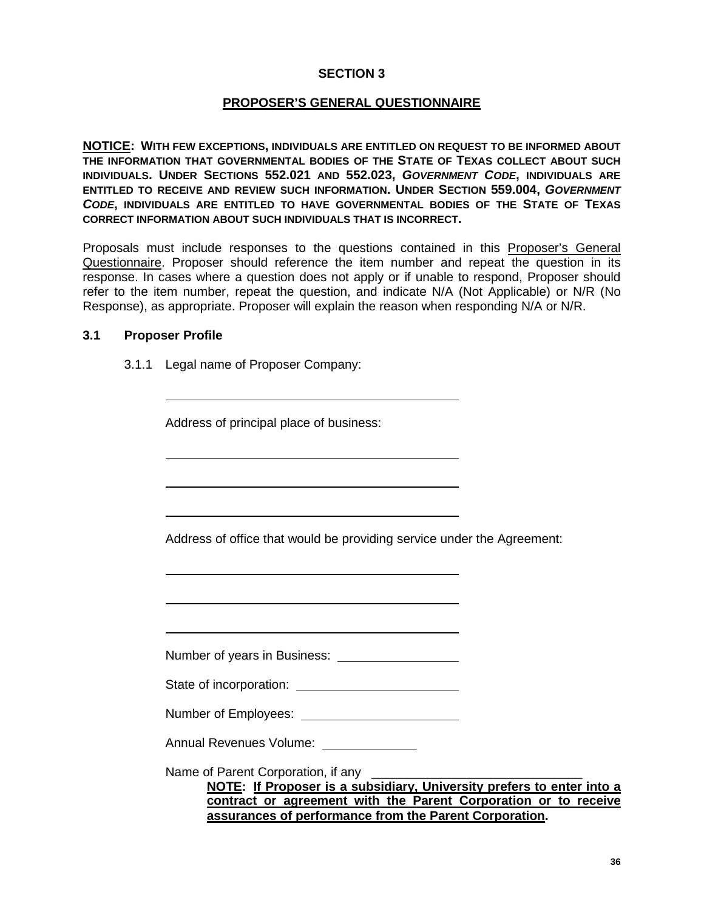## SECTION 3

## PROPOSER'S GENERAL QUESTIONNAIRE

**NOTICE: WITH FEW EXCEPTIONS, INDIVIDUALS ARE ENTITLED ON REQUEST TO BE INFORMED ABOUT THE INFORMATION THAT GOVERNMENTAL BODIES OF THE STATE OF TEXAS COLLECT ABOUT SUCH INDIVIDUALS. UNDER SECTIONS 552.021 AND 552.023, *GOVERNMENT CODE*, INDIVIDUALS ARE ENTITLED TO RECEIVE AND REVIEW SUCH INFORMATION. UNDER SECTION 559.004, *GOVERNMENT CODE*, INDIVIDUALS ARE ENTITLED TO HAVE GOVERNMENTAL BODIES OF THE STATE OF TEXAS CORRECT INFORMATION ABOUT SUCH INDIVIDUALS THAT IS INCORRECT.**

Proposals must include responses to the questions contained in this Proposer's General Questionnaire. Proposer should reference the item number and repeat the question in its response. In cases where a question does not apply or if unable to respond, Proposer should refer to the item number, repeat the question, and indicate N/A (Not Applicable) or N/R (No Response), as appropriate. Proposer will explain the reason when responding N/A or N/R.

### 3.1 Proposer Profile

3.1.1 Legal name of Proposer Company:

_______________________________________

Address of principal place of business:

_______________________________________

_______________________________________

_______________________________________

Address of office that would be providing service under the Agreement:

_______________________________________

_______________________________________

_______________________________________

Number of years in Business: ________________

State of incorporation: ______________________

Number of Employees: ______________________

Annual Revenues Volume: _____________

Name of Parent Corporation, if any ____________________________

**NOTE: If Proposer is a subsidiary, University prefers to enter into a contract or agreement with the Parent Corporation or to receive assurances of performance from the Parent Corporation.**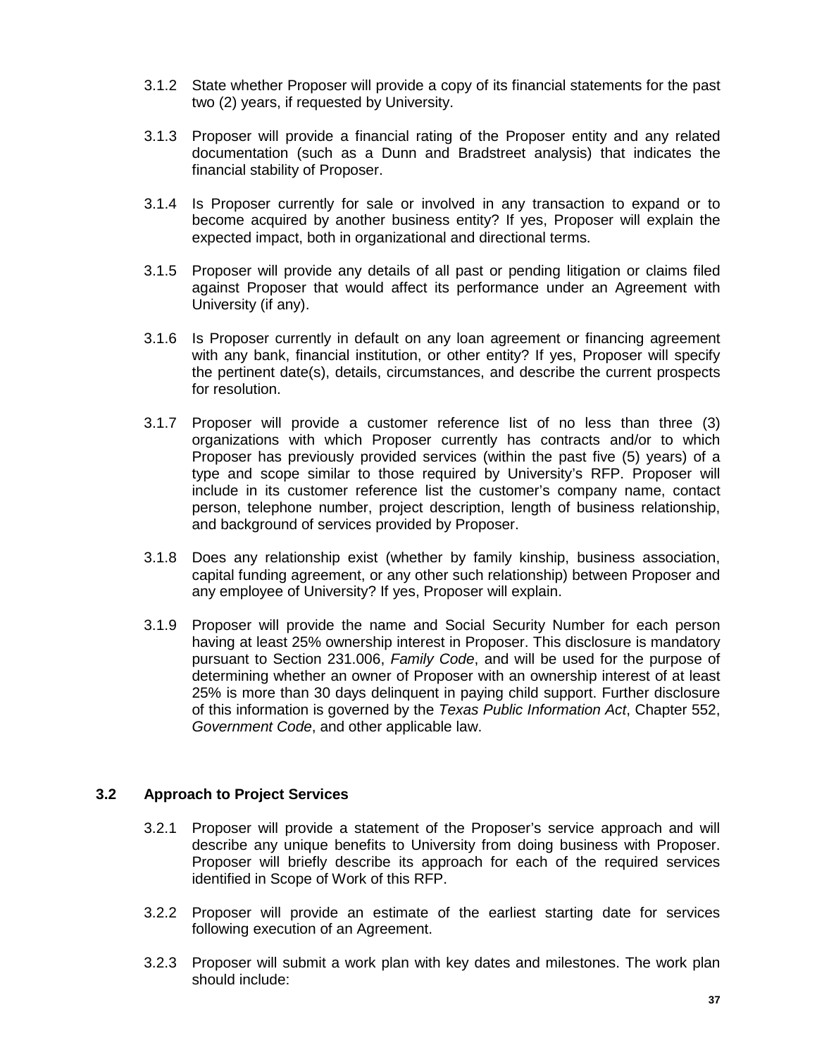3.1.2 State whether Proposer will provide a copy of its financial statements for the past two (2) years, if requested by University.

3.1.3 Proposer will provide a financial rating of the Proposer entity and any related documentation (such as a Dunn and Bradstreet analysis) that indicates the financial stability of Proposer.

3.1.4 Is Proposer currently for sale or involved in any transaction to expand or to become acquired by another business entity? If yes, Proposer will explain the expected impact, both in organizational and directional terms.

3.1.5 Proposer will provide any details of all past or pending litigation or claims filed against Proposer that would affect its performance under an Agreement with University (if any).

3.1.6 Is Proposer currently in default on any loan agreement or financing agreement with any bank, financial institution, or other entity? If yes, Proposer will specify the pertinent date(s), details, circumstances, and describe the current prospects for resolution.

3.1.7 Proposer will provide a customer reference list of no less than three (3) organizations with which Proposer currently has contracts and/or to which Proposer has previously provided services (within the past five (5) years) of a type and scope similar to those required by University's RFP. Proposer will include in its customer reference list the customer's company name, contact person, telephone number, project description, length of business relationship, and background of services provided by Proposer.

3.1.8 Does any relationship exist (whether by family kinship, business association, capital funding agreement, or any other such relationship) between Proposer and any employee of University? If yes, Proposer will explain.

3.1.9 Proposer will provide the name and Social Security Number for each person having at least 25% ownership interest in Proposer. This disclosure is mandatory pursuant to Section 231.006, *Family Code*, and will be used for the purpose of determining whether an owner of Proposer with an ownership interest of at least 25% is more than 30 days delinquent in paying child support. Further disclosure of this information is governed by the *Texas Public Information Act*, Chapter 552, *Government Code*, and other applicable law.

### 3.2 Approach to Project Services

3.2.1 Proposer will provide a statement of the Proposer's service approach and will describe any unique benefits to University from doing business with Proposer. Proposer will briefly describe its approach for each of the required services identified in Scope of Work of this RFP.

3.2.2 Proposer will provide an estimate of the earliest starting date for services following execution of an Agreement.

3.2.3 Proposer will submit a work plan with key dates and milestones. The work plan should include: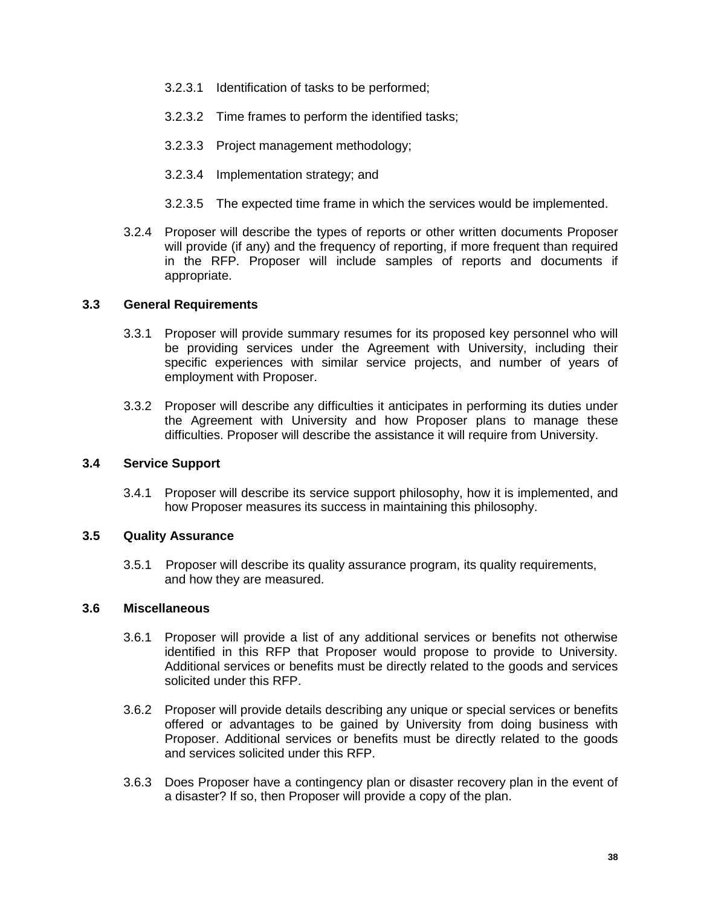3.2.3.1 Identification of tasks to be performed;

3.2.3.2 Time frames to perform the identified tasks;

3.2.3.3 Project management methodology;

3.2.3.4 Implementation strategy; and

3.2.3.5 The expected time frame in which the services would be implemented.

3.2.4 Proposer will describe the types of reports or other written documents Proposer will provide (if any) and the frequency of reporting, if more frequent than required in the RFP. Proposer will include samples of reports and documents if appropriate.

### 3.3 General Requirements

3.3.1 Proposer will provide summary resumes for its proposed key personnel who will be providing services under the Agreement with University, including their specific experiences with similar service projects, and number of years of employment with Proposer.

3.3.2 Proposer will describe any difficulties it anticipates in performing its duties under the Agreement with University and how Proposer plans to manage these difficulties. Proposer will describe the assistance it will require from University.

### 3.4 Service Support

3.4.1 Proposer will describe its service support philosophy, how it is implemented, and how Proposer measures its success in maintaining this philosophy.

### 3.5 Quality Assurance

3.5.1 Proposer will describe its quality assurance program, its quality requirements, and how they are measured.

### 3.6 Miscellaneous

3.6.1 Proposer will provide a list of any additional services or benefits not otherwise identified in this RFP that Proposer would propose to provide to University. Additional services or benefits must be directly related to the goods and services solicited under this RFP.

3.6.2 Proposer will provide details describing any unique or special services or benefits offered or advantages to be gained by University from doing business with Proposer. Additional services or benefits must be directly related to the goods and services solicited under this RFP.

3.6.3 Does Proposer have a contingency plan or disaster recovery plan in the event of a disaster? If so, then Proposer will provide a copy of the plan.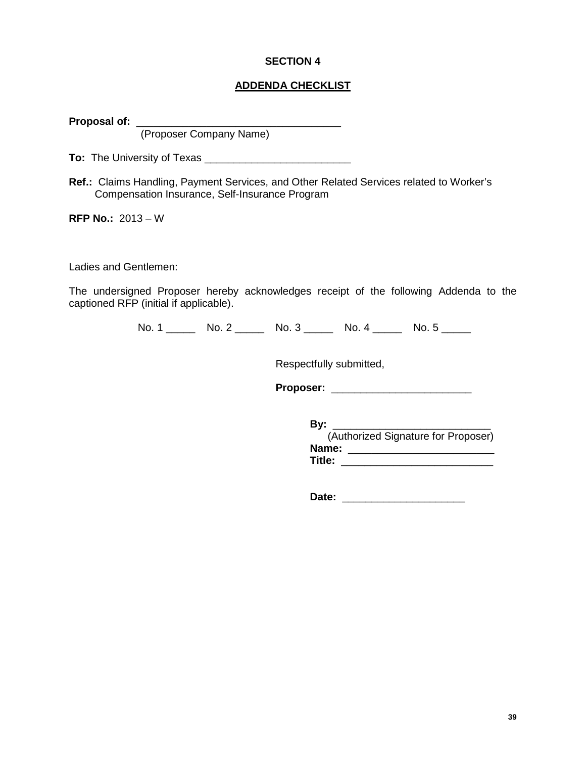# SECTION 4

## ADDENDA CHECKLIST

**Proposal of:** ___________________________________
(Proposer Company Name)

**To:** The University of Texas _________________________

**Ref.:** Claims Handling, Payment Services, and Other Related Services related to Worker's Compensation Insurance, Self-Insurance Program

**RFP No.:** 2013 – W

Ladies and Gentlemen:

The undersigned Proposer hereby acknowledges receipt of the following Addenda to the captioned RFP (initial if applicable).

No. 1 _____ No. 2 _____ No. 3 _____ No. 4 _____ No. 5 _____

Respectfully submitted,

**Proposer:** ________________________

**By:** ___________________________
(Authorized Signature for Proposer)
**Name:** _________________________
**Title:** __________________________

**Date:** _____________________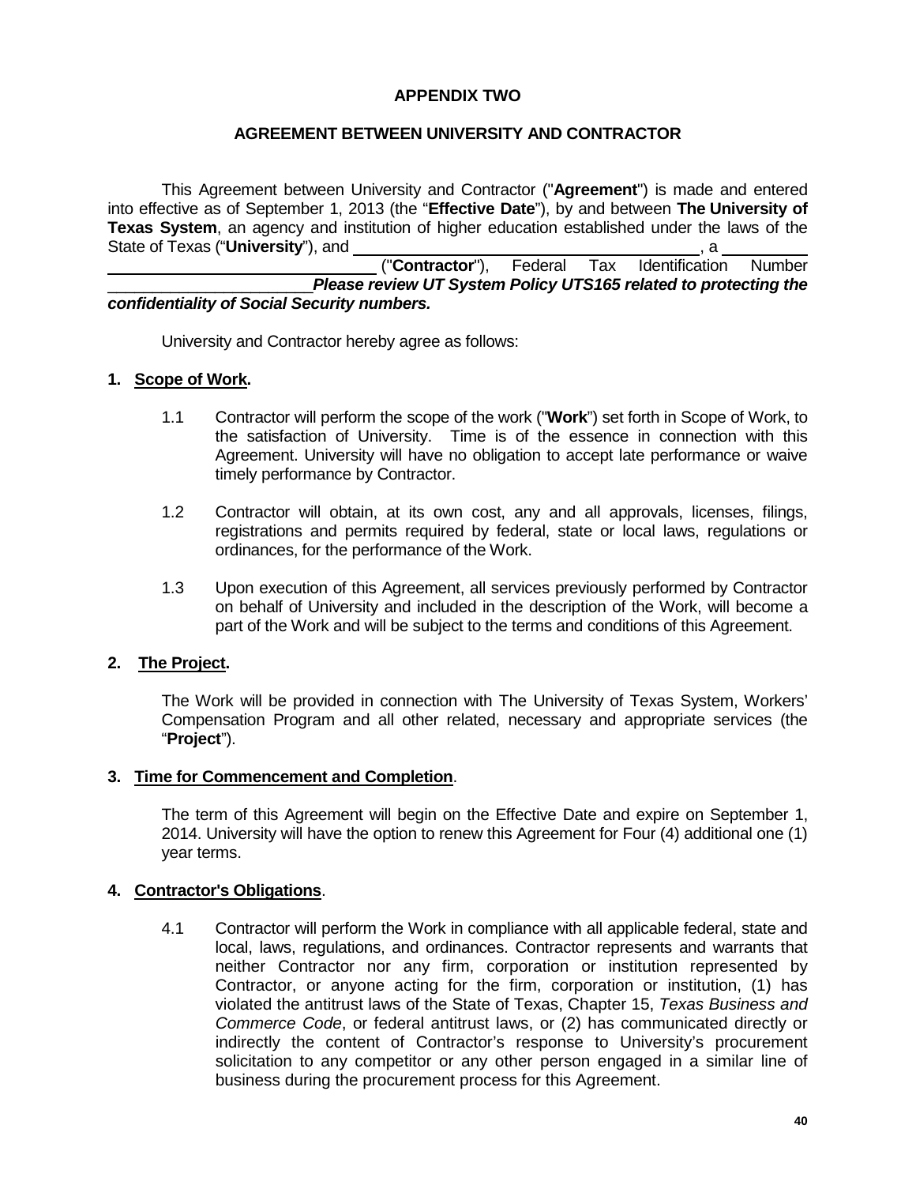**APPENDIX TWO**

**AGREEMENT BETWEEN UNIVERSITY AND CONTRACTOR**

This Agreement between University and Contractor ("**Agreement**") is made and entered into effective as of September 1, 2013 (the "**Effective Date**"), by and between **The University of Texas System**, an agency and institution of higher education established under the laws of the State of Texas ("**University**"), and ________________________________________, a ______________________________________ ("**Contractor**"), Federal Tax Identification Number ________________________ ***Please review UT System Policy UTS165 related to protecting the confidentiality of Social Security numbers.***

University and Contractor hereby agree as follows:

**1. Scope of Work.**

1.1 Contractor will perform the scope of the work ("**Work**") set forth in Scope of Work, to the satisfaction of University. Time is of the essence in connection with this Agreement. University will have no obligation to accept late performance or waive timely performance by Contractor.

1.2 Contractor will obtain, at its own cost, any and all approvals, licenses, filings, registrations and permits required by federal, state or local laws, regulations or ordinances, for the performance of the Work.

1.3 Upon execution of this Agreement, all services previously performed by Contractor on behalf of University and included in the description of the Work, will become a part of the Work and will be subject to the terms and conditions of this Agreement.

**2. The Project.**

The Work will be provided in connection with The University of Texas System, Workers' Compensation Program and all other related, necessary and appropriate services (the "**Project**").

**3. Time for Commencement and Completion**.

The term of this Agreement will begin on the Effective Date and expire on September 1, 2014. University will have the option to renew this Agreement for Four (4) additional one (1) year terms.

**4. Contractor's Obligations**.

4.1 Contractor will perform the Work in compliance with all applicable federal, state and local, laws, regulations, and ordinances. Contractor represents and warrants that neither Contractor nor any firm, corporation or institution represented by Contractor, or anyone acting for the firm, corporation or institution, (1) has violated the antitrust laws of the State of Texas, Chapter 15, *Texas Business and Commerce Code*, or federal antitrust laws, or (2) has communicated directly or indirectly the content of Contractor's response to University's procurement solicitation to any competitor or any other person engaged in a similar line of business during the procurement process for this Agreement.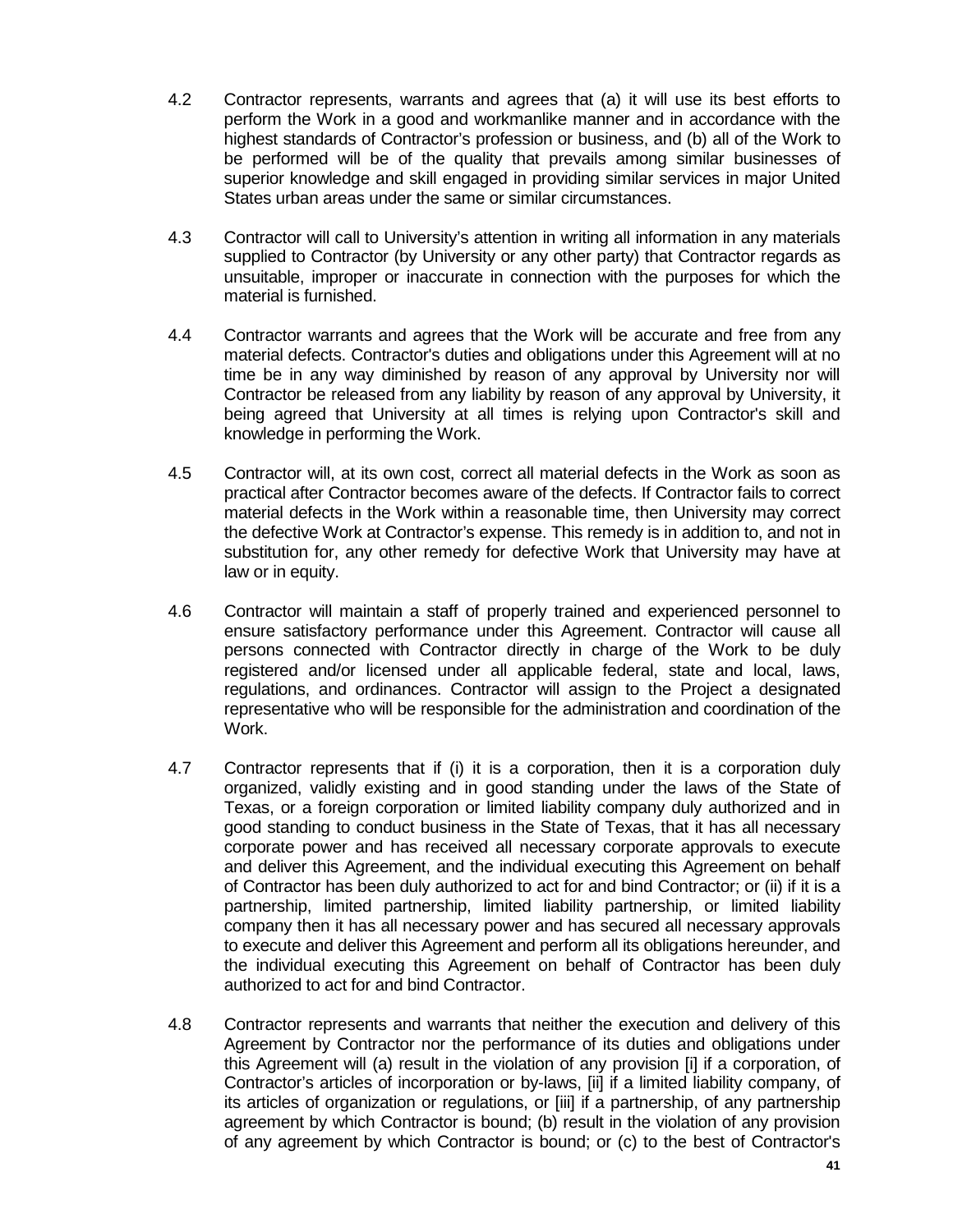4.2 Contractor represents, warrants and agrees that (a) it will use its best efforts to perform the Work in a good and workmanlike manner and in accordance with the highest standards of Contractor's profession or business, and (b) all of the Work to be performed will be of the quality that prevails among similar businesses of superior knowledge and skill engaged in providing similar services in major United States urban areas under the same or similar circumstances.

4.3 Contractor will call to University's attention in writing all information in any materials supplied to Contractor (by University or any other party) that Contractor regards as unsuitable, improper or inaccurate in connection with the purposes for which the material is furnished.

4.4 Contractor warrants and agrees that the Work will be accurate and free from any material defects. Contractor's duties and obligations under this Agreement will at no time be in any way diminished by reason of any approval by University nor will Contractor be released from any liability by reason of any approval by University, it being agreed that University at all times is relying upon Contractor's skill and knowledge in performing the Work.

4.5 Contractor will, at its own cost, correct all material defects in the Work as soon as practical after Contractor becomes aware of the defects. If Contractor fails to correct material defects in the Work within a reasonable time, then University may correct the defective Work at Contractor's expense. This remedy is in addition to, and not in substitution for, any other remedy for defective Work that University may have at law or in equity.

4.6 Contractor will maintain a staff of properly trained and experienced personnel to ensure satisfactory performance under this Agreement. Contractor will cause all persons connected with Contractor directly in charge of the Work to be duly registered and/or licensed under all applicable federal, state and local, laws, regulations, and ordinances. Contractor will assign to the Project a designated representative who will be responsible for the administration and coordination of the Work.

4.7 Contractor represents that if (i) it is a corporation, then it is a corporation duly organized, validly existing and in good standing under the laws of the State of Texas, or a foreign corporation or limited liability company duly authorized and in good standing to conduct business in the State of Texas, that it has all necessary corporate power and has received all necessary corporate approvals to execute and deliver this Agreement, and the individual executing this Agreement on behalf of Contractor has been duly authorized to act for and bind Contractor; or (ii) if it is a partnership, limited partnership, limited liability partnership, or limited liability company then it has all necessary power and has secured all necessary approvals to execute and deliver this Agreement and perform all its obligations hereunder, and the individual executing this Agreement on behalf of Contractor has been duly authorized to act for and bind Contractor.

4.8 Contractor represents and warrants that neither the execution and delivery of this Agreement by Contractor nor the performance of its duties and obligations under this Agreement will (a) result in the violation of any provision [i] if a corporation, of Contractor's articles of incorporation or by-laws, [ii] if a limited liability company, of its articles of organization or regulations, or [iii] if a partnership, of any partnership agreement by which Contractor is bound; (b) result in the violation of any provision of any agreement by which Contractor is bound; or (c) to the best of Contractor's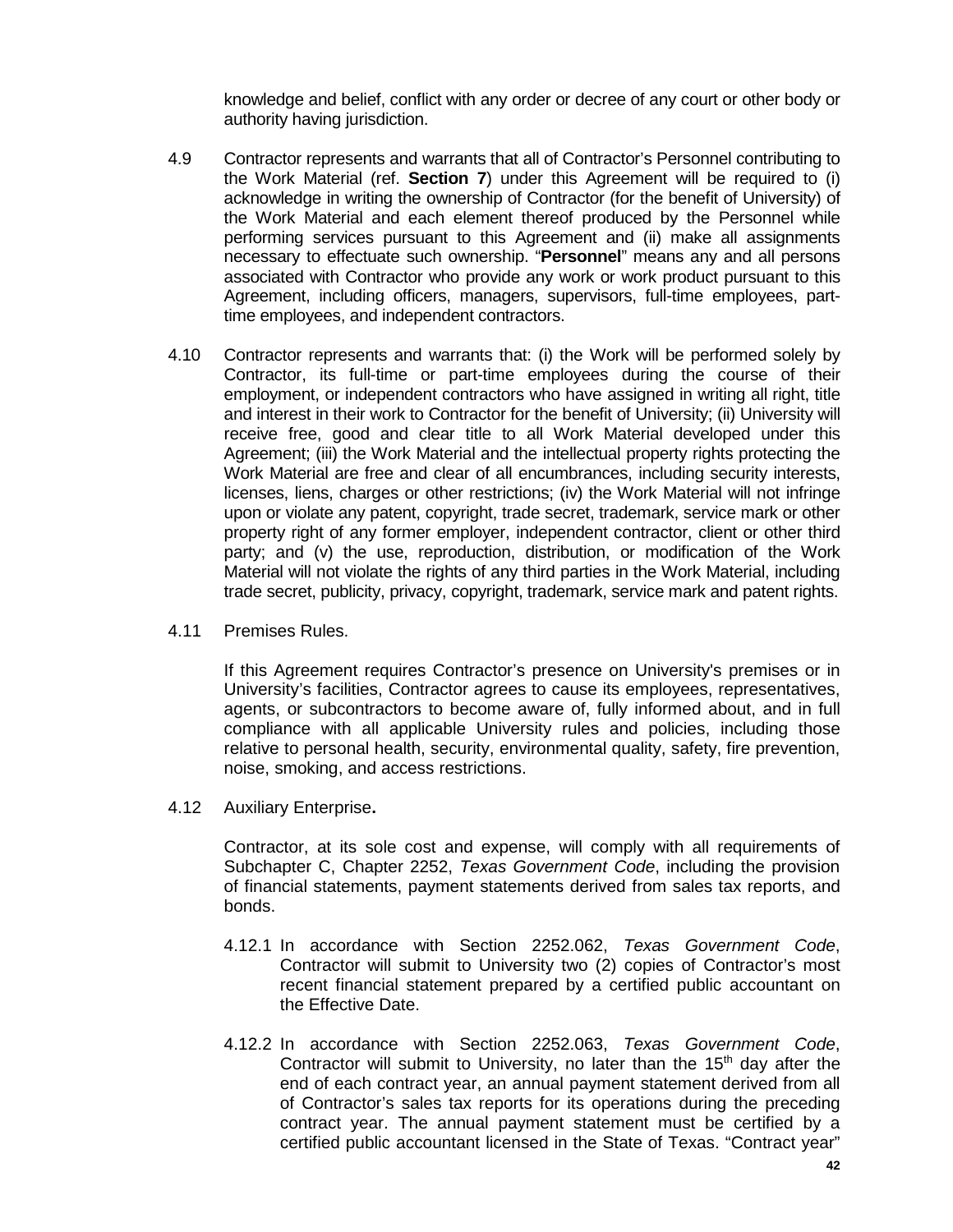knowledge and belief, conflict with any order or decree of any court or other body or authority having jurisdiction.

4.9 Contractor represents and warrants that all of Contractor's Personnel contributing to the Work Material (ref. **Section 7**) under this Agreement will be required to (i) acknowledge in writing the ownership of Contractor (for the benefit of University) of the Work Material and each element thereof produced by the Personnel while performing services pursuant to this Agreement and (ii) make all assignments necessary to effectuate such ownership. "**Personnel**" means any and all persons associated with Contractor who provide any work or work product pursuant to this Agreement, including officers, managers, supervisors, full-time employees, part-time employees, and independent contractors.

4.10 Contractor represents and warrants that: (i) the Work will be performed solely by Contractor, its full-time or part-time employees during the course of their employment, or independent contractors who have assigned in writing all right, title and interest in their work to Contractor for the benefit of University; (ii) University will receive free, good and clear title to all Work Material developed under this Agreement; (iii) the Work Material and the intellectual property rights protecting the Work Material are free and clear of all encumbrances, including security interests, licenses, liens, charges or other restrictions; (iv) the Work Material will not infringe upon or violate any patent, copyright, trade secret, trademark, service mark or other property right of any former employer, independent contractor, client or other third party; and (v) the use, reproduction, distribution, or modification of the Work Material will not violate the rights of any third parties in the Work Material, including trade secret, publicity, privacy, copyright, trademark, service mark and patent rights.

4.11 Premises Rules.

If this Agreement requires Contractor's presence on University's premises or in University's facilities, Contractor agrees to cause its employees, representatives, agents, or subcontractors to become aware of, fully informed about, and in full compliance with all applicable University rules and policies, including those relative to personal health, security, environmental quality, safety, fire prevention, noise, smoking, and access restrictions.

4.12 Auxiliary Enterprise**.**

Contractor, at its sole cost and expense, will comply with all requirements of Subchapter C, Chapter 2252, *Texas Government Code*, including the provision of financial statements, payment statements derived from sales tax reports, and bonds.

4.12.1 In accordance with Section 2252.062, *Texas Government Code*, Contractor will submit to University two (2) copies of Contractor's most recent financial statement prepared by a certified public accountant on the Effective Date.

4.12.2 In accordance with Section 2252.063, *Texas Government Code*, Contractor will submit to University, no later than the 15th day after the end of each contract year, an annual payment statement derived from all of Contractor's sales tax reports for its operations during the preceding contract year. The annual payment statement must be certified by a certified public accountant licensed in the State of Texas. "Contract year"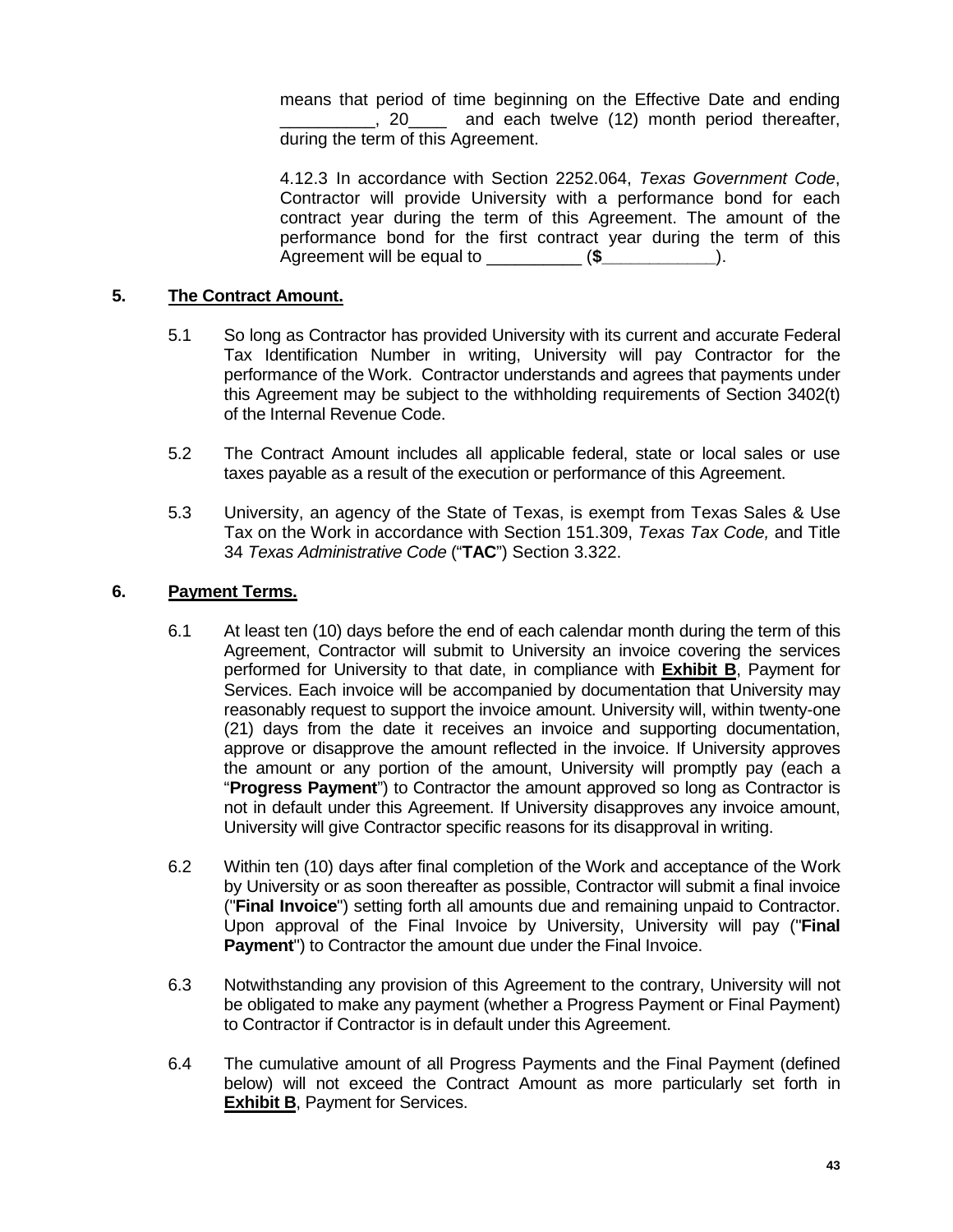means that period of time beginning on the Effective Date and ending __________, 20____ and each twelve (12) month period thereafter, during the term of this Agreement.

4.12.3 In accordance with Section 2252.064, *Texas Government Code*, Contractor will provide University with a performance bond for each contract year during the term of this Agreement. The amount of the performance bond for the first contract year during the term of this Agreement will be equal to __________ (**$____________**).

**5. The Contract Amount.**

5.1 So long as Contractor has provided University with its current and accurate Federal Tax Identification Number in writing, University will pay Contractor for the performance of the Work. Contractor understands and agrees that payments under this Agreement may be subject to the withholding requirements of Section 3402(t) of the Internal Revenue Code.

5.2 The Contract Amount includes all applicable federal, state or local sales or use taxes payable as a result of the execution or performance of this Agreement.

5.3 University, an agency of the State of Texas, is exempt from Texas Sales & Use Tax on the Work in accordance with Section 151.309, *Texas Tax Code,* and Title 34 *Texas Administrative Code* ("**TAC**") Section 3.322.

**6. Payment Terms.**

6.1 At least ten (10) days before the end of each calendar month during the term of this Agreement, Contractor will submit to University an invoice covering the services performed for University to that date, in compliance with **Exhibit B**, Payment for Services. Each invoice will be accompanied by documentation that University may reasonably request to support the invoice amount. University will, within twenty-one (21) days from the date it receives an invoice and supporting documentation, approve or disapprove the amount reflected in the invoice. If University approves the amount or any portion of the amount, University will promptly pay (each a "**Progress Payment**") to Contractor the amount approved so long as Contractor is not in default under this Agreement. If University disapproves any invoice amount, University will give Contractor specific reasons for its disapproval in writing.

6.2 Within ten (10) days after final completion of the Work and acceptance of the Work by University or as soon thereafter as possible, Contractor will submit a final invoice ("**Final Invoice**") setting forth all amounts due and remaining unpaid to Contractor. Upon approval of the Final Invoice by University, University will pay ("**Final Payment**") to Contractor the amount due under the Final Invoice.

6.3 Notwithstanding any provision of this Agreement to the contrary, University will not be obligated to make any payment (whether a Progress Payment or Final Payment) to Contractor if Contractor is in default under this Agreement.

6.4 The cumulative amount of all Progress Payments and the Final Payment (defined below) will not exceed the Contract Amount as more particularly set forth in **Exhibit B**, Payment for Services.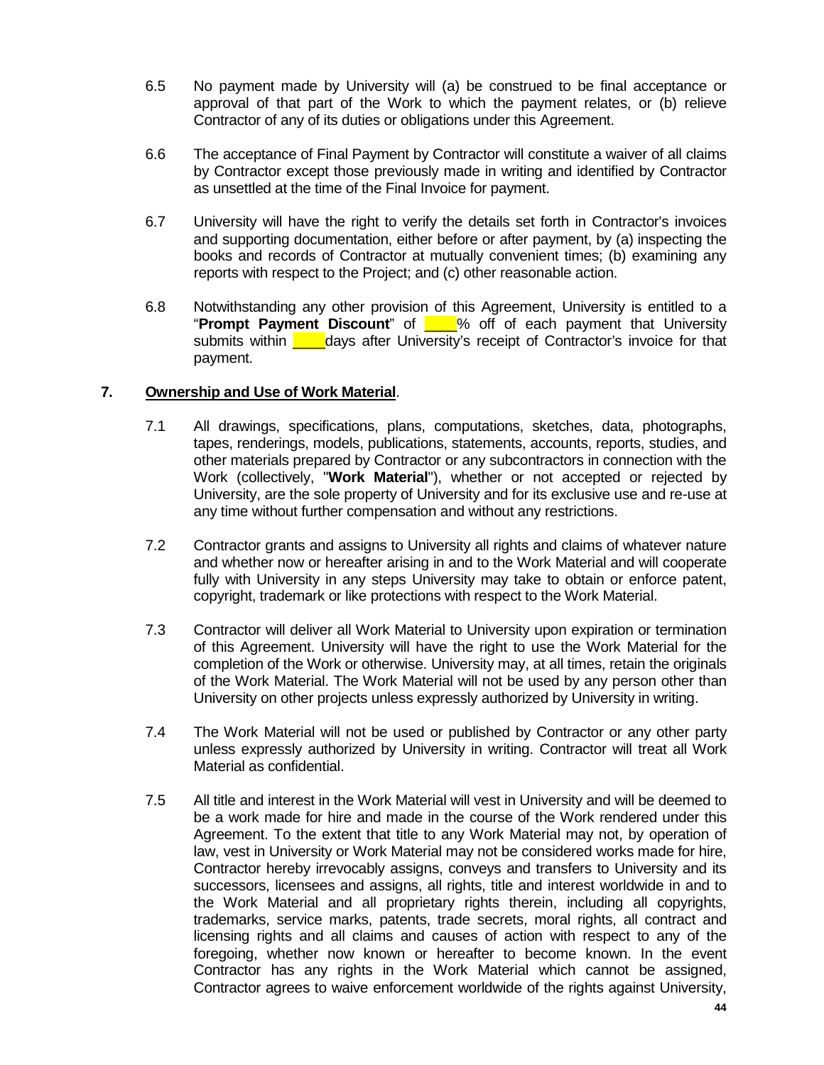6.5 No payment made by University will (a) be construed to be final acceptance or approval of that part of the Work to which the payment relates, or (b) relieve Contractor of any of its duties or obligations under this Agreement.

6.6 The acceptance of Final Payment by Contractor will constitute a waiver of all claims by Contractor except those previously made in writing and identified by Contractor as unsettled at the time of the Final Invoice for payment.

6.7 University will have the right to verify the details set forth in Contractor's invoices and supporting documentation, either before or after payment, by (a) inspecting the books and records of Contractor at mutually convenient times; (b) examining any reports with respect to the Project; and (c) other reasonable action.

6.8 Notwithstanding any other provision of this Agreement, University is entitled to a "**Prompt Payment Discount**" of ____% off of each payment that University submits within ____days after University's receipt of Contractor's invoice for that payment.

## 7. Ownership and Use of Work Material.

7.1 All drawings, specifications, plans, computations, sketches, data, photographs, tapes, renderings, models, publications, statements, accounts, reports, studies, and other materials prepared by Contractor or any subcontractors in connection with the Work (collectively, "**Work Material**"), whether or not accepted or rejected by University, are the sole property of University and for its exclusive use and re-use at any time without further compensation and without any restrictions.

7.2 Contractor grants and assigns to University all rights and claims of whatever nature and whether now or hereafter arising in and to the Work Material and will cooperate fully with University in any steps University may take to obtain or enforce patent, copyright, trademark or like protections with respect to the Work Material.

7.3 Contractor will deliver all Work Material to University upon expiration or termination of this Agreement. University will have the right to use the Work Material for the completion of the Work or otherwise. University may, at all times, retain the originals of the Work Material. The Work Material will not be used by any person other than University on other projects unless expressly authorized by University in writing.

7.4 The Work Material will not be used or published by Contractor or any other party unless expressly authorized by University in writing. Contractor will treat all Work Material as confidential.

7.5 All title and interest in the Work Material will vest in University and will be deemed to be a work made for hire and made in the course of the Work rendered under this Agreement. To the extent that title to any Work Material may not, by operation of law, vest in University or Work Material may not be considered works made for hire, Contractor hereby irrevocably assigns, conveys and transfers to University and its successors, licensees and assigns, all rights, title and interest worldwide in and to the Work Material and all proprietary rights therein, including all copyrights, trademarks, service marks, patents, trade secrets, moral rights, all contract and licensing rights and all claims and causes of action with respect to any of the foregoing, whether now known or hereafter to become known. In the event Contractor has any rights in the Work Material which cannot be assigned, Contractor agrees to waive enforcement worldwide of the rights against University,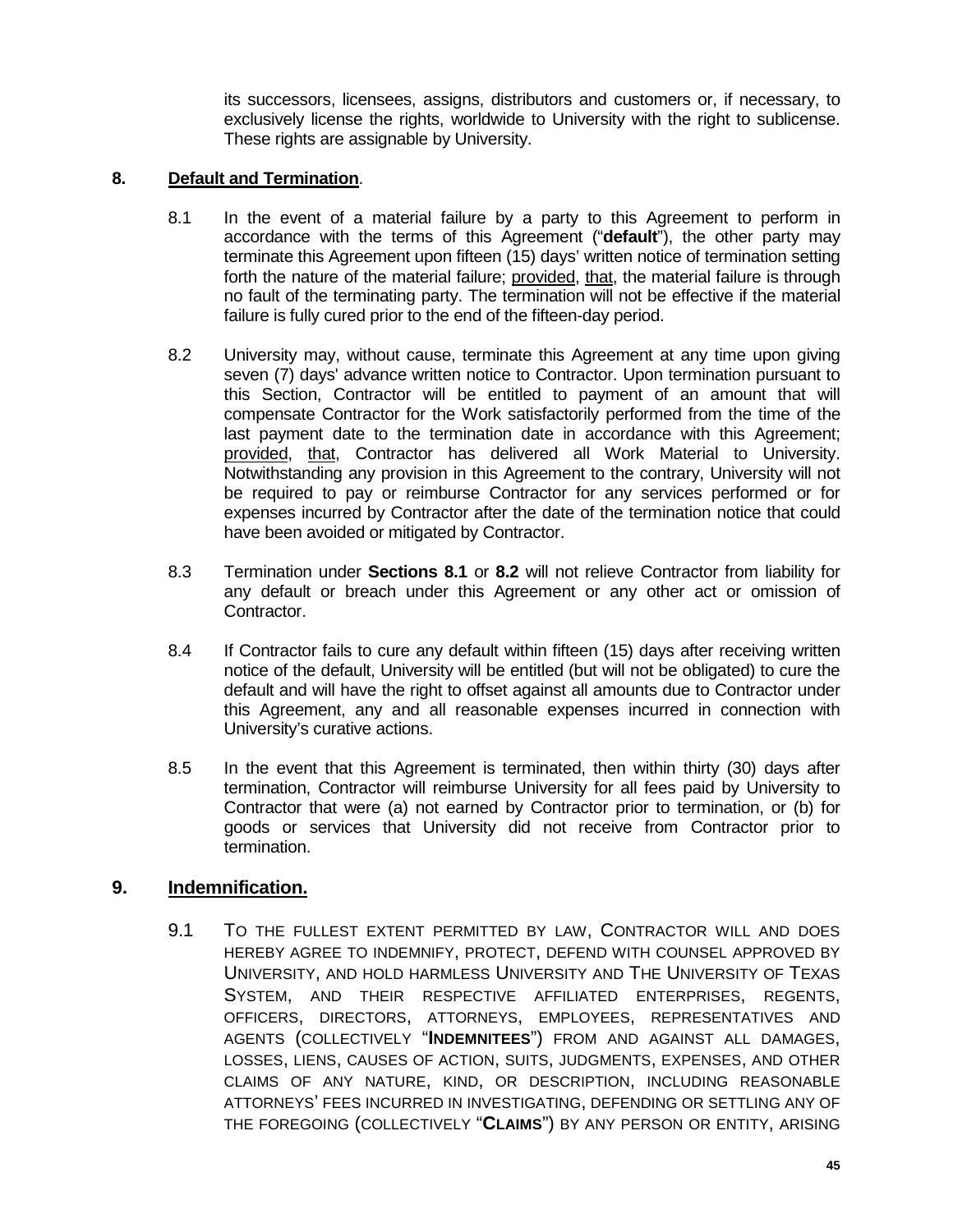its successors, licensees, assigns, distributors and customers or, if necessary, to exclusively license the rights, worldwide to University with the right to sublicense. These rights are assignable by University.

## 8. Default and Termination.

8.1 In the event of a material failure by a party to this Agreement to perform in accordance with the terms of this Agreement ("**default**"), the other party may terminate this Agreement upon fifteen (15) days' written notice of termination setting forth the nature of the material failure; provided, that, the material failure is through no fault of the terminating party. The termination will not be effective if the material failure is fully cured prior to the end of the fifteen-day period.

8.2 University may, without cause, terminate this Agreement at any time upon giving seven (7) days' advance written notice to Contractor. Upon termination pursuant to this Section, Contractor will be entitled to payment of an amount that will compensate Contractor for the Work satisfactorily performed from the time of the last payment date to the termination date in accordance with this Agreement; provided, that, Contractor has delivered all Work Material to University. Notwithstanding any provision in this Agreement to the contrary, University will not be required to pay or reimburse Contractor for any services performed or for expenses incurred by Contractor after the date of the termination notice that could have been avoided or mitigated by Contractor.

8.3 Termination under **Sections 8.1** or **8.2** will not relieve Contractor from liability for any default or breach under this Agreement or any other act or omission of Contractor.

8.4 If Contractor fails to cure any default within fifteen (15) days after receiving written notice of the default, University will be entitled (but will not be obligated) to cure the default and will have the right to offset against all amounts due to Contractor under this Agreement, any and all reasonable expenses incurred in connection with University's curative actions.

8.5 In the event that this Agreement is terminated, then within thirty (30) days after termination, Contractor will reimburse University for all fees paid by University to Contractor that were (a) not earned by Contractor prior to termination, or (b) for goods or services that University did not receive from Contractor prior to termination.

## 9. Indemnification.

9.1 TO THE FULLEST EXTENT PERMITTED BY LAW, CONTRACTOR WILL AND DOES HEREBY AGREE TO INDEMNIFY, PROTECT, DEFEND WITH COUNSEL APPROVED BY UNIVERSITY, AND HOLD HARMLESS UNIVERSITY AND THE UNIVERSITY OF TEXAS SYSTEM, AND THEIR RESPECTIVE AFFILIATED ENTERPRISES, REGENTS, OFFICERS, DIRECTORS, ATTORNEYS, EMPLOYEES, REPRESENTATIVES AND AGENTS (COLLECTIVELY "**INDEMNITEES**") FROM AND AGAINST ALL DAMAGES, LOSSES, LIENS, CAUSES OF ACTION, SUITS, JUDGMENTS, EXPENSES, AND OTHER CLAIMS OF ANY NATURE, KIND, OR DESCRIPTION, INCLUDING REASONABLE ATTORNEYS' FEES INCURRED IN INVESTIGATING, DEFENDING OR SETTLING ANY OF THE FOREGOING (COLLECTIVELY "**CLAIMS**") BY ANY PERSON OR ENTITY, ARISING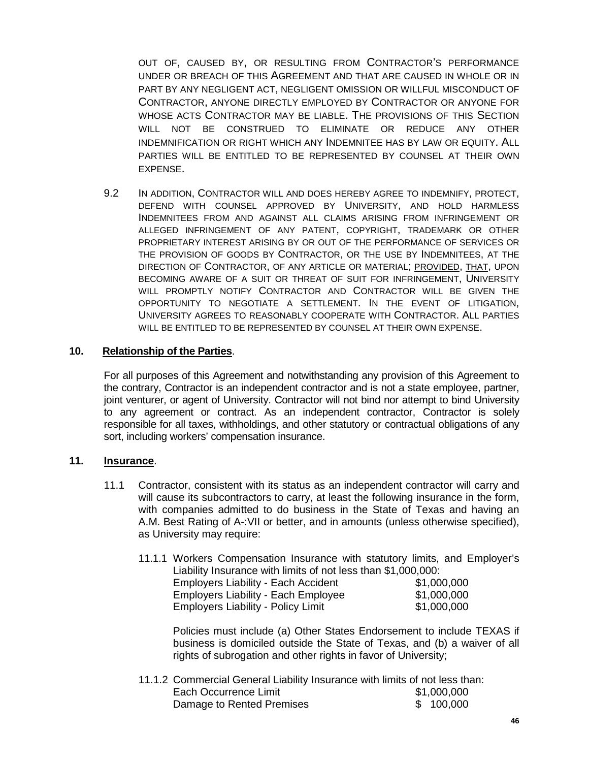OUT OF, CAUSED BY, OR RESULTING FROM CONTRACTOR'S PERFORMANCE UNDER OR BREACH OF THIS AGREEMENT AND THAT ARE CAUSED IN WHOLE OR IN PART BY ANY NEGLIGENT ACT, NEGLIGENT OMISSION OR WILLFUL MISCONDUCT OF CONTRACTOR, ANYONE DIRECTLY EMPLOYED BY CONTRACTOR OR ANYONE FOR WHOSE ACTS CONTRACTOR MAY BE LIABLE. THE PROVISIONS OF THIS SECTION WILL NOT BE CONSTRUED TO ELIMINATE OR REDUCE ANY OTHER INDEMNIFICATION OR RIGHT WHICH ANY INDEMNITEE HAS BY LAW OR EQUITY. ALL PARTIES WILL BE ENTITLED TO BE REPRESENTED BY COUNSEL AT THEIR OWN EXPENSE.

9.2 IN ADDITION, CONTRACTOR WILL AND DOES HEREBY AGREE TO INDEMNIFY, PROTECT, DEFEND WITH COUNSEL APPROVED BY UNIVERSITY, AND HOLD HARMLESS INDEMNITEES FROM AND AGAINST ALL CLAIMS ARISING FROM INFRINGEMENT OR ALLEGED INFRINGEMENT OF ANY PATENT, COPYRIGHT, TRADEMARK OR OTHER PROPRIETARY INTEREST ARISING BY OR OUT OF THE PERFORMANCE OF SERVICES OR THE PROVISION OF GOODS BY CONTRACTOR, OR THE USE BY INDEMNITEES, AT THE DIRECTION OF CONTRACTOR, OF ANY ARTICLE OR MATERIAL; PROVIDED, THAT, UPON BECOMING AWARE OF A SUIT OR THREAT OF SUIT FOR INFRINGEMENT, UNIVERSITY WILL PROMPTLY NOTIFY CONTRACTOR AND CONTRACTOR WILL BE GIVEN THE OPPORTUNITY TO NEGOTIATE A SETTLEMENT. IN THE EVENT OF LITIGATION, UNIVERSITY AGREES TO REASONABLY COOPERATE WITH CONTRACTOR. ALL PARTIES WILL BE ENTITLED TO BE REPRESENTED BY COUNSEL AT THEIR OWN EXPENSE.

**10. Relationship of the Parties**.

For all purposes of this Agreement and notwithstanding any provision of this Agreement to the contrary, Contractor is an independent contractor and is not a state employee, partner, joint venturer, or agent of University. Contractor will not bind nor attempt to bind University to any agreement or contract. As an independent contractor, Contractor is solely responsible for all taxes, withholdings, and other statutory or contractual obligations of any sort, including workers' compensation insurance.

**11. Insurance**.

11.1 Contractor, consistent with its status as an independent contractor will carry and will cause its subcontractors to carry, at least the following insurance in the form, with companies admitted to do business in the State of Texas and having an A.M. Best Rating of A-:VII or better, and in amounts (unless otherwise specified), as University may require:

11.1.1 Workers Compensation Insurance with statutory limits, and Employer's Liability Insurance with limits of not less than $1,000,000:

| | |
|---|---|
| Employers Liability - Each Accident | $1,000,000 |
| Employers Liability - Each Employee | $1,000,000 |
| Employers Liability - Policy Limit | $1,000,000 |

Policies must include (a) Other States Endorsement to include TEXAS if business is domiciled outside the State of Texas, and (b) a waiver of all rights of subrogation and other rights in favor of University;

11.1.2 Commercial General Liability Insurance with limits of not less than:

| | |
|---|---|
| Each Occurrence Limit | $1,000,000 |
| Damage to Rented Premises | $ 100,000 |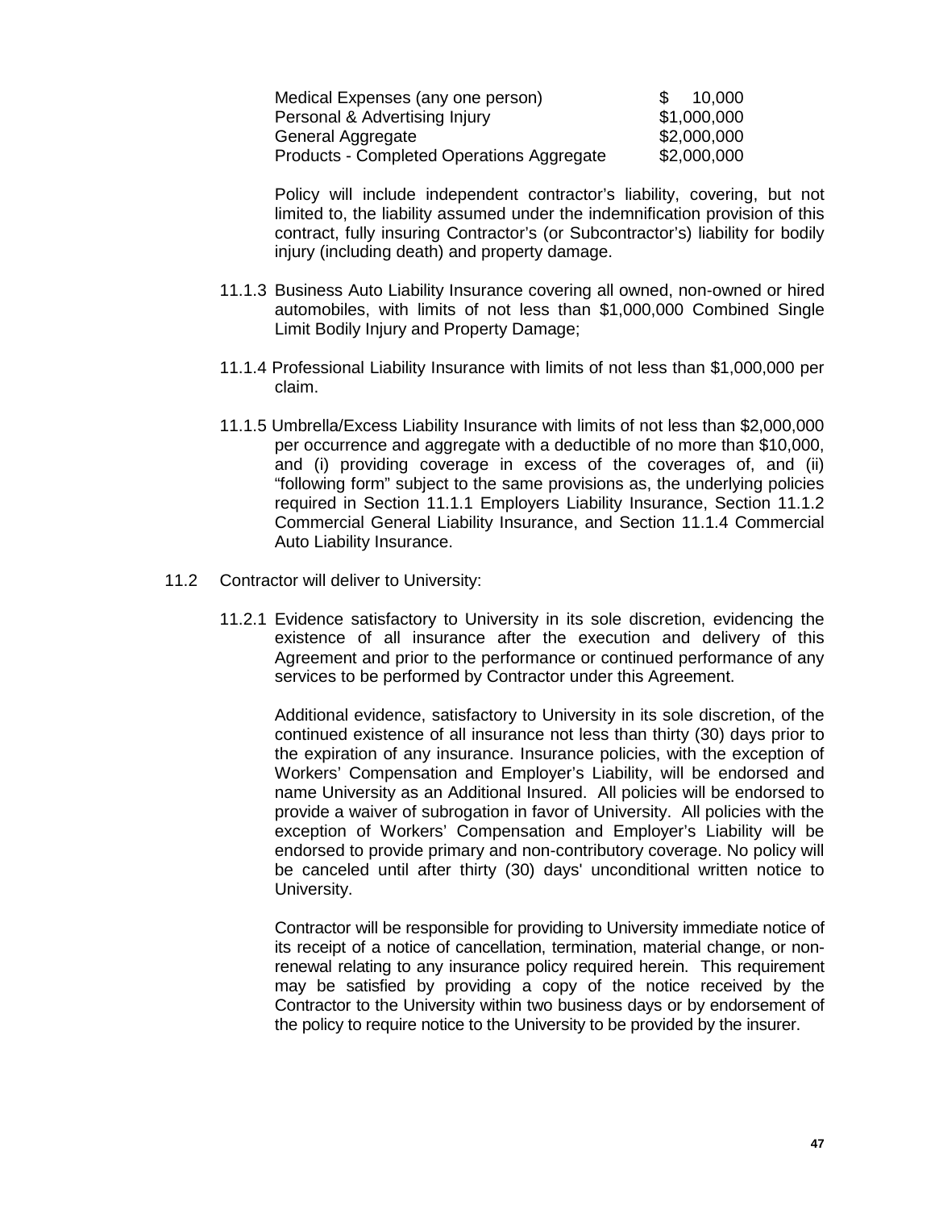| | |
|---|---|
| Medical Expenses (any one person) | $ 10,000 |
| Personal & Advertising Injury | $1,000,000 |
| General Aggregate | $2,000,000 |
| Products - Completed Operations Aggregate | $2,000,000 |

Policy will include independent contractor's liability, covering, but not limited to, the liability assumed under the indemnification provision of this contract, fully insuring Contractor's (or Subcontractor's) liability for bodily injury (including death) and property damage.

11.1.3 Business Auto Liability Insurance covering all owned, non-owned or hired automobiles, with limits of not less than $1,000,000 Combined Single Limit Bodily Injury and Property Damage;

11.1.4 Professional Liability Insurance with limits of not less than $1,000,000 per claim.

11.1.5 Umbrella/Excess Liability Insurance with limits of not less than $2,000,000 per occurrence and aggregate with a deductible of no more than $10,000, and (i) providing coverage in excess of the coverages of, and (ii) "following form" subject to the same provisions as, the underlying policies required in Section 11.1.1 Employers Liability Insurance, Section 11.1.2 Commercial General Liability Insurance, and Section 11.1.4 Commercial Auto Liability Insurance.

11.2 Contractor will deliver to University:

11.2.1 Evidence satisfactory to University in its sole discretion, evidencing the existence of all insurance after the execution and delivery of this Agreement and prior to the performance or continued performance of any services to be performed by Contractor under this Agreement.

Additional evidence, satisfactory to University in its sole discretion, of the continued existence of all insurance not less than thirty (30) days prior to the expiration of any insurance. Insurance policies, with the exception of Workers' Compensation and Employer's Liability, will be endorsed and name University as an Additional Insured. All policies will be endorsed to provide a waiver of subrogation in favor of University. All policies with the exception of Workers' Compensation and Employer's Liability will be endorsed to provide primary and non-contributory coverage. No policy will be canceled until after thirty (30) days' unconditional written notice to University.

Contractor will be responsible for providing to University immediate notice of its receipt of a notice of cancellation, termination, material change, or non-renewal relating to any insurance policy required herein. This requirement may be satisfied by providing a copy of the notice received by the Contractor to the University within two business days or by endorsement of the policy to require notice to the University to be provided by the insurer.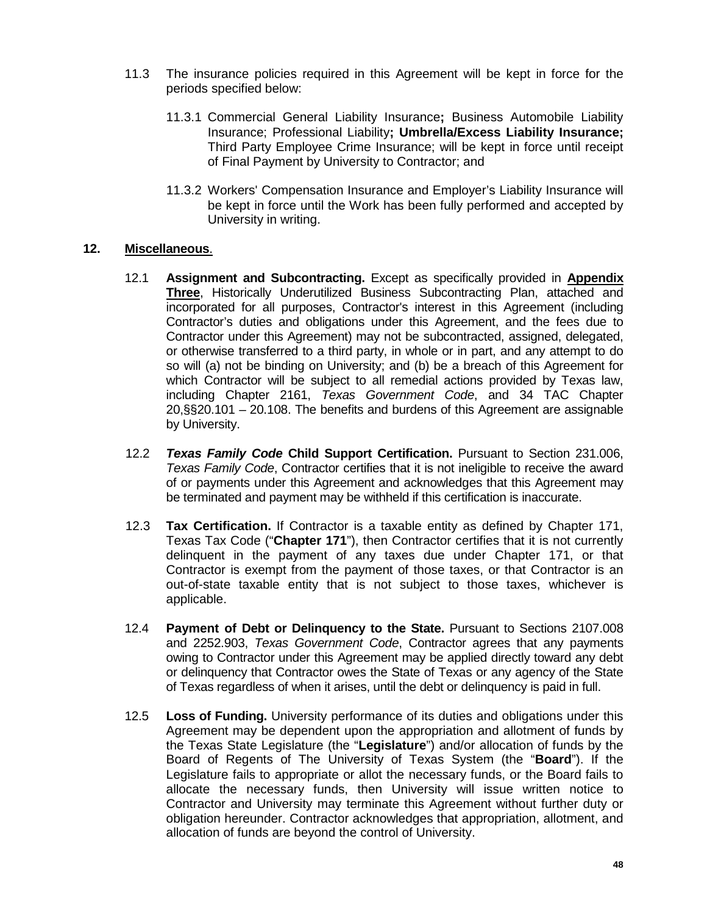11.3 The insurance policies required in this Agreement will be kept in force for the periods specified below:

11.3.1 Commercial General Liability Insurance**;** Business Automobile Liability Insurance; Professional Liability**; Umbrella/Excess Liability Insurance;** Third Party Employee Crime Insurance; will be kept in force until receipt of Final Payment by University to Contractor; and

11.3.2 Workers' Compensation Insurance and Employer's Liability Insurance will be kept in force until the Work has been fully performed and accepted by University in writing.

**12. <u>Miscellaneous</u>.**

12.1 **Assignment and Subcontracting.** Except as specifically provided in **<u>Appendix Three</u>**, Historically Underutilized Business Subcontracting Plan, attached and incorporated for all purposes, Contractor's interest in this Agreement (including Contractor's duties and obligations under this Agreement, and the fees due to Contractor under this Agreement) may not be subcontracted, assigned, delegated, or otherwise transferred to a third party, in whole or in part, and any attempt to do so will (a) not be binding on University; and (b) be a breach of this Agreement for which Contractor will be subject to all remedial actions provided by Texas law, including Chapter 2161, *Texas Government Code*, and 34 TAC Chapter 20,§§20.101 – 20.108. The benefits and burdens of this Agreement are assignable by University.

12.2 ***Texas Family Code* Child Support Certification.** Pursuant to Section 231.006, *Texas Family Code*, Contractor certifies that it is not ineligible to receive the award of or payments under this Agreement and acknowledges that this Agreement may be terminated and payment may be withheld if this certification is inaccurate.

12.3 **Tax Certification.** If Contractor is a taxable entity as defined by Chapter 171, Texas Tax Code ("**Chapter 171**"), then Contractor certifies that it is not currently delinquent in the payment of any taxes due under Chapter 171, or that Contractor is exempt from the payment of those taxes, or that Contractor is an out-of-state taxable entity that is not subject to those taxes, whichever is applicable.

12.4 **Payment of Debt or Delinquency to the State.** Pursuant to Sections 2107.008 and 2252.903, *Texas Government Code*, Contractor agrees that any payments owing to Contractor under this Agreement may be applied directly toward any debt or delinquency that Contractor owes the State of Texas or any agency of the State of Texas regardless of when it arises, until the debt or delinquency is paid in full.

12.5 **Loss of Funding.** University performance of its duties and obligations under this Agreement may be dependent upon the appropriation and allotment of funds by the Texas State Legislature (the "**Legislature**") and/or allocation of funds by the Board of Regents of The University of Texas System (the "**Board**"). If the Legislature fails to appropriate or allot the necessary funds, or the Board fails to allocate the necessary funds, then University will issue written notice to Contractor and University may terminate this Agreement without further duty or obligation hereunder. Contractor acknowledges that appropriation, allotment, and allocation of funds are beyond the control of University.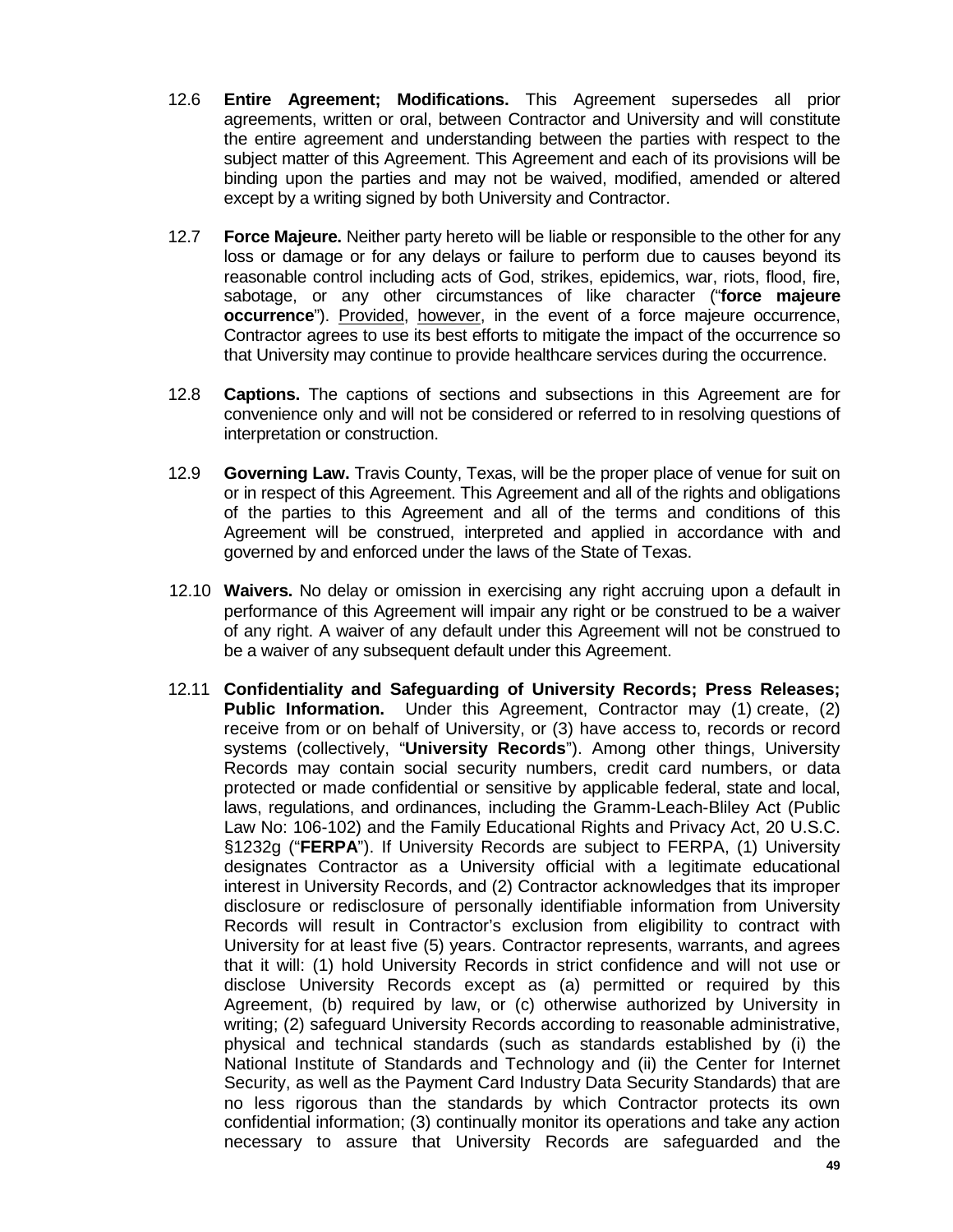12.6 **Entire Agreement; Modifications.** This Agreement supersedes all prior agreements, written or oral, between Contractor and University and will constitute the entire agreement and understanding between the parties with respect to the subject matter of this Agreement. This Agreement and each of its provisions will be binding upon the parties and may not be waived, modified, amended or altered except by a writing signed by both University and Contractor.

12.7 **Force Majeure.** Neither party hereto will be liable or responsible to the other for any loss or damage or for any delays or failure to perform due to causes beyond its reasonable control including acts of God, strikes, epidemics, war, riots, flood, fire, sabotage, or any other circumstances of like character ("**force majeure occurrence**"). Provided, however, in the event of a force majeure occurrence, Contractor agrees to use its best efforts to mitigate the impact of the occurrence so that University may continue to provide healthcare services during the occurrence.

12.8 **Captions.** The captions of sections and subsections in this Agreement are for convenience only and will not be considered or referred to in resolving questions of interpretation or construction.

12.9 **Governing Law.** Travis County, Texas, will be the proper place of venue for suit on or in respect of this Agreement. This Agreement and all of the rights and obligations of the parties to this Agreement and all of the terms and conditions of this Agreement will be construed, interpreted and applied in accordance with and governed by and enforced under the laws of the State of Texas.

12.10 **Waivers.** No delay or omission in exercising any right accruing upon a default in performance of this Agreement will impair any right or be construed to be a waiver of any right. A waiver of any default under this Agreement will not be construed to be a waiver of any subsequent default under this Agreement.

12.11 **Confidentiality and Safeguarding of University Records; Press Releases; Public Information.** Under this Agreement, Contractor may (1) create, (2) receive from or on behalf of University, or (3) have access to, records or record systems (collectively, "**University Records**"). Among other things, University Records may contain social security numbers, credit card numbers, or data protected or made confidential or sensitive by applicable federal, state and local, laws, regulations, and ordinances, including the Gramm-Leach-Bliley Act (Public Law No: 106-102) and the Family Educational Rights and Privacy Act, 20 U.S.C. §1232g ("**FERPA**"). If University Records are subject to FERPA, (1) University designates Contractor as a University official with a legitimate educational interest in University Records, and (2) Contractor acknowledges that its improper disclosure or redisclosure of personally identifiable information from University Records will result in Contractor's exclusion from eligibility to contract with University for at least five (5) years. Contractor represents, warrants, and agrees that it will: (1) hold University Records in strict confidence and will not use or disclose University Records except as (a) permitted or required by this Agreement, (b) required by law, or (c) otherwise authorized by University in writing; (2) safeguard University Records according to reasonable administrative, physical and technical standards (such as standards established by (i) the National Institute of Standards and Technology and (ii) the Center for Internet Security, as well as the Payment Card Industry Data Security Standards) that are no less rigorous than the standards by which Contractor protects its own confidential information; (3) continually monitor its operations and take any action necessary to assure that University Records are safeguarded and the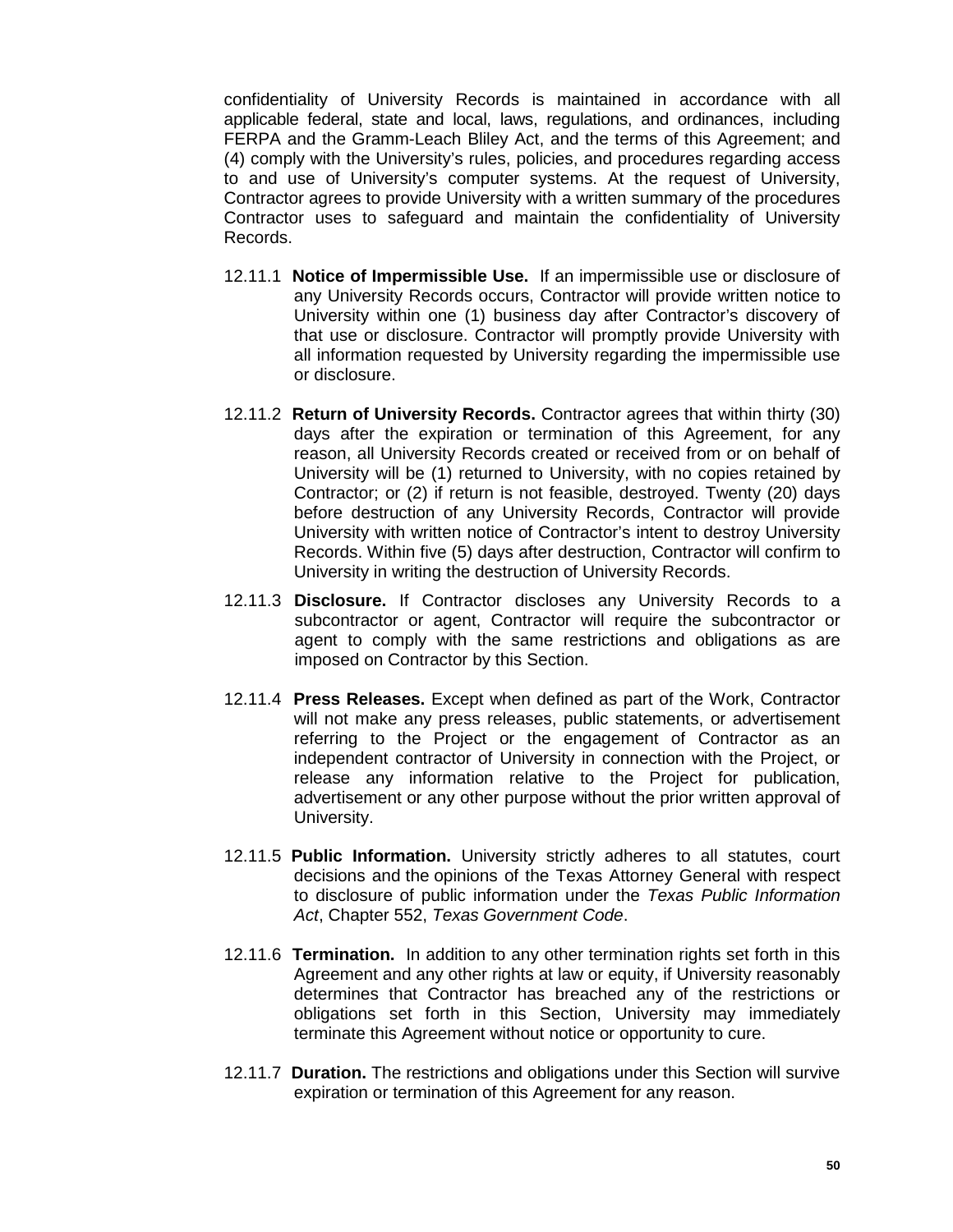confidentiality of University Records is maintained in accordance with all applicable federal, state and local, laws, regulations, and ordinances, including FERPA and the Gramm-Leach Bliley Act, and the terms of this Agreement; and (4) comply with the University's rules, policies, and procedures regarding access to and use of University's computer systems. At the request of University, Contractor agrees to provide University with a written summary of the procedures Contractor uses to safeguard and maintain the confidentiality of University Records.

12.11.1 **Notice of Impermissible Use.** If an impermissible use or disclosure of any University Records occurs, Contractor will provide written notice to University within one (1) business day after Contractor's discovery of that use or disclosure. Contractor will promptly provide University with all information requested by University regarding the impermissible use or disclosure.

12.11.2 **Return of University Records.** Contractor agrees that within thirty (30) days after the expiration or termination of this Agreement, for any reason, all University Records created or received from or on behalf of University will be (1) returned to University, with no copies retained by Contractor; or (2) if return is not feasible, destroyed. Twenty (20) days before destruction of any University Records, Contractor will provide University with written notice of Contractor's intent to destroy University Records. Within five (5) days after destruction, Contractor will confirm to University in writing the destruction of University Records.

12.11.3 **Disclosure.** If Contractor discloses any University Records to a subcontractor or agent, Contractor will require the subcontractor or agent to comply with the same restrictions and obligations as are imposed on Contractor by this Section.

12.11.4 **Press Releases.** Except when defined as part of the Work, Contractor will not make any press releases, public statements, or advertisement referring to the Project or the engagement of Contractor as an independent contractor of University in connection with the Project, or release any information relative to the Project for publication, advertisement or any other purpose without the prior written approval of University.

12.11.5 **Public Information.** University strictly adheres to all statutes, court decisions and the opinions of the Texas Attorney General with respect to disclosure of public information under the *Texas Public Information Act*, Chapter 552, *Texas Government Code*.

12.11.6 **Termination.** In addition to any other termination rights set forth in this Agreement and any other rights at law or equity, if University reasonably determines that Contractor has breached any of the restrictions or obligations set forth in this Section, University may immediately terminate this Agreement without notice or opportunity to cure.

12.11.7 **Duration.** The restrictions and obligations under this Section will survive expiration or termination of this Agreement for any reason.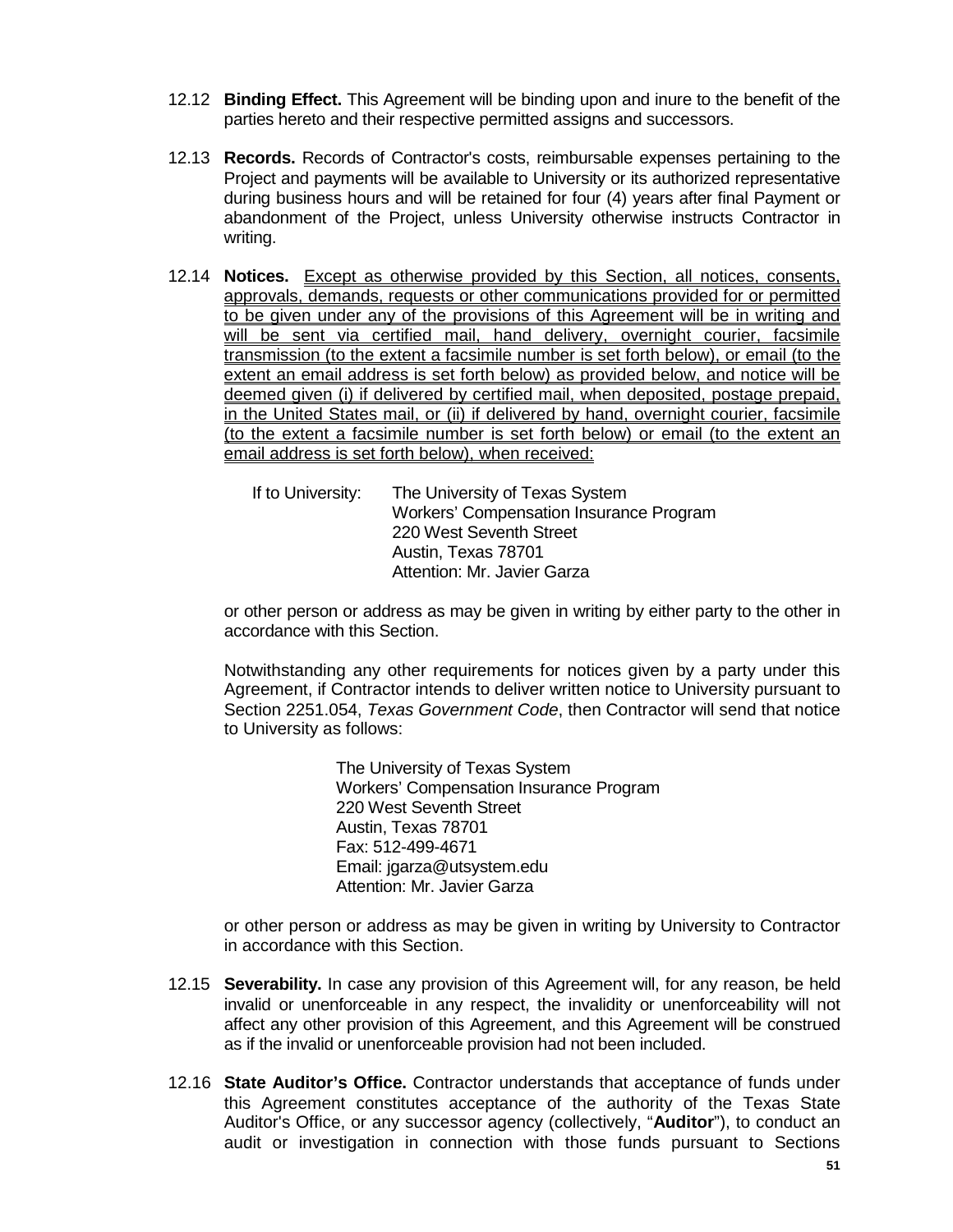12.12 **Binding Effect.** This Agreement will be binding upon and inure to the benefit of the parties hereto and their respective permitted assigns and successors.

12.13 **Records.** Records of Contractor's costs, reimbursable expenses pertaining to the Project and payments will be available to University or its authorized representative during business hours and will be retained for four (4) years after final Payment or abandonment of the Project, unless University otherwise instructs Contractor in writing.

12.14 **Notices.** <u>Except as otherwise provided by this Section, all notices, consents, approvals, demands, requests or other communications provided for or permitted to be given under any of the provisions of this Agreement will be in writing and will be sent via certified mail, hand delivery, overnight courier, facsimile transmission (to the extent a facsimile number is set forth below), or email (to the extent an email address is set forth below) as provided below, and notice will be deemed given (i) if delivered by certified mail, when deposited, postage prepaid, in the United States mail, or (ii) if delivered by hand, overnight courier, facsimile (to the extent a facsimile number is set forth below) or email (to the extent an email address is set forth below), when received:</u>

If to University: The University of Texas System
Workers' Compensation Insurance Program
220 West Seventh Street
Austin, Texas 78701
Attention: Mr. Javier Garza

or other person or address as may be given in writing by either party to the other in accordance with this Section.

Notwithstanding any other requirements for notices given by a party under this Agreement, if Contractor intends to deliver written notice to University pursuant to Section 2251.054, *Texas Government Code*, then Contractor will send that notice to University as follows:

The University of Texas System
Workers' Compensation Insurance Program
220 West Seventh Street
Austin, Texas 78701
Fax: 512-499-4671
Email: jgarza@utsystem.edu
Attention: Mr. Javier Garza

or other person or address as may be given in writing by University to Contractor in accordance with this Section.

12.15 **Severability.** In case any provision of this Agreement will, for any reason, be held invalid or unenforceable in any respect, the invalidity or unenforceability will not affect any other provision of this Agreement, and this Agreement will be construed as if the invalid or unenforceable provision had not been included.

12.16 **State Auditor's Office.** Contractor understands that acceptance of funds under this Agreement constitutes acceptance of the authority of the Texas State Auditor's Office, or any successor agency (collectively, "**Auditor**"), to conduct an audit or investigation in connection with those funds pursuant to Sections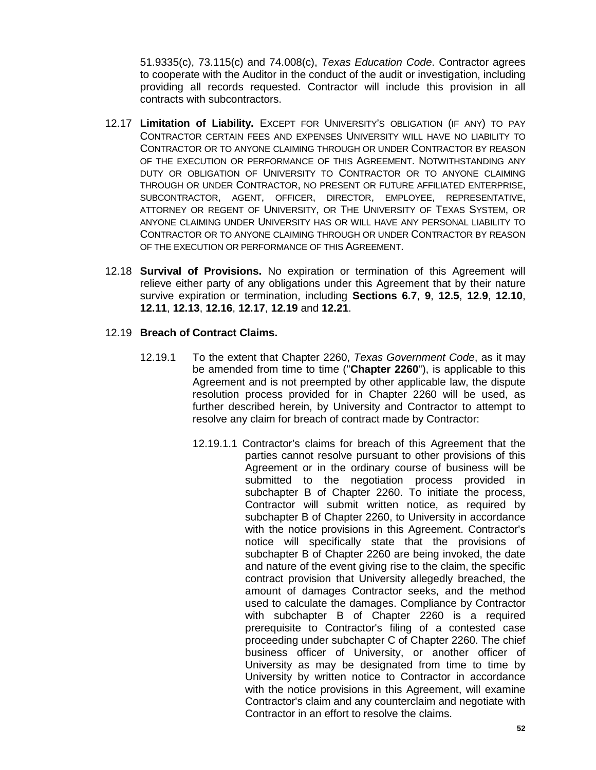51.9335(c), 73.115(c) and 74.008(c), *Texas Education Code*. Contractor agrees to cooperate with the Auditor in the conduct of the audit or investigation, including providing all records requested. Contractor will include this provision in all contracts with subcontractors.

12.17 **Limitation of Liability.** EXCEPT FOR UNIVERSITY'S OBLIGATION (IF ANY) TO PAY CONTRACTOR CERTAIN FEES AND EXPENSES UNIVERSITY WILL HAVE NO LIABILITY TO CONTRACTOR OR TO ANYONE CLAIMING THROUGH OR UNDER CONTRACTOR BY REASON OF THE EXECUTION OR PERFORMANCE OF THIS AGREEMENT. NOTWITHSTANDING ANY DUTY OR OBLIGATION OF UNIVERSITY TO CONTRACTOR OR TO ANYONE CLAIMING THROUGH OR UNDER CONTRACTOR, NO PRESENT OR FUTURE AFFILIATED ENTERPRISE, SUBCONTRACTOR, AGENT, OFFICER, DIRECTOR, EMPLOYEE, REPRESENTATIVE, ATTORNEY OR REGENT OF UNIVERSITY, OR THE UNIVERSITY OF TEXAS SYSTEM, OR ANYONE CLAIMING UNDER UNIVERSITY HAS OR WILL HAVE ANY PERSONAL LIABILITY TO CONTRACTOR OR TO ANYONE CLAIMING THROUGH OR UNDER CONTRACTOR BY REASON OF THE EXECUTION OR PERFORMANCE OF THIS AGREEMENT.

12.18 **Survival of Provisions.** No expiration or termination of this Agreement will relieve either party of any obligations under this Agreement that by their nature survive expiration or termination, including **Sections 6.7**, **9**, **12.5**, **12.9**, **12.10**, **12.11**, **12.13**, **12.16**, **12.17**, **12.19** and **12.21**.

12.19 **Breach of Contract Claims.**

12.19.1 To the extent that Chapter 2260, *Texas Government Code*, as it may be amended from time to time ("**Chapter 2260**"), is applicable to this Agreement and is not preempted by other applicable law, the dispute resolution process provided for in Chapter 2260 will be used, as further described herein, by University and Contractor to attempt to resolve any claim for breach of contract made by Contractor:

12.19.1.1 Contractor's claims for breach of this Agreement that the parties cannot resolve pursuant to other provisions of this Agreement or in the ordinary course of business will be submitted to the negotiation process provided in subchapter B of Chapter 2260. To initiate the process, Contractor will submit written notice, as required by subchapter B of Chapter 2260, to University in accordance with the notice provisions in this Agreement. Contractor's notice will specifically state that the provisions of subchapter B of Chapter 2260 are being invoked, the date and nature of the event giving rise to the claim, the specific contract provision that University allegedly breached, the amount of damages Contractor seeks, and the method used to calculate the damages. Compliance by Contractor with subchapter B of Chapter 2260 is a required prerequisite to Contractor's filing of a contested case proceeding under subchapter C of Chapter 2260. The chief business officer of University, or another officer of University as may be designated from time to time by University by written notice to Contractor in accordance with the notice provisions in this Agreement, will examine Contractor's claim and any counterclaim and negotiate with Contractor in an effort to resolve the claims.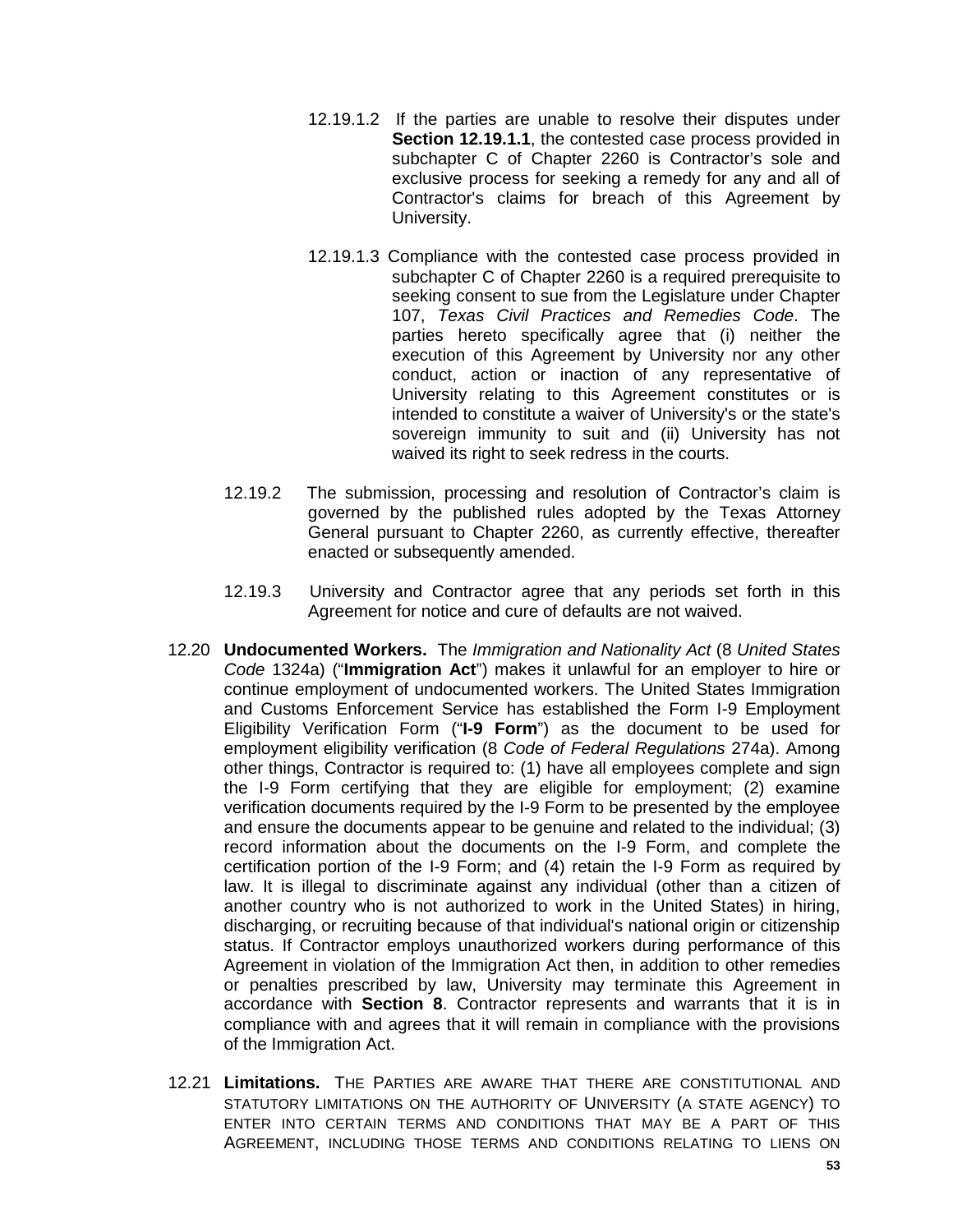12.19.1.2 If the parties are unable to resolve their disputes under **Section 12.19.1.1**, the contested case process provided in subchapter C of Chapter 2260 is Contractor's sole and exclusive process for seeking a remedy for any and all of Contractor's claims for breach of this Agreement by University.

12.19.1.3 Compliance with the contested case process provided in subchapter C of Chapter 2260 is a required prerequisite to seeking consent to sue from the Legislature under Chapter 107, *Texas Civil Practices and Remedies Code*. The parties hereto specifically agree that (i) neither the execution of this Agreement by University nor any other conduct, action or inaction of any representative of University relating to this Agreement constitutes or is intended to constitute a waiver of University's or the state's sovereign immunity to suit and (ii) University has not waived its right to seek redress in the courts.

12.19.2 The submission, processing and resolution of Contractor's claim is governed by the published rules adopted by the Texas Attorney General pursuant to Chapter 2260, as currently effective, thereafter enacted or subsequently amended.

12.19.3 University and Contractor agree that any periods set forth in this Agreement for notice and cure of defaults are not waived.

12.20 **Undocumented Workers.** The *Immigration and Nationality Act* (8 *United States Code* 1324a) ("**Immigration Act**") makes it unlawful for an employer to hire or continue employment of undocumented workers. The United States Immigration and Customs Enforcement Service has established the Form I-9 Employment Eligibility Verification Form ("**I-9 Form**") as the document to be used for employment eligibility verification (8 *Code of Federal Regulations* 274a). Among other things, Contractor is required to: (1) have all employees complete and sign the I-9 Form certifying that they are eligible for employment; (2) examine verification documents required by the I-9 Form to be presented by the employee and ensure the documents appear to be genuine and related to the individual; (3) record information about the documents on the I-9 Form, and complete the certification portion of the I-9 Form; and (4) retain the I-9 Form as required by law. It is illegal to discriminate against any individual (other than a citizen of another country who is not authorized to work in the United States) in hiring, discharging, or recruiting because of that individual's national origin or citizenship status. If Contractor employs unauthorized workers during performance of this Agreement in violation of the Immigration Act then, in addition to other remedies or penalties prescribed by law, University may terminate this Agreement in accordance with **Section 8**. Contractor represents and warrants that it is in compliance with and agrees that it will remain in compliance with the provisions of the Immigration Act.

12.21 **Limitations.** THE PARTIES ARE AWARE THAT THERE ARE CONSTITUTIONAL AND STATUTORY LIMITATIONS ON THE AUTHORITY OF UNIVERSITY (A STATE AGENCY) TO ENTER INTO CERTAIN TERMS AND CONDITIONS THAT MAY BE A PART OF THIS AGREEMENT, INCLUDING THOSE TERMS AND CONDITIONS RELATING TO LIENS ON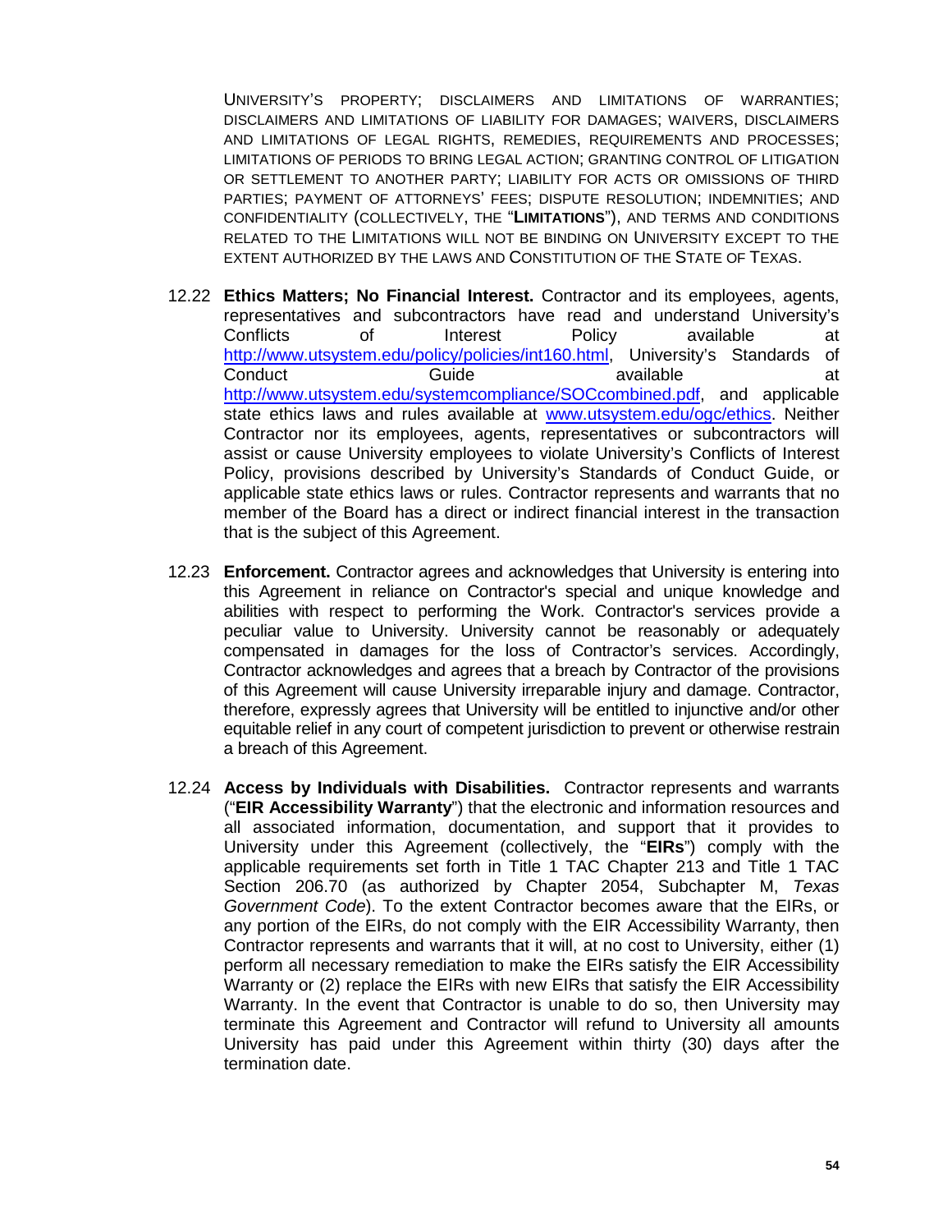UNIVERSITY'S PROPERTY; DISCLAIMERS AND LIMITATIONS OF WARRANTIES; DISCLAIMERS AND LIMITATIONS OF LIABILITY FOR DAMAGES; WAIVERS, DISCLAIMERS AND LIMITATIONS OF LEGAL RIGHTS, REMEDIES, REQUIREMENTS AND PROCESSES; LIMITATIONS OF PERIODS TO BRING LEGAL ACTION; GRANTING CONTROL OF LITIGATION OR SETTLEMENT TO ANOTHER PARTY; LIABILITY FOR ACTS OR OMISSIONS OF THIRD PARTIES; PAYMENT OF ATTORNEYS' FEES; DISPUTE RESOLUTION; INDEMNITIES; AND CONFIDENTIALITY (COLLECTIVELY, THE "**LIMITATIONS**"), AND TERMS AND CONDITIONS RELATED TO THE LIMITATIONS WILL NOT BE BINDING ON UNIVERSITY EXCEPT TO THE EXTENT AUTHORIZED BY THE LAWS AND CONSTITUTION OF THE STATE OF TEXAS.

12.22 **Ethics Matters; No Financial Interest.** Contractor and its employees, agents, representatives and subcontractors have read and understand University's Conflicts of Interest Policy available at http://www.utsystem.edu/policy/policies/int160.html, University's Standards of Conduct Guide available at http://www.utsystem.edu/systemcompliance/SOCcombined.pdf, and applicable state ethics laws and rules available at www.utsystem.edu/ogc/ethics. Neither Contractor nor its employees, agents, representatives or subcontractors will assist or cause University employees to violate University's Conflicts of Interest Policy, provisions described by University's Standards of Conduct Guide, or applicable state ethics laws or rules. Contractor represents and warrants that no member of the Board has a direct or indirect financial interest in the transaction that is the subject of this Agreement.

12.23 **Enforcement.** Contractor agrees and acknowledges that University is entering into this Agreement in reliance on Contractor's special and unique knowledge and abilities with respect to performing the Work. Contractor's services provide a peculiar value to University. University cannot be reasonably or adequately compensated in damages for the loss of Contractor's services. Accordingly, Contractor acknowledges and agrees that a breach by Contractor of the provisions of this Agreement will cause University irreparable injury and damage. Contractor, therefore, expressly agrees that University will be entitled to injunctive and/or other equitable relief in any court of competent jurisdiction to prevent or otherwise restrain a breach of this Agreement.

12.24 **Access by Individuals with Disabilities.** Contractor represents and warrants ("**EIR Accessibility Warranty**") that the electronic and information resources and all associated information, documentation, and support that it provides to University under this Agreement (collectively, the "**EIRs**") comply with the applicable requirements set forth in Title 1 TAC Chapter 213 and Title 1 TAC Section 206.70 (as authorized by Chapter 2054, Subchapter M, *Texas Government Code*). To the extent Contractor becomes aware that the EIRs, or any portion of the EIRs, do not comply with the EIR Accessibility Warranty, then Contractor represents and warrants that it will, at no cost to University, either (1) perform all necessary remediation to make the EIRs satisfy the EIR Accessibility Warranty or (2) replace the EIRs with new EIRs that satisfy the EIR Accessibility Warranty. In the event that Contractor is unable to do so, then University may terminate this Agreement and Contractor will refund to University all amounts University has paid under this Agreement within thirty (30) days after the termination date.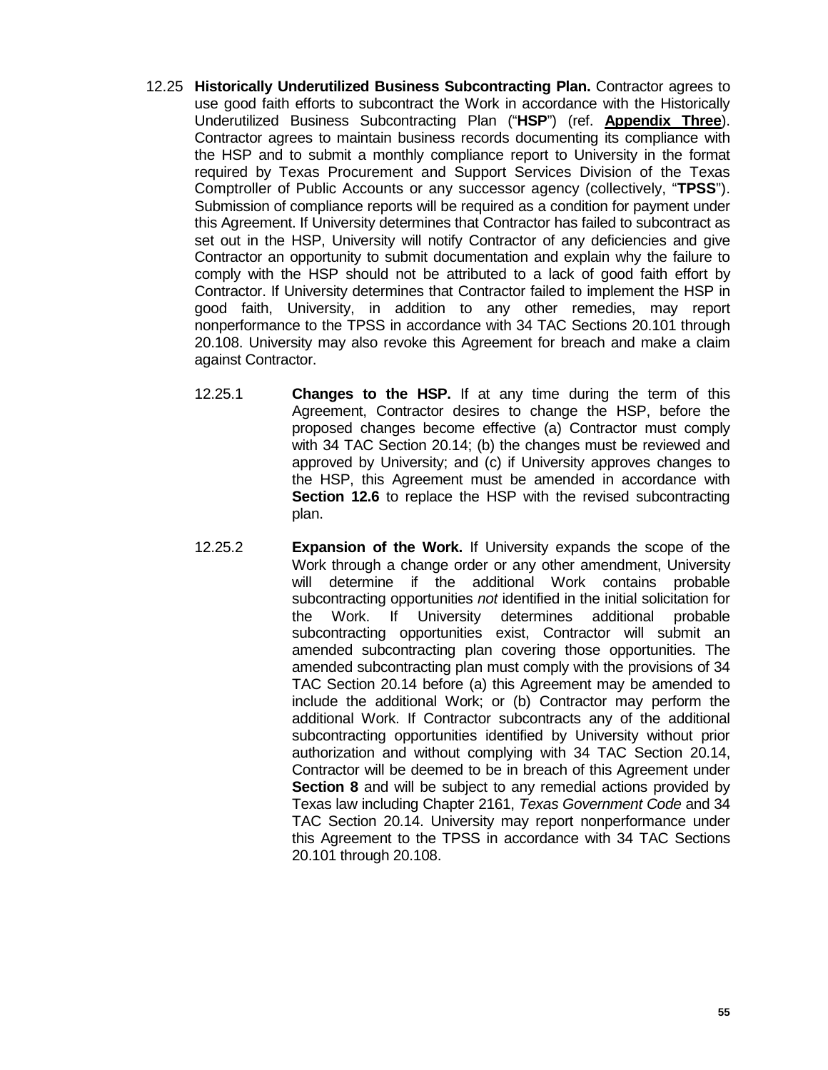12.25 **Historically Underutilized Business Subcontracting Plan.** Contractor agrees to use good faith efforts to subcontract the Work in accordance with the Historically Underutilized Business Subcontracting Plan ("**HSP**") (ref. **Appendix Three**). Contractor agrees to maintain business records documenting its compliance with the HSP and to submit a monthly compliance report to University in the format required by Texas Procurement and Support Services Division of the Texas Comptroller of Public Accounts or any successor agency (collectively, "**TPSS**"). Submission of compliance reports will be required as a condition for payment under this Agreement. If University determines that Contractor has failed to subcontract as set out in the HSP, University will notify Contractor of any deficiencies and give Contractor an opportunity to submit documentation and explain why the failure to comply with the HSP should not be attributed to a lack of good faith effort by Contractor. If University determines that Contractor failed to implement the HSP in good faith, University, in addition to any other remedies, may report nonperformance to the TPSS in accordance with 34 TAC Sections 20.101 through 20.108. University may also revoke this Agreement for breach and make a claim against Contractor.

12.25.1 **Changes to the HSP.** If at any time during the term of this Agreement, Contractor desires to change the HSP, before the proposed changes become effective (a) Contractor must comply with 34 TAC Section 20.14; (b) the changes must be reviewed and approved by University; and (c) if University approves changes to the HSP, this Agreement must be amended in accordance with **Section 12.6** to replace the HSP with the revised subcontracting plan.

12.25.2 **Expansion of the Work.** If University expands the scope of the Work through a change order or any other amendment, University will determine if the additional Work contains probable subcontracting opportunities *not* identified in the initial solicitation for the Work. If University determines additional probable subcontracting opportunities exist, Contractor will submit an amended subcontracting plan covering those opportunities. The amended subcontracting plan must comply with the provisions of 34 TAC Section 20.14 before (a) this Agreement may be amended to include the additional Work; or (b) Contractor may perform the additional Work. If Contractor subcontracts any of the additional subcontracting opportunities identified by University without prior authorization and without complying with 34 TAC Section 20.14, Contractor will be deemed to be in breach of this Agreement under **Section 8** and will be subject to any remedial actions provided by Texas law including Chapter 2161, *Texas Government Code* and 34 TAC Section 20.14. University may report nonperformance under this Agreement to the TPSS in accordance with 34 TAC Sections 20.101 through 20.108.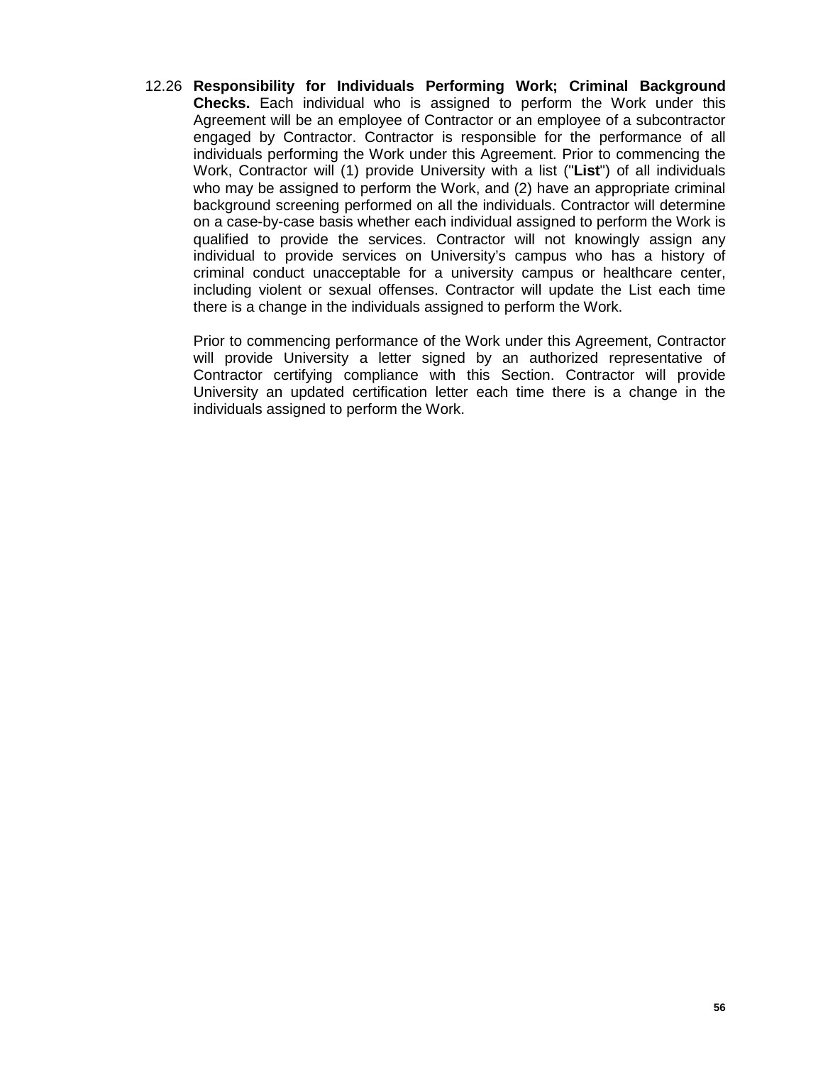12.26 **Responsibility for Individuals Performing Work; Criminal Background Checks.** Each individual who is assigned to perform the Work under this Agreement will be an employee of Contractor or an employee of a subcontractor engaged by Contractor. Contractor is responsible for the performance of all individuals performing the Work under this Agreement. Prior to commencing the Work, Contractor will (1) provide University with a list ("**List**") of all individuals who may be assigned to perform the Work, and (2) have an appropriate criminal background screening performed on all the individuals. Contractor will determine on a case-by-case basis whether each individual assigned to perform the Work is qualified to provide the services. Contractor will not knowingly assign any individual to provide services on University's campus who has a history of criminal conduct unacceptable for a university campus or healthcare center, including violent or sexual offenses. Contractor will update the List each time there is a change in the individuals assigned to perform the Work.

Prior to commencing performance of the Work under this Agreement, Contractor will provide University a letter signed by an authorized representative of Contractor certifying compliance with this Section. Contractor will provide University an updated certification letter each time there is a change in the individuals assigned to perform the Work.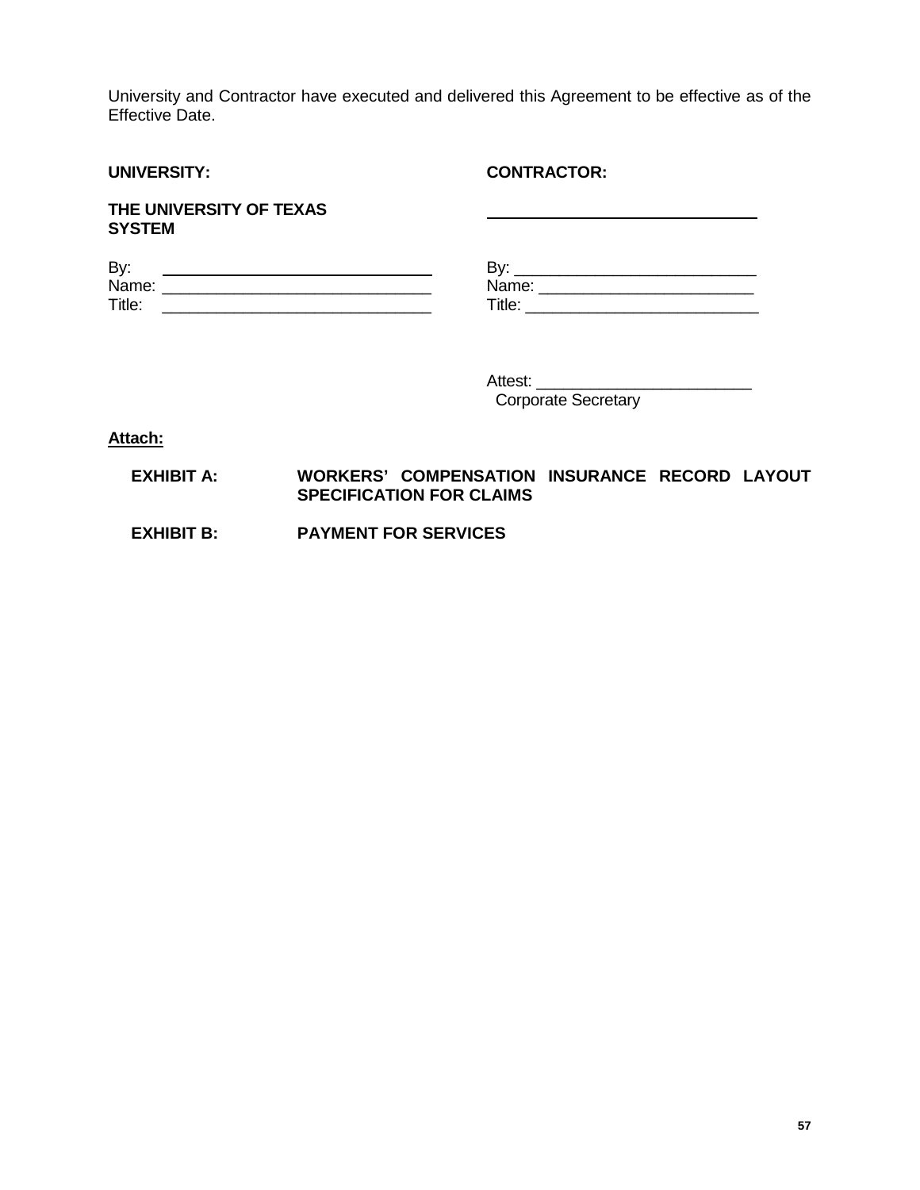University and Contractor have executed and delivered this Agreement to be effective as of the Effective Date.

| **UNIVERSITY:** | **CONTRACTOR:** |
|---|---|
| **THE UNIVERSITY OF TEXAS SYSTEM** | ______________________________ |
| By: ______________________________ | By: ___________________________ |
| Name: ____________________________ | Name: _________________________ |
| Title: _____________________________ | Title: __________________________ |
| | Attest: ________________________ |
| | Corporate Secretary |

**Attach:**

**EXHIBIT A:** **WORKERS' COMPENSATION INSURANCE RECORD LAYOUT SPECIFICATION FOR CLAIMS**

**EXHIBIT B:** **PAYMENT FOR SERVICES**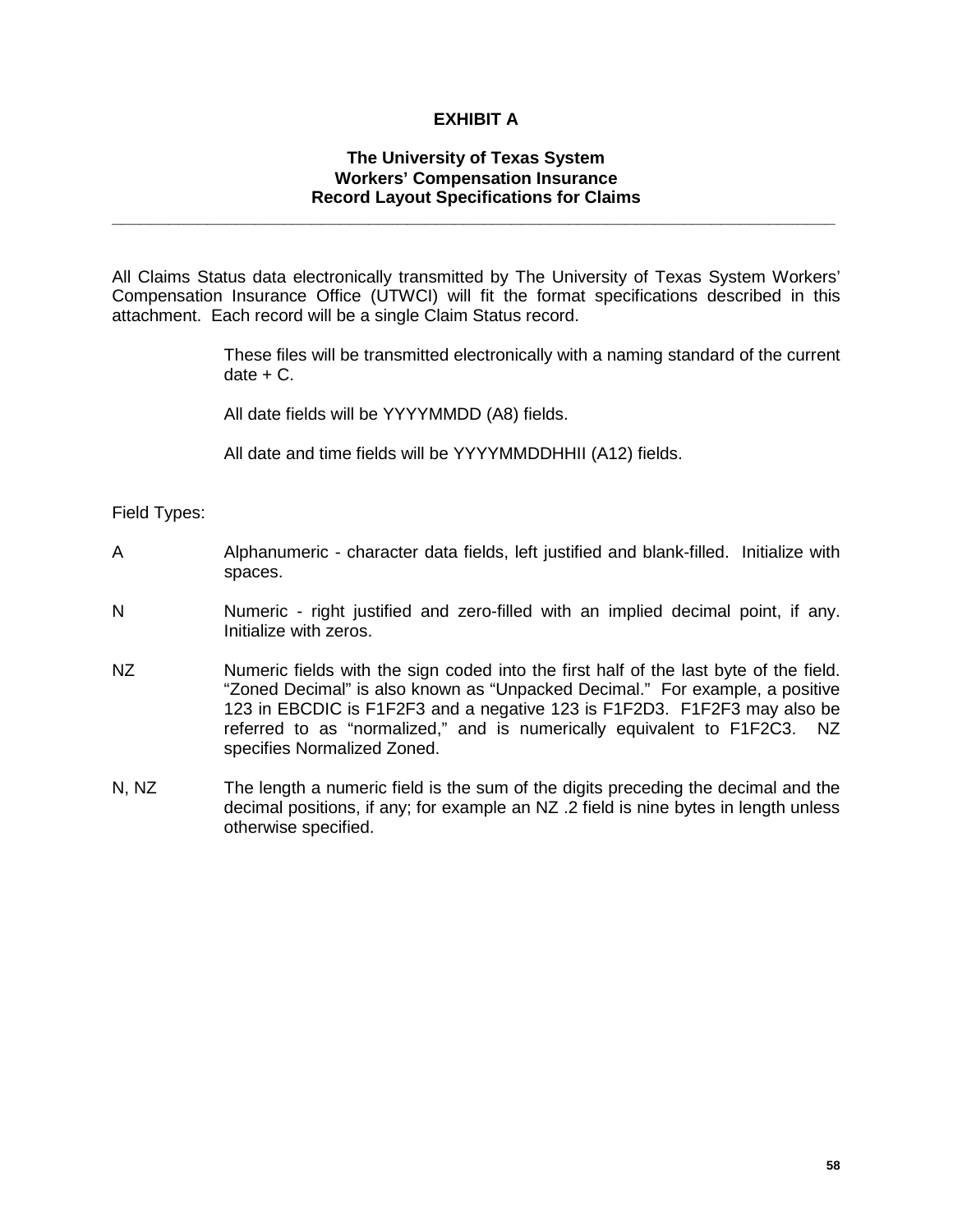# EXHIBIT A

## The University of Texas System
## Workers' Compensation Insurance
## Record Layout Specifications for Claims

---

All Claims Status data electronically transmitted by The University of Texas System Workers' Compensation Insurance Office (UTWCI) will fit the format specifications described in this attachment. Each record will be a single Claim Status record.

These files will be transmitted electronically with a naming standard of the current date + C.

All date fields will be YYYYMMDD (A8) fields.

All date and time fields will be YYYYMMDDHHII (A12) fields.

Field Types:

**A** — Alphanumeric - character data fields, left justified and blank-filled. Initialize with spaces.

**N** — Numeric - right justified and zero-filled with an implied decimal point, if any. Initialize with zeros.

**NZ** — Numeric fields with the sign coded into the first half of the last byte of the field. "Zoned Decimal" is also known as "Unpacked Decimal." For example, a positive 123 in EBCDIC is F1F2F3 and a negative 123 is F1F2D3. F1F2F3 may also be referred to as "normalized," and is numerically equivalent to F1F2C3. NZ specifies Normalized Zoned.

**N, NZ** — The length a numeric field is the sum of the digits preceding the decimal and the decimal positions, if any; for example an NZ .2 field is nine bytes in length unless otherwise specified.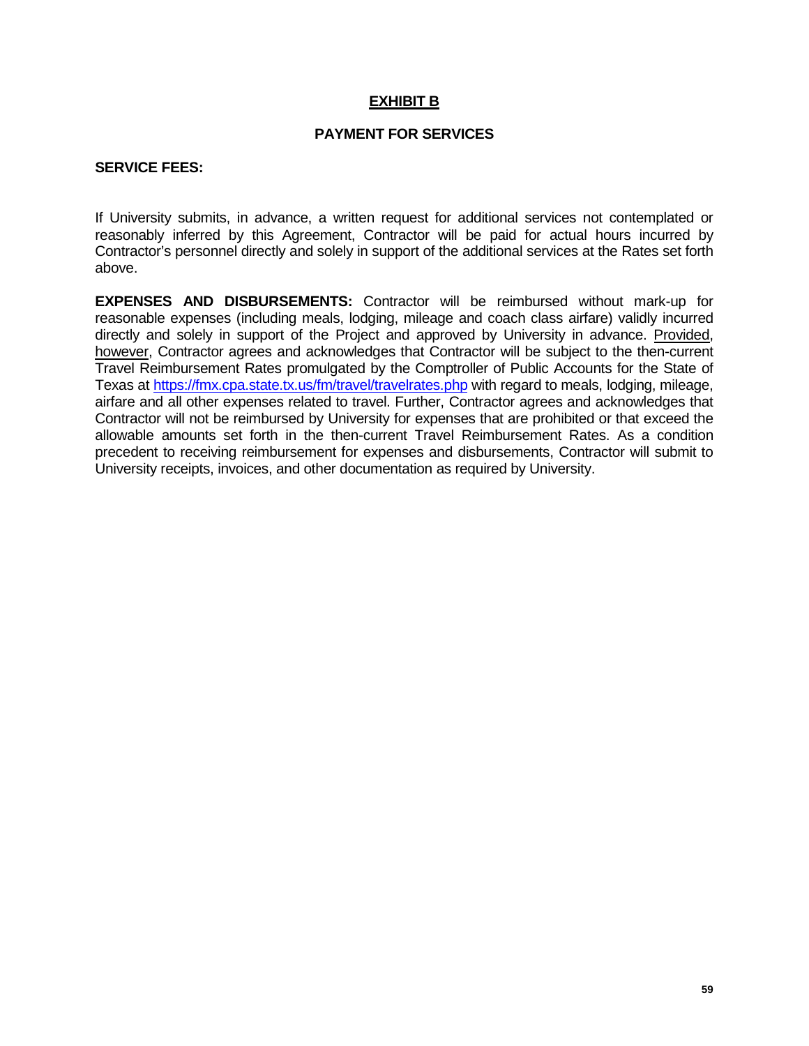# EXHIBIT B

## PAYMENT FOR SERVICES

**SERVICE FEES:**

If University submits, in advance, a written request for additional services not contemplated or reasonably inferred by this Agreement, Contractor will be paid for actual hours incurred by Contractor's personnel directly and solely in support of the additional services at the Rates set forth above.

**EXPENSES AND DISBURSEMENTS:** Contractor will be reimbursed without mark-up for reasonable expenses (including meals, lodging, mileage and coach class airfare) validly incurred directly and solely in support of the Project and approved by University in advance. Provided, however, Contractor agrees and acknowledges that Contractor will be subject to the then-current Travel Reimbursement Rates promulgated by the Comptroller of Public Accounts for the State of Texas at https://fmx.cpa.state.tx.us/fm/travel/travelrates.php with regard to meals, lodging, mileage, airfare and all other expenses related to travel. Further, Contractor agrees and acknowledges that Contractor will not be reimbursed by University for expenses that are prohibited or that exceed the allowable amounts set forth in the then-current Travel Reimbursement Rates. As a condition precedent to receiving reimbursement for expenses and disbursements, Contractor will submit to University receipts, invoices, and other documentation as required by University.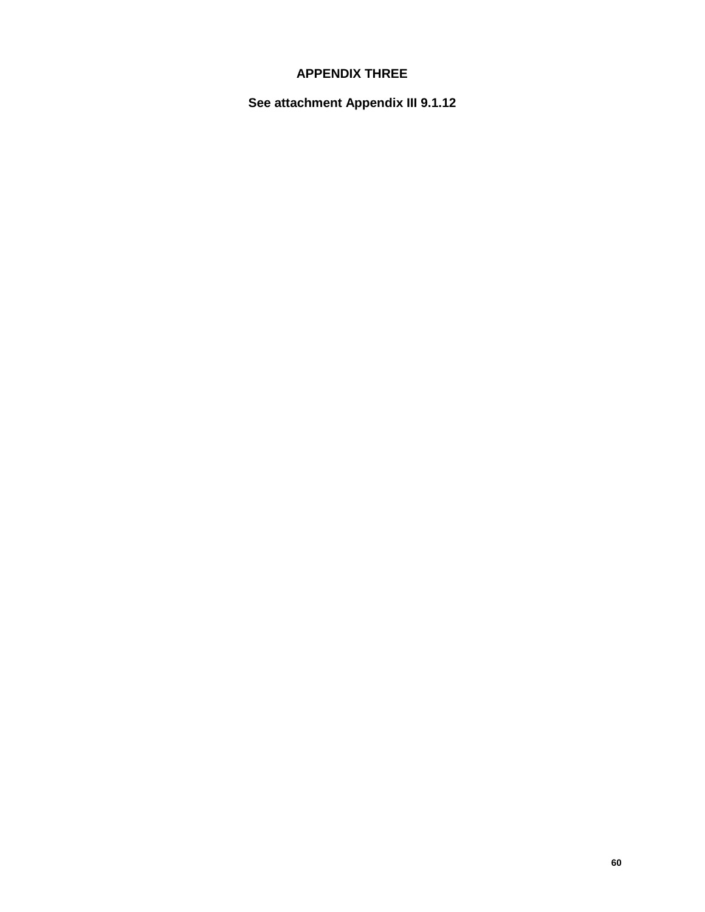# APPENDIX THREE

**See attachment Appendix III 9.1.12**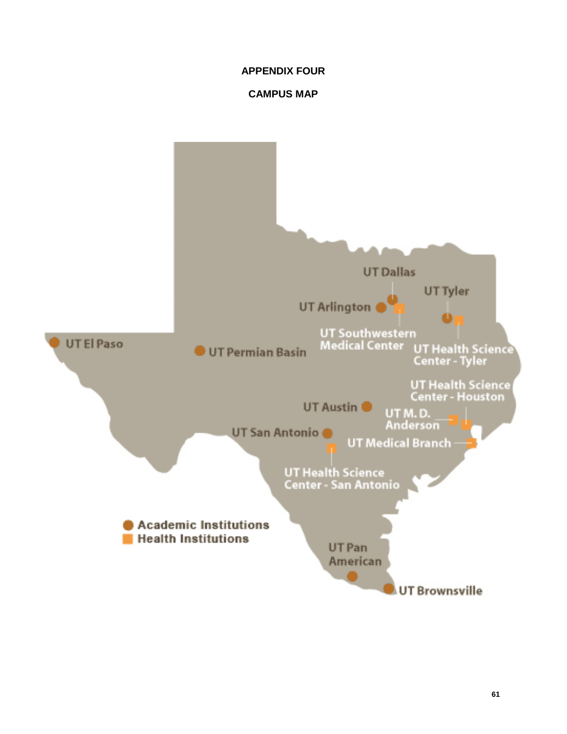# APPENDIX FOUR

## CAMPUS MAP

UT Dallas

UT Tyler

UT Arlington

UT Southwestern Medical Center

UT El Paso

UT Permian Basin

UT Health Science Center - Tyler

UT Health Science Center - Houston

UT Austin

UT M. D. Anderson

UT San Antonio

UT Medical Branch

UT Health Science Center - San Antonio

Academic Institutions

Health Institutions

UT Pan American

UT Brownsville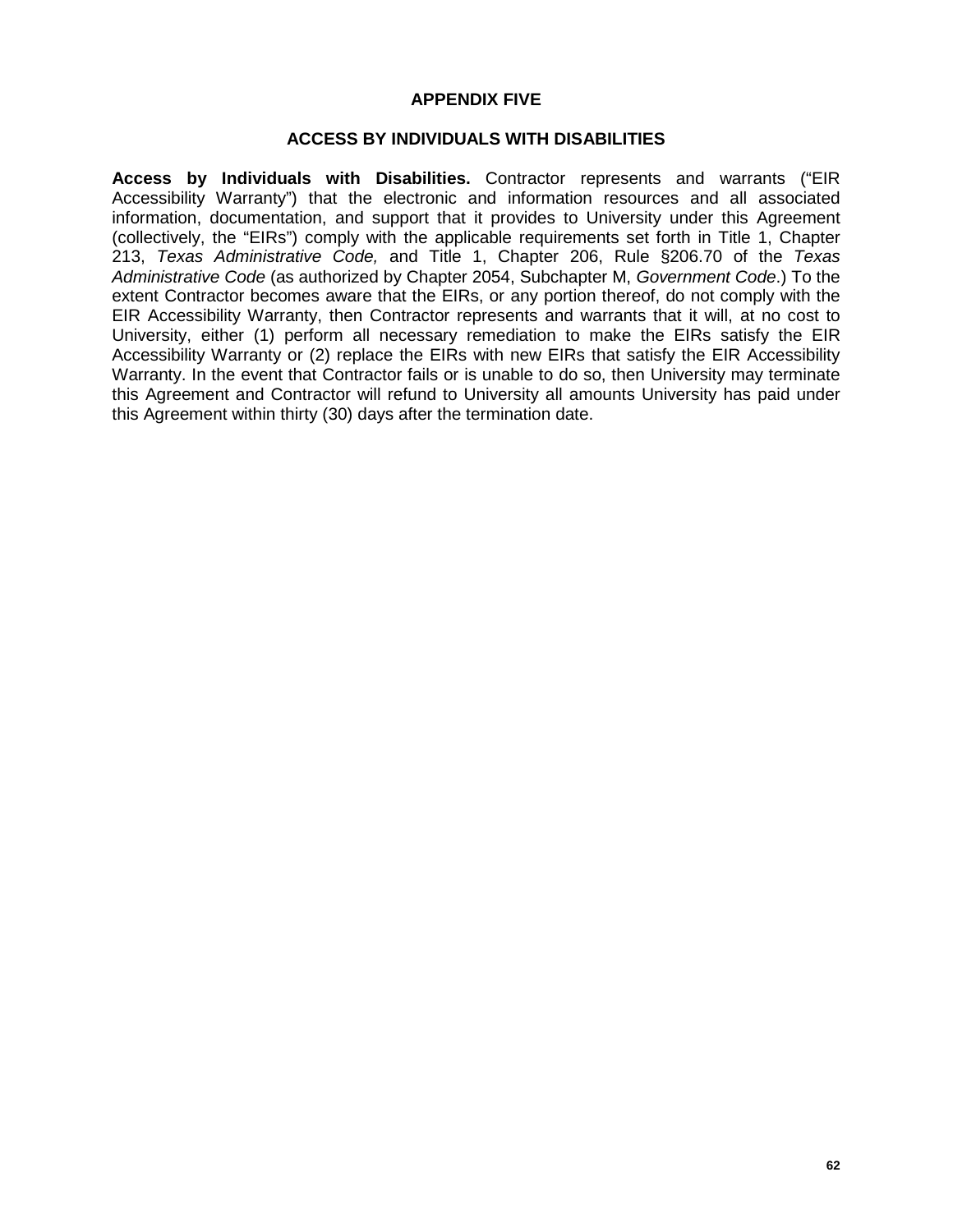# APPENDIX FIVE

## ACCESS BY INDIVIDUALS WITH DISABILITIES

**Access by Individuals with Disabilities.** Contractor represents and warrants ("EIR Accessibility Warranty") that the electronic and information resources and all associated information, documentation, and support that it provides to University under this Agreement (collectively, the "EIRs") comply with the applicable requirements set forth in Title 1, Chapter 213, *Texas Administrative Code,* and Title 1, Chapter 206, Rule §206.70 of the *Texas Administrative Code* (as authorized by Chapter 2054, Subchapter M, *Government Code*.) To the extent Contractor becomes aware that the EIRs, or any portion thereof, do not comply with the EIR Accessibility Warranty, then Contractor represents and warrants that it will, at no cost to University, either (1) perform all necessary remediation to make the EIRs satisfy the EIR Accessibility Warranty or (2) replace the EIRs with new EIRs that satisfy the EIR Accessibility Warranty. In the event that Contractor fails or is unable to do so, then University may terminate this Agreement and Contractor will refund to University all amounts University has paid under this Agreement within thirty (30) days after the termination date.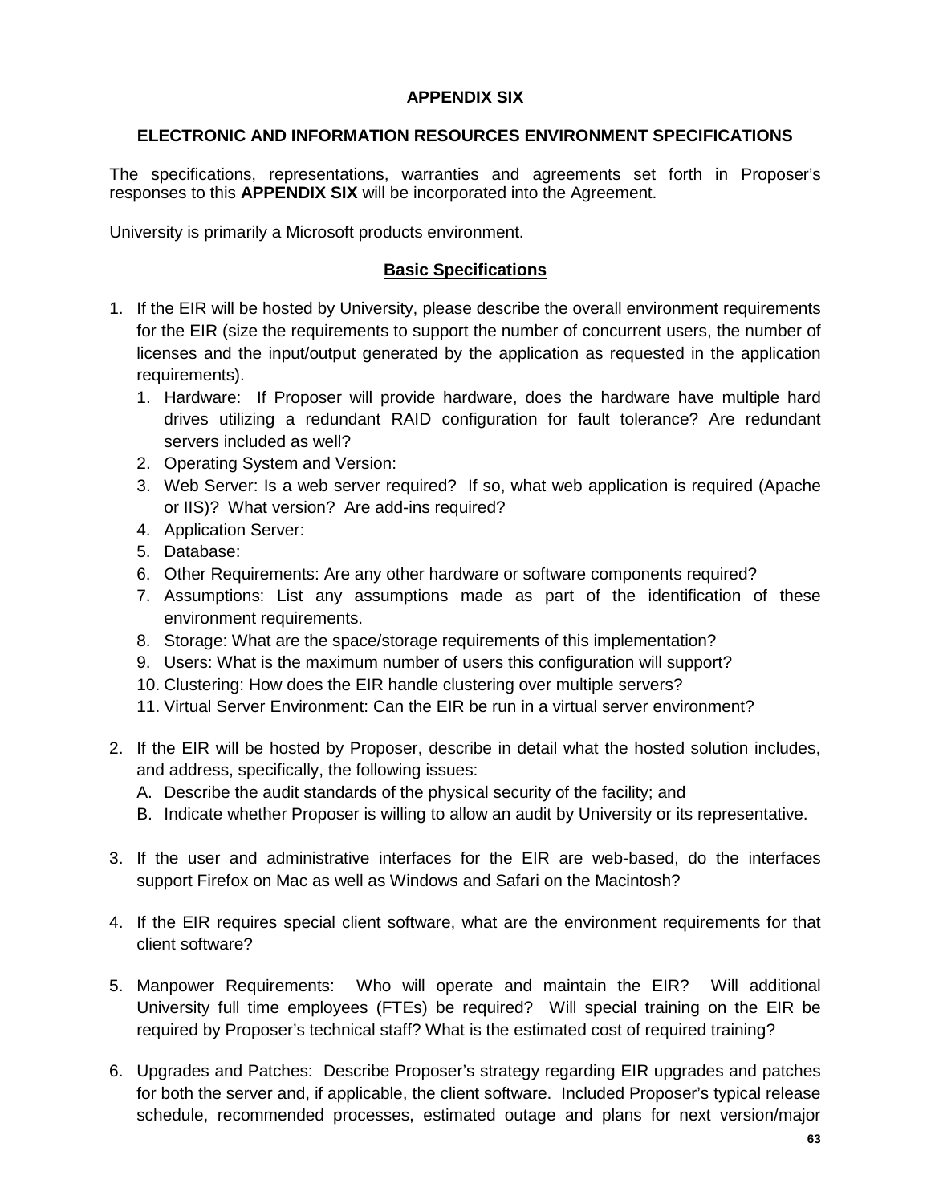**APPENDIX SIX**

**ELECTRONIC AND INFORMATION RESOURCES ENVIRONMENT SPECIFICATIONS**

The specifications, representations, warranties and agreements set forth in Proposer's responses to this **APPENDIX SIX** will be incorporated into the Agreement.

University is primarily a Microsoft products environment.

**Basic Specifications**

1. If the EIR will be hosted by University, please describe the overall environment requirements for the EIR (size the requirements to support the number of concurrent users, the number of licenses and the input/output generated by the application as requested in the application requirements).
   1. Hardware: If Proposer will provide hardware, does the hardware have multiple hard drives utilizing a redundant RAID configuration for fault tolerance? Are redundant servers included as well?
   2. Operating System and Version:
   3. Web Server: Is a web server required? If so, what web application is required (Apache or IIS)? What version? Are add-ins required?
   4. Application Server:
   5. Database:
   6. Other Requirements: Are any other hardware or software components required?
   7. Assumptions: List any assumptions made as part of the identification of these environment requirements.
   8. Storage: What are the space/storage requirements of this implementation?
   9. Users: What is the maximum number of users this configuration will support?
   10. Clustering: How does the EIR handle clustering over multiple servers?
   11. Virtual Server Environment: Can the EIR be run in a virtual server environment?

2. If the EIR will be hosted by Proposer, describe in detail what the hosted solution includes, and address, specifically, the following issues:
   A. Describe the audit standards of the physical security of the facility; and
   B. Indicate whether Proposer is willing to allow an audit by University or its representative.

3. If the user and administrative interfaces for the EIR are web-based, do the interfaces support Firefox on Mac as well as Windows and Safari on the Macintosh?

4. If the EIR requires special client software, what are the environment requirements for that client software?

5. Manpower Requirements: Who will operate and maintain the EIR? Will additional University full time employees (FTEs) be required? Will special training on the EIR be required by Proposer's technical staff? What is the estimated cost of required training?

6. Upgrades and Patches: Describe Proposer's strategy regarding EIR upgrades and patches for both the server and, if applicable, the client software. Included Proposer's typical release schedule, recommended processes, estimated outage and plans for next version/major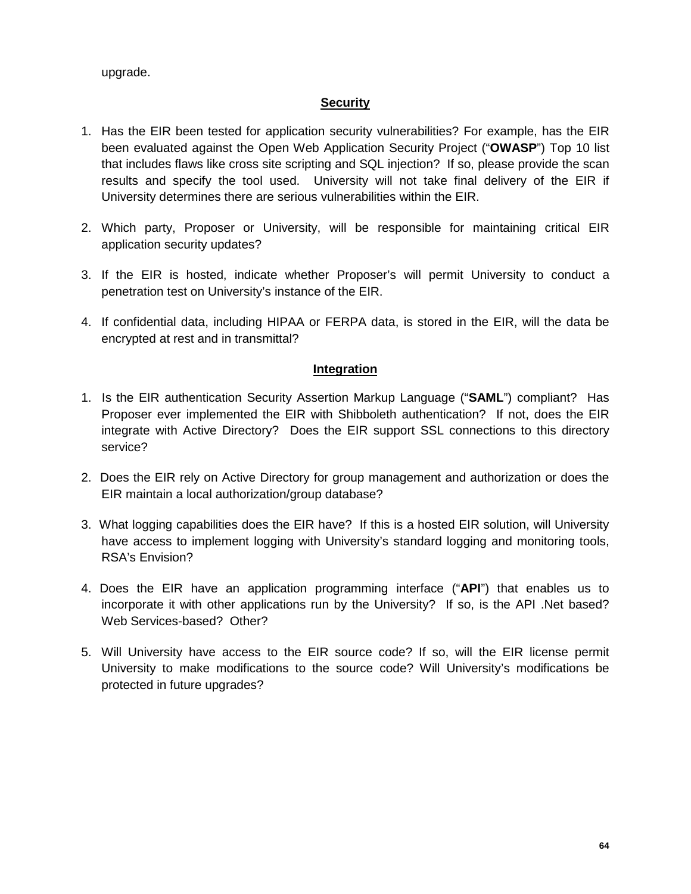upgrade.

## Security

1. Has the EIR been tested for application security vulnerabilities? For example, has the EIR been evaluated against the Open Web Application Security Project ("**OWASP**") Top 10 list that includes flaws like cross site scripting and SQL injection? If so, please provide the scan results and specify the tool used. University will not take final delivery of the EIR if University determines there are serious vulnerabilities within the EIR.

2. Which party, Proposer or University, will be responsible for maintaining critical EIR application security updates?

3. If the EIR is hosted, indicate whether Proposer's will permit University to conduct a penetration test on University's instance of the EIR.

4. If confidential data, including HIPAA or FERPA data, is stored in the EIR, will the data be encrypted at rest and in transmittal?

## Integration

1. Is the EIR authentication Security Assertion Markup Language ("**SAML**") compliant? Has Proposer ever implemented the EIR with Shibboleth authentication? If not, does the EIR integrate with Active Directory? Does the EIR support SSL connections to this directory service?

2. Does the EIR rely on Active Directory for group management and authorization or does the EIR maintain a local authorization/group database?

3. What logging capabilities does the EIR have? If this is a hosted EIR solution, will University have access to implement logging with University's standard logging and monitoring tools, RSA's Envision?

4. Does the EIR have an application programming interface ("**API**") that enables us to incorporate it with other applications run by the University? If so, is the API .Net based? Web Services-based? Other?

5. Will University have access to the EIR source code? If so, will the EIR license permit University to make modifications to the source code? Will University's modifications be protected in future upgrades?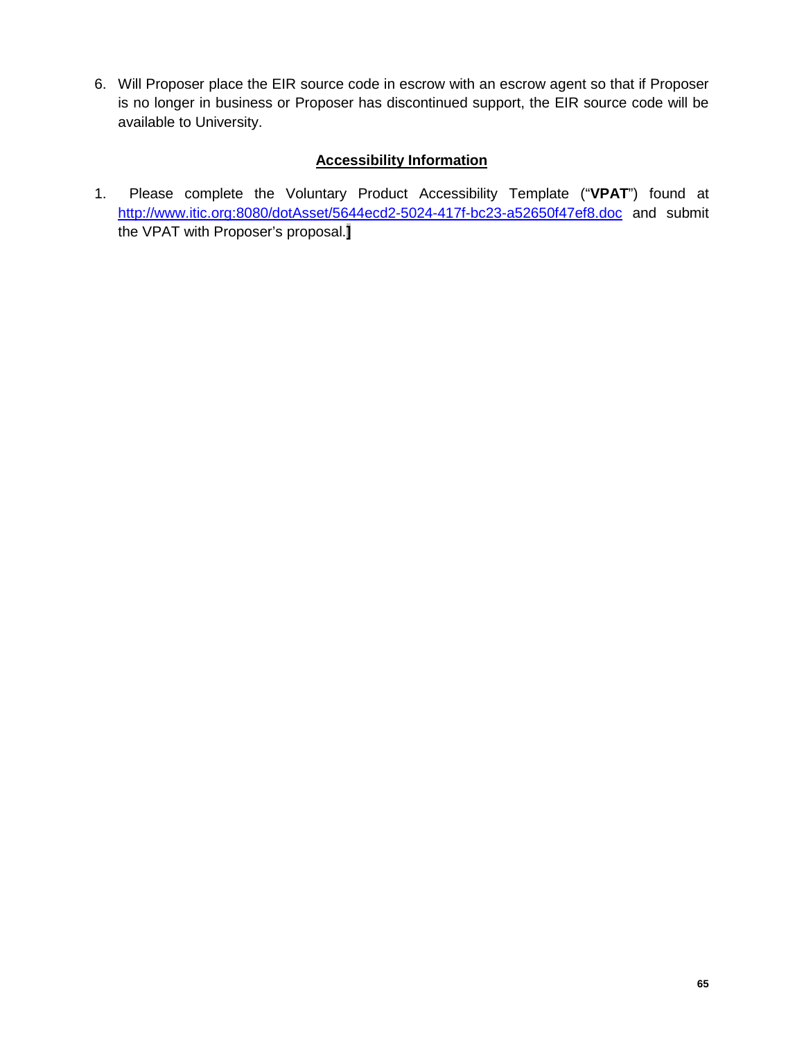6. Will Proposer place the EIR source code in escrow with an escrow agent so that if Proposer is no longer in business or Proposer has discontinued support, the EIR source code will be available to University.

**Accessibility Information**

1. Please complete the Voluntary Product Accessibility Template ("**VPAT**") found at http://www.itic.org:8080/dotAsset/5644ecd2-5024-417f-bc23-a52650f47ef8.doc and submit the VPAT with Proposer's proposal.**]**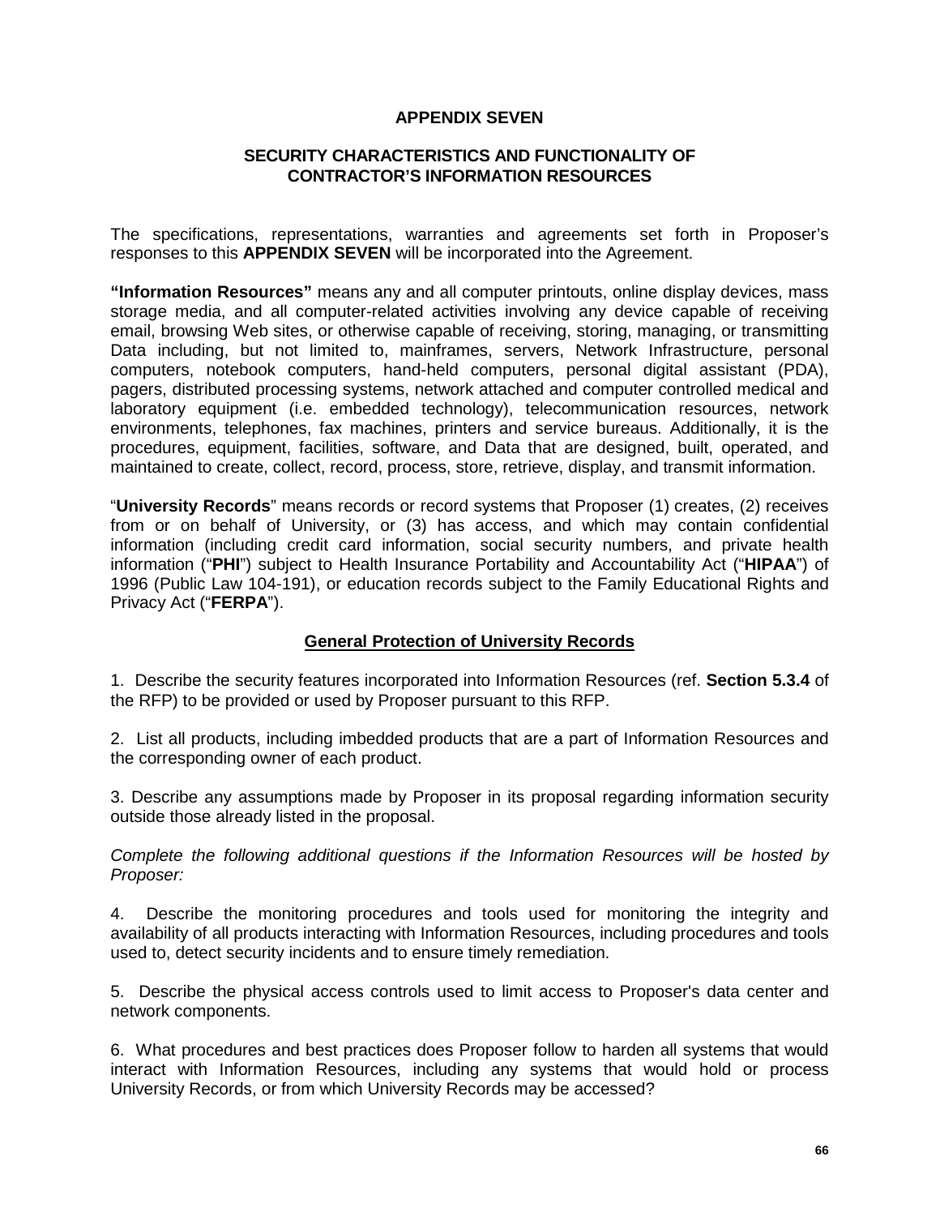# APPENDIX SEVEN

## SECURITY CHARACTERISTICS AND FUNCTIONALITY OF CONTRACTOR'S INFORMATION RESOURCES

The specifications, representations, warranties and agreements set forth in Proposer's responses to this **APPENDIX SEVEN** will be incorporated into the Agreement.

**"Information Resources"** means any and all computer printouts, online display devices, mass storage media, and all computer-related activities involving any device capable of receiving email, browsing Web sites, or otherwise capable of receiving, storing, managing, or transmitting Data including, but not limited to, mainframes, servers, Network Infrastructure, personal computers, notebook computers, hand-held computers, personal digital assistant (PDA), pagers, distributed processing systems, network attached and computer controlled medical and laboratory equipment (i.e. embedded technology), telecommunication resources, network environments, telephones, fax machines, printers and service bureaus. Additionally, it is the procedures, equipment, facilities, software, and Data that are designed, built, operated, and maintained to create, collect, record, process, store, retrieve, display, and transmit information.

"**University Records**" means records or record systems that Proposer (1) creates, (2) receives from or on behalf of University, or (3) has access, and which may contain confidential information (including credit card information, social security numbers, and private health information ("**PHI**") subject to Health Insurance Portability and Accountability Act ("**HIPAA**") of 1996 (Public Law 104-191), or education records subject to the Family Educational Rights and Privacy Act ("**FERPA**").

### General Protection of University Records

1. Describe the security features incorporated into Information Resources (ref. **Section 5.3.4** of the RFP) to be provided or used by Proposer pursuant to this RFP.

2. List all products, including imbedded products that are a part of Information Resources and the corresponding owner of each product.

3. Describe any assumptions made by Proposer in its proposal regarding information security outside those already listed in the proposal.

*Complete the following additional questions if the Information Resources will be hosted by Proposer:*

4. Describe the monitoring procedures and tools used for monitoring the integrity and availability of all products interacting with Information Resources, including procedures and tools used to, detect security incidents and to ensure timely remediation.

5. Describe the physical access controls used to limit access to Proposer's data center and network components.

6. What procedures and best practices does Proposer follow to harden all systems that would interact with Information Resources, including any systems that would hold or process University Records, or from which University Records may be accessed?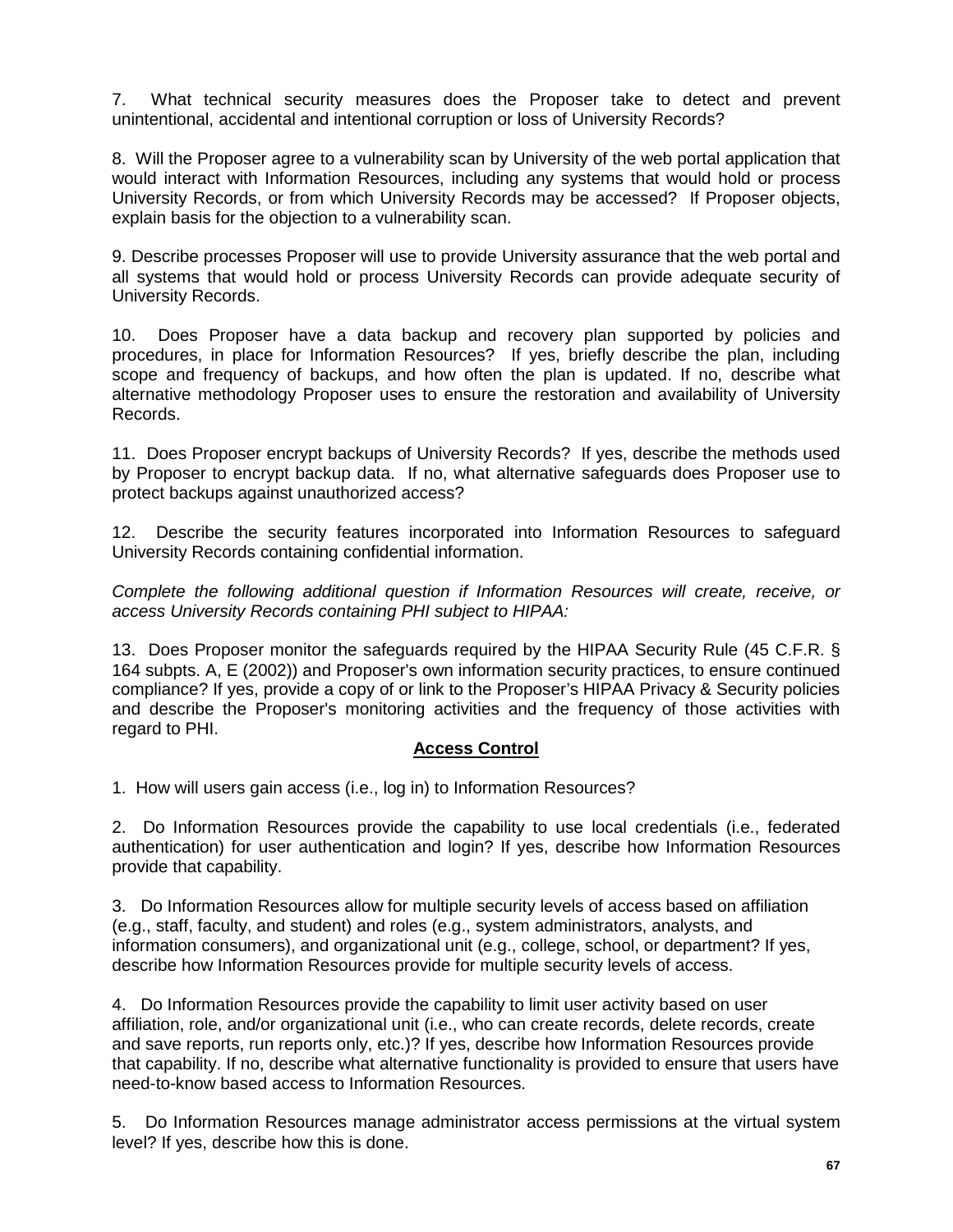7. What technical security measures does the Proposer take to detect and prevent unintentional, accidental and intentional corruption or loss of University Records?

8. Will the Proposer agree to a vulnerability scan by University of the web portal application that would interact with Information Resources, including any systems that would hold or process University Records, or from which University Records may be accessed? If Proposer objects, explain basis for the objection to a vulnerability scan.

9. Describe processes Proposer will use to provide University assurance that the web portal and all systems that would hold or process University Records can provide adequate security of University Records.

10. Does Proposer have a data backup and recovery plan supported by policies and procedures, in place for Information Resources? If yes, briefly describe the plan, including scope and frequency of backups, and how often the plan is updated. If no, describe what alternative methodology Proposer uses to ensure the restoration and availability of University Records.

11. Does Proposer encrypt backups of University Records? If yes, describe the methods used by Proposer to encrypt backup data. If no, what alternative safeguards does Proposer use to protect backups against unauthorized access?

12. Describe the security features incorporated into Information Resources to safeguard University Records containing confidential information.

*Complete the following additional question if Information Resources will create, receive, or access University Records containing PHI subject to HIPAA:*

13. Does Proposer monitor the safeguards required by the HIPAA Security Rule (45 C.F.R. § 164 subpts. A, E (2002)) and Proposer's own information security practices, to ensure continued compliance? If yes, provide a copy of or link to the Proposer's HIPAA Privacy & Security policies and describe the Proposer's monitoring activities and the frequency of those activities with regard to PHI.

## Access Control

1. How will users gain access (i.e., log in) to Information Resources?

2. Do Information Resources provide the capability to use local credentials (i.e., federated authentication) for user authentication and login? If yes, describe how Information Resources provide that capability.

3. Do Information Resources allow for multiple security levels of access based on affiliation (e.g., staff, faculty, and student) and roles (e.g., system administrators, analysts, and information consumers), and organizational unit (e.g., college, school, or department? If yes, describe how Information Resources provide for multiple security levels of access.

4. Do Information Resources provide the capability to limit user activity based on user affiliation, role, and/or organizational unit (i.e., who can create records, delete records, create and save reports, run reports only, etc.)? If yes, describe how Information Resources provide that capability. If no, describe what alternative functionality is provided to ensure that users have need-to-know based access to Information Resources.

5. Do Information Resources manage administrator access permissions at the virtual system level? If yes, describe how this is done.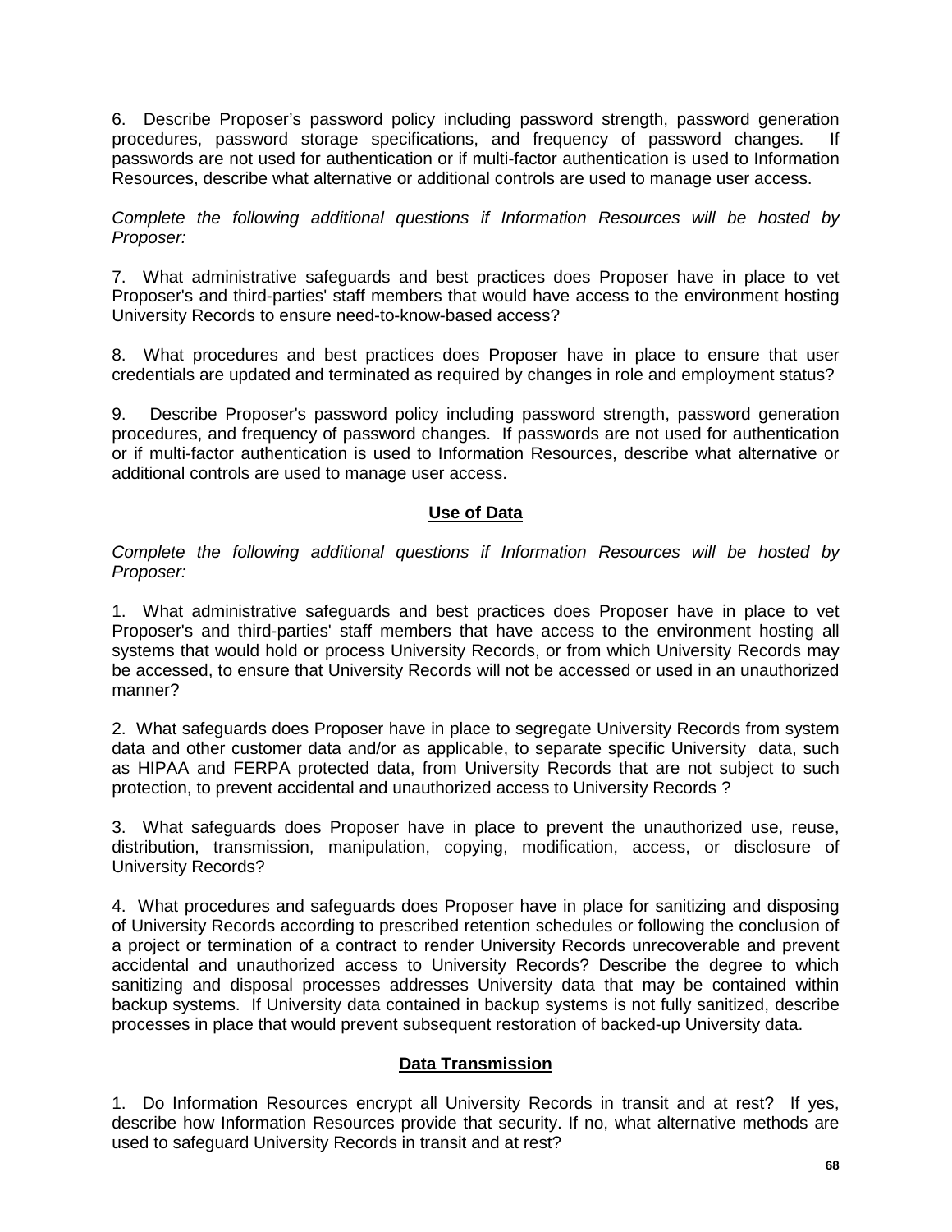6. Describe Proposer's password policy including password strength, password generation procedures, password storage specifications, and frequency of password changes. If passwords are not used for authentication or if multi-factor authentication is used to Information Resources, describe what alternative or additional controls are used to manage user access.

*Complete the following additional questions if Information Resources will be hosted by Proposer:*

7. What administrative safeguards and best practices does Proposer have in place to vet Proposer's and third-parties' staff members that would have access to the environment hosting University Records to ensure need-to-know-based access?

8. What procedures and best practices does Proposer have in place to ensure that user credentials are updated and terminated as required by changes in role and employment status?

9. Describe Proposer's password policy including password strength, password generation procedures, and frequency of password changes. If passwords are not used for authentication or if multi-factor authentication is used to Information Resources, describe what alternative or additional controls are used to manage user access.

## Use of Data

*Complete the following additional questions if Information Resources will be hosted by Proposer:*

1. What administrative safeguards and best practices does Proposer have in place to vet Proposer's and third-parties' staff members that have access to the environment hosting all systems that would hold or process University Records, or from which University Records may be accessed, to ensure that University Records will not be accessed or used in an unauthorized manner?

2. What safeguards does Proposer have in place to segregate University Records from system data and other customer data and/or as applicable, to separate specific University data, such as HIPAA and FERPA protected data, from University Records that are not subject to such protection, to prevent accidental and unauthorized access to University Records ?

3. What safeguards does Proposer have in place to prevent the unauthorized use, reuse, distribution, transmission, manipulation, copying, modification, access, or disclosure of University Records?

4. What procedures and safeguards does Proposer have in place for sanitizing and disposing of University Records according to prescribed retention schedules or following the conclusion of a project or termination of a contract to render University Records unrecoverable and prevent accidental and unauthorized access to University Records? Describe the degree to which sanitizing and disposal processes addresses University data that may be contained within backup systems. If University data contained in backup systems is not fully sanitized, describe processes in place that would prevent subsequent restoration of backed-up University data.

## Data Transmission

1. Do Information Resources encrypt all University Records in transit and at rest? If yes, describe how Information Resources provide that security. If no, what alternative methods are used to safeguard University Records in transit and at rest?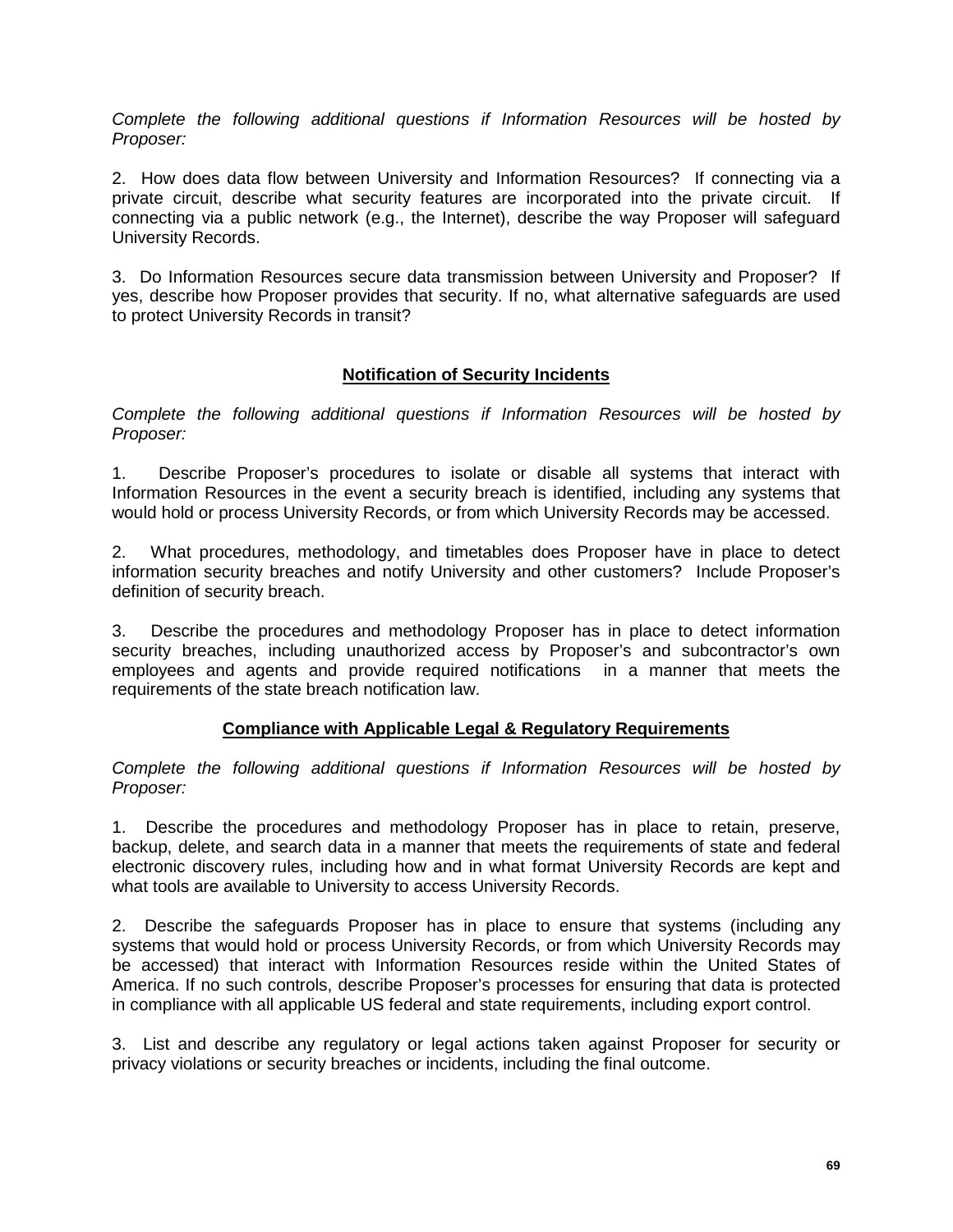*Complete the following additional questions if Information Resources will be hosted by Proposer:*

2. How does data flow between University and Information Resources? If connecting via a private circuit, describe what security features are incorporated into the private circuit. If connecting via a public network (e.g., the Internet), describe the way Proposer will safeguard University Records.

3. Do Information Resources secure data transmission between University and Proposer? If yes, describe how Proposer provides that security. If no, what alternative safeguards are used to protect University Records in transit?

**Notification of Security Incidents**

*Complete the following additional questions if Information Resources will be hosted by Proposer:*

1. Describe Proposer's procedures to isolate or disable all systems that interact with Information Resources in the event a security breach is identified, including any systems that would hold or process University Records, or from which University Records may be accessed.

2. What procedures, methodology, and timetables does Proposer have in place to detect information security breaches and notify University and other customers? Include Proposer's definition of security breach.

3. Describe the procedures and methodology Proposer has in place to detect information security breaches, including unauthorized access by Proposer's and subcontractor's own employees and agents and provide required notifications in a manner that meets the requirements of the state breach notification law.

**Compliance with Applicable Legal & Regulatory Requirements**

*Complete the following additional questions if Information Resources will be hosted by Proposer:*

1. Describe the procedures and methodology Proposer has in place to retain, preserve, backup, delete, and search data in a manner that meets the requirements of state and federal electronic discovery rules, including how and in what format University Records are kept and what tools are available to University to access University Records.

2. Describe the safeguards Proposer has in place to ensure that systems (including any systems that would hold or process University Records, or from which University Records may be accessed) that interact with Information Resources reside within the United States of America. If no such controls, describe Proposer's processes for ensuring that data is protected in compliance with all applicable US federal and state requirements, including export control.

3. List and describe any regulatory or legal actions taken against Proposer for security or privacy violations or security breaches or incidents, including the final outcome.